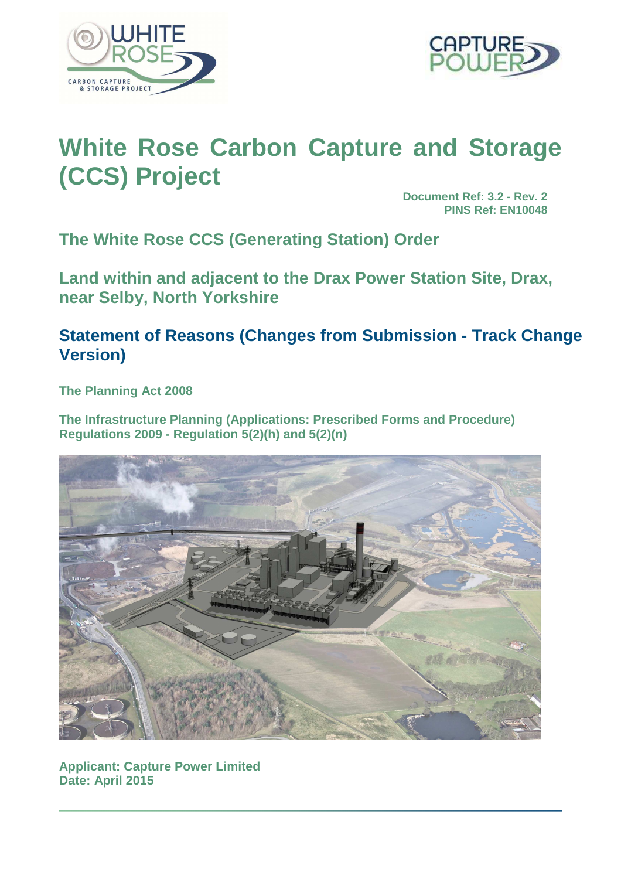WHITE ROSE
CARBON CAPTURE & STORAGE PROJECT

CAPTURE POWER

# White Rose Carbon Capture and Storage (CCS) Project

**Document Ref: 3.2 - Rev. 2**
**PINS Ref: EN10048**

## The White Rose CCS (Generating Station) Order

## Land within and adjacent to the Drax Power Station Site, Drax, near Selby, North Yorkshire

## Statement of Reasons (Changes from Submission - Track Change Version)

**The Planning Act 2008**

**The Infrastructure Planning (Applications: Prescribed Forms and Procedure) Regulations 2009 - Regulation 5(2)(h) and 5(2)(n)**

**Applicant: Capture Power Limited**
**Date: April 2015**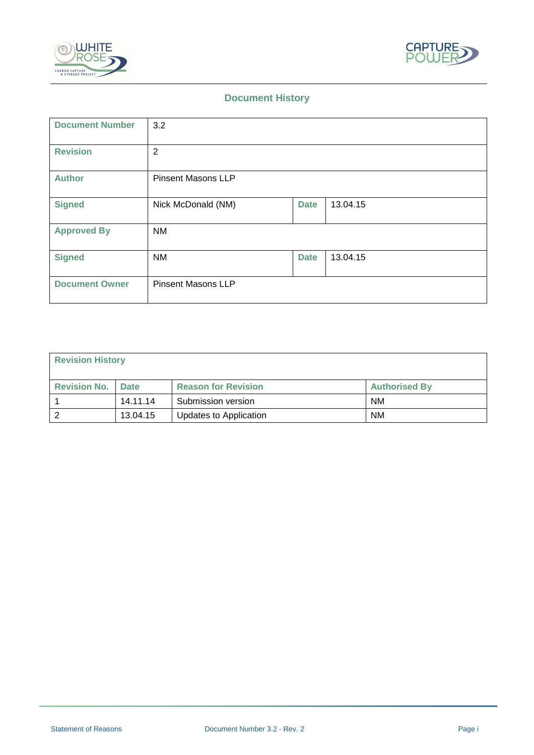## Document History

| Document Number | 3.2 | | |
|---|---|---|---|
| Revision | 2 | | |
| Author | Pinsent Masons LLP | | |
| Signed | Nick McDonald (NM) | Date | 13.04.15 |
| Approved By | NM | | |
| Signed | NM | Date | 13.04.15 |
| Document Owner | Pinsent Masons LLP | | |

| Revision History | | | |
|---|---|---|---|
| **Revision No.** | **Date** | **Reason for Revision** | **Authorised By** |
| 1 | 14.11.14 | Submission version | NM |
| 2 | 13.04.15 | Updates to Application | NM |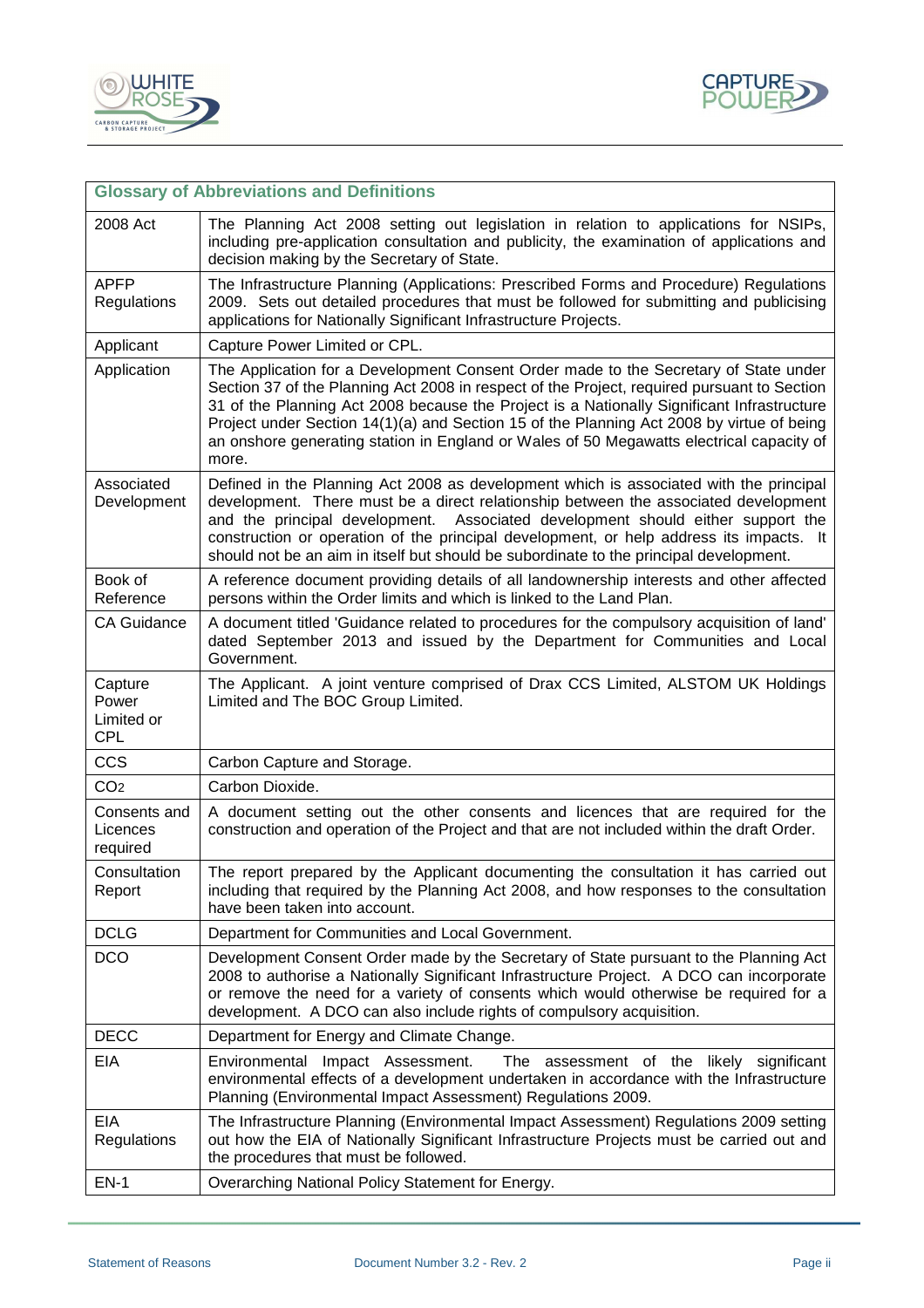| Glossary of Abbreviations and Definitions | |
|---|---|
| 2008 Act | The Planning Act 2008 setting out legislation in relation to applications for NSIPs, including pre-application consultation and publicity, the examination of applications and decision making by the Secretary of State. |
| APFP Regulations | The Infrastructure Planning (Applications: Prescribed Forms and Procedure) Regulations 2009. Sets out detailed procedures that must be followed for submitting and publicising applications for Nationally Significant Infrastructure Projects. |
| Applicant | Capture Power Limited or CPL. |
| Application | The Application for a Development Consent Order made to the Secretary of State under Section 37 of the Planning Act 2008 in respect of the Project, required pursuant to Section 31 of the Planning Act 2008 because the Project is a Nationally Significant Infrastructure Project under Section 14(1)(a) and Section 15 of the Planning Act 2008 by virtue of being an onshore generating station in England or Wales of 50 Megawatts electrical capacity of more. |
| Associated Development | Defined in the Planning Act 2008 as development which is associated with the principal development. There must be a direct relationship between the associated development and the principal development. Associated development should either support the construction or operation of the principal development, or help address its impacts. It should not be an aim in itself but should be subordinate to the principal development. |
| Book of Reference | A reference document providing details of all landownership interests and other affected persons within the Order limits and which is linked to the Land Plan. |
| CA Guidance | A document titled 'Guidance related to procedures for the compulsory acquisition of land' dated September 2013 and issued by the Department for Communities and Local Government. |
| Capture Power Limited or CPL | The Applicant. A joint venture comprised of Drax CCS Limited, ALSTOM UK Holdings Limited and The BOC Group Limited. |
| CCS | Carbon Capture and Storage. |
| $CO_2$ | Carbon Dioxide. |
| Consents and Licences required | A document setting out the other consents and licences that are required for the construction and operation of the Project and that are not included within the draft Order. |
| Consultation Report | The report prepared by the Applicant documenting the consultation it has carried out including that required by the Planning Act 2008, and how responses to the consultation have been taken into account. |
| DCLG | Department for Communities and Local Government. |
| DCO | Development Consent Order made by the Secretary of State pursuant to the Planning Act 2008 to authorise a Nationally Significant Infrastructure Project. A DCO can incorporate or remove the need for a variety of consents which would otherwise be required for a development. A DCO can also include rights of compulsory acquisition. |
| DECC | Department for Energy and Climate Change. |
| EIA | Environmental Impact Assessment. The assessment of the likely significant environmental effects of a development undertaken in accordance with the Infrastructure Planning (Environmental Impact Assessment) Regulations 2009. |
| EIA Regulations | The Infrastructure Planning (Environmental Impact Assessment) Regulations 2009 setting out how the EIA of Nationally Significant Infrastructure Projects must be carried out and the procedures that must be followed. |
| EN-1 | Overarching National Policy Statement for Energy. |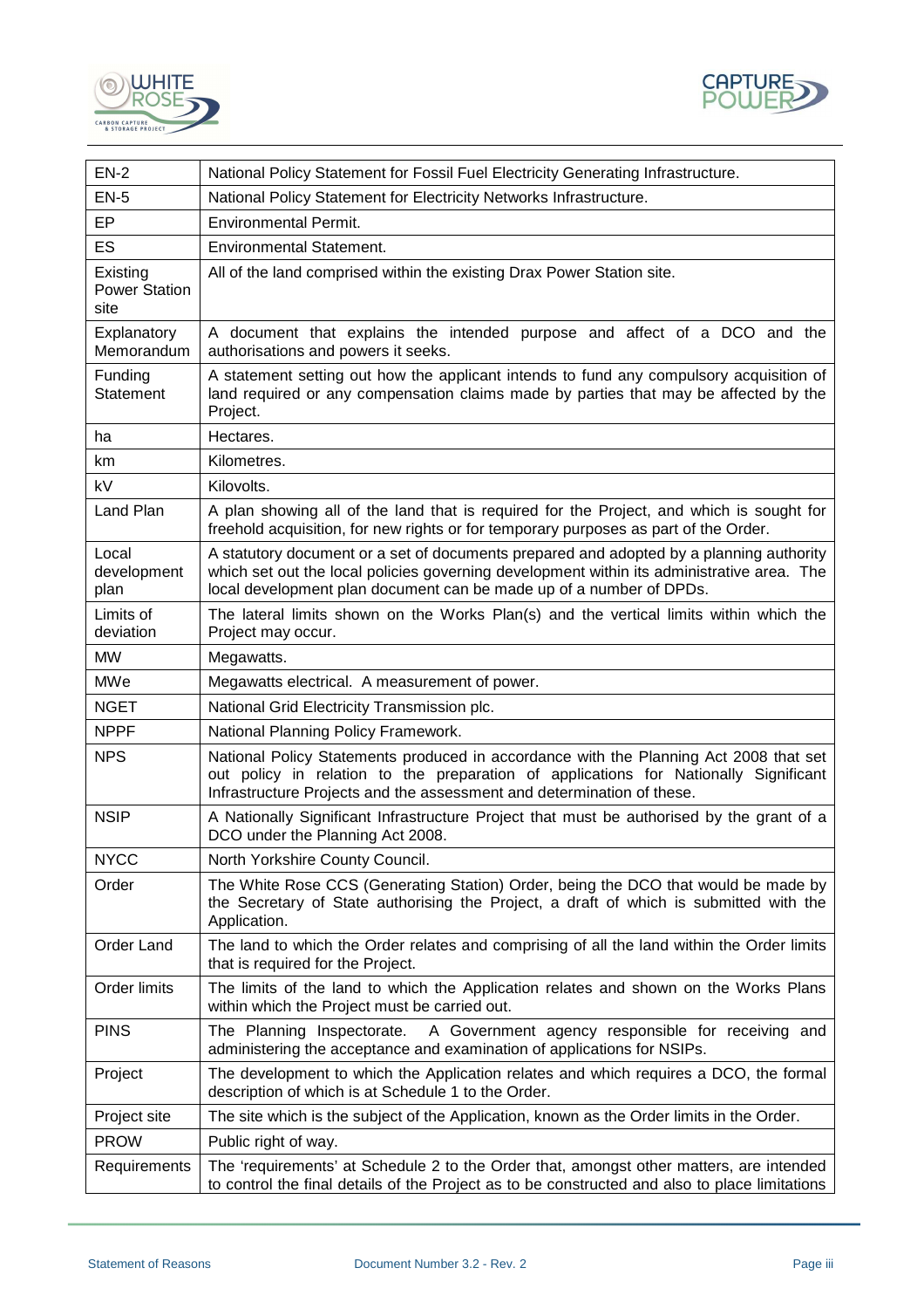| | |
|---|---|
| EN-2 | National Policy Statement for Fossil Fuel Electricity Generating Infrastructure. |
| EN-5 | National Policy Statement for Electricity Networks Infrastructure. |
| EP | Environmental Permit. |
| ES | Environmental Statement. |
| Existing Power Station site | All of the land comprised within the existing Drax Power Station site. |
| Explanatory Memorandum | A document that explains the intended purpose and affect of a DCO and the authorisations and powers it seeks. |
| Funding Statement | A statement setting out how the applicant intends to fund any compulsory acquisition of land required or any compensation claims made by parties that may be affected by the Project. |
| ha | Hectares. |
| km | Kilometres. |
| kV | Kilovolts. |
| Land Plan | A plan showing all of the land that is required for the Project, and which is sought for freehold acquisition, for new rights or for temporary purposes as part of the Order. |
| Local development plan | A statutory document or a set of documents prepared and adopted by a planning authority which set out the local policies governing development within its administrative area. The local development plan document can be made up of a number of DPDs. |
| Limits of deviation | The lateral limits shown on the Works Plan(s) and the vertical limits within which the Project may occur. |
| MW | Megawatts. |
| MWe | Megawatts electrical. A measurement of power. |
| NGET | National Grid Electricity Transmission plc. |
| NPPF | National Planning Policy Framework. |
| NPS | National Policy Statements produced in accordance with the Planning Act 2008 that set out policy in relation to the preparation of applications for Nationally Significant Infrastructure Projects and the assessment and determination of these. |
| NSIP | A Nationally Significant Infrastructure Project that must be authorised by the grant of a DCO under the Planning Act 2008. |
| NYCC | North Yorkshire County Council. |
| Order | The White Rose CCS (Generating Station) Order, being the DCO that would be made by the Secretary of State authorising the Project, a draft of which is submitted with the Application. |
| Order Land | The land to which the Order relates and comprising of all the land within the Order limits that is required for the Project. |
| Order limits | The limits of the land to which the Application relates and shown on the Works Plans within which the Project must be carried out. |
| PINS | The Planning Inspectorate. A Government agency responsible for receiving and administering the acceptance and examination of applications for NSIPs. |
| Project | The development to which the Application relates and which requires a DCO, the formal description of which is at Schedule 1 to the Order. |
| Project site | The site which is the subject of the Application, known as the Order limits in the Order. |
| PROW | Public right of way. |
| Requirements | The 'requirements' at Schedule 2 to the Order that, amongst other matters, are intended to control the final details of the Project as to be constructed and also to place limitations |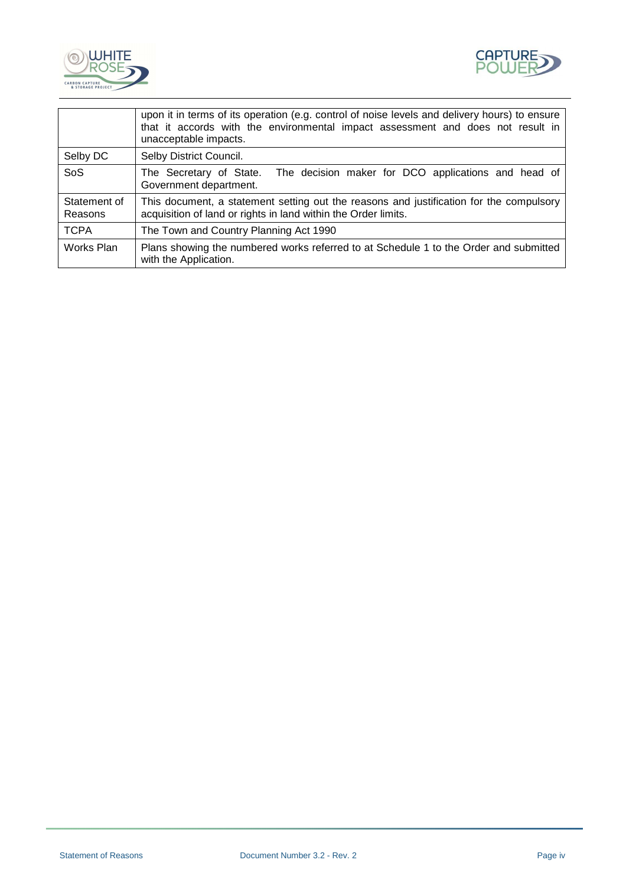| | |
|---|---|
| | upon it in terms of its operation (e.g. control of noise levels and delivery hours) to ensure that it accords with the environmental impact assessment and does not result in unacceptable impacts. |
| Selby DC | Selby District Council. |
| SoS | The Secretary of State. The decision maker for DCO applications and head of Government department. |
| Statement of Reasons | This document, a statement setting out the reasons and justification for the compulsory acquisition of land or rights in land within the Order limits. |
| TCPA | The Town and Country Planning Act 1990 |
| Works Plan | Plans showing the numbered works referred to at Schedule 1 to the Order and submitted with the Application. |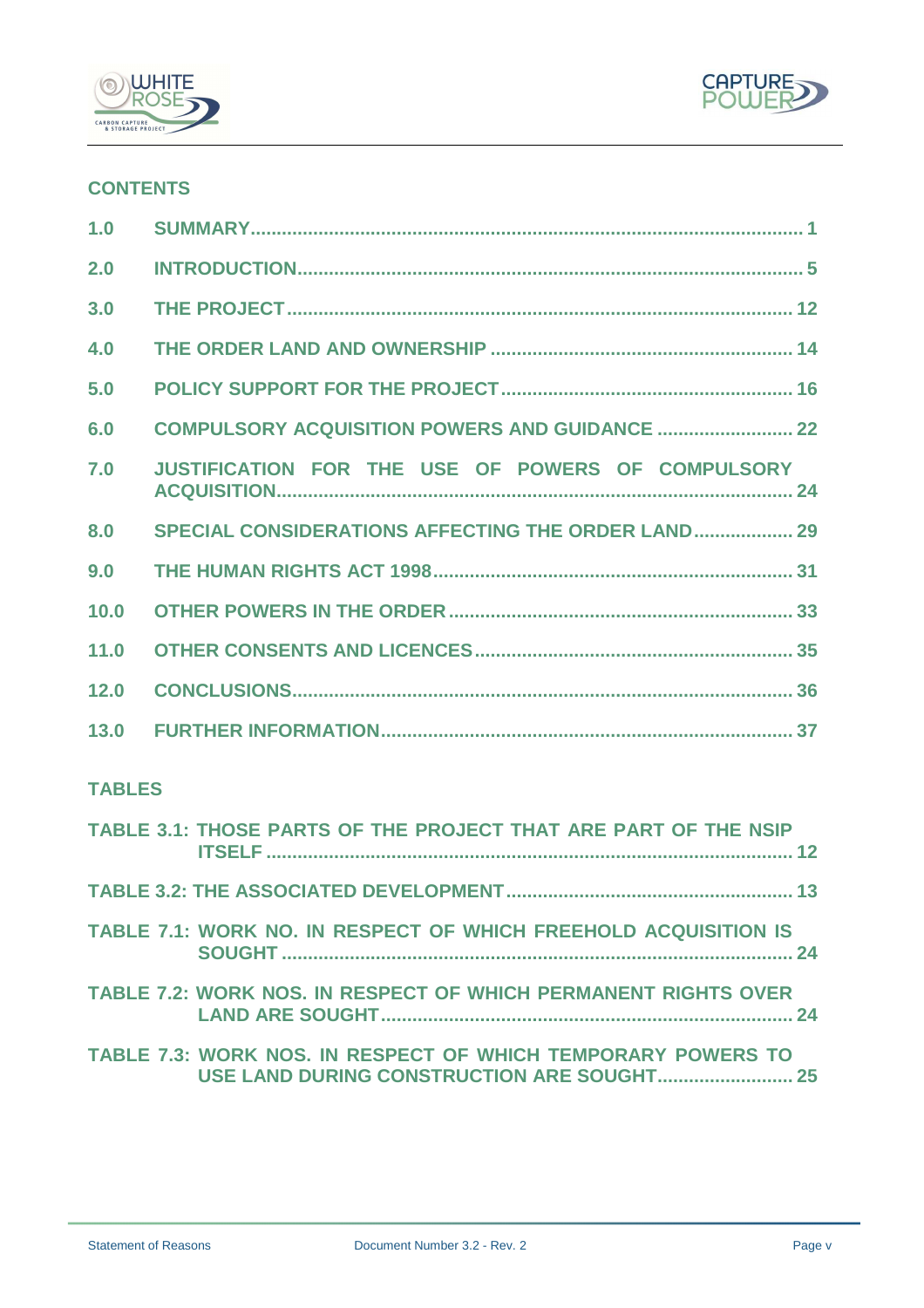## CONTENTS

| | | |
|---|---|---|
| 1.0 | SUMMARY | 1 |
| 2.0 | INTRODUCTION | 5 |
| 3.0 | THE PROJECT | 12 |
| 4.0 | THE ORDER LAND AND OWNERSHIP | 14 |
| 5.0 | POLICY SUPPORT FOR THE PROJECT | 16 |
| 6.0 | COMPULSORY ACQUISITION POWERS AND GUIDANCE | 22 |
| 7.0 | JUSTIFICATION FOR THE USE OF POWERS OF COMPULSORY ACQUISITION | 24 |
| 8.0 | SPECIAL CONSIDERATIONS AFFECTING THE ORDER LAND | 29 |
| 9.0 | THE HUMAN RIGHTS ACT 1998 | 31 |
| 10.0 | OTHER POWERS IN THE ORDER | 33 |
| 11.0 | OTHER CONSENTS AND LICENCES | 35 |
| 12.0 | CONCLUSIONS | 36 |
| 13.0 | FURTHER INFORMATION | 37 |

## TABLES

| | |
|---|---|
| TABLE 3.1: THOSE PARTS OF THE PROJECT THAT ARE PART OF THE NSIP ITSELF | 12 |
| TABLE 3.2: THE ASSOCIATED DEVELOPMENT | 13 |
| TABLE 7.1: WORK NO. IN RESPECT OF WHICH FREEHOLD ACQUISITION IS SOUGHT | 24 |
| TABLE 7.2: WORK NOS. IN RESPECT OF WHICH PERMANENT RIGHTS OVER LAND ARE SOUGHT | 24 |
| TABLE 7.3: WORK NOS. IN RESPECT OF WHICH TEMPORARY POWERS TO USE LAND DURING CONSTRUCTION ARE SOUGHT | 25 |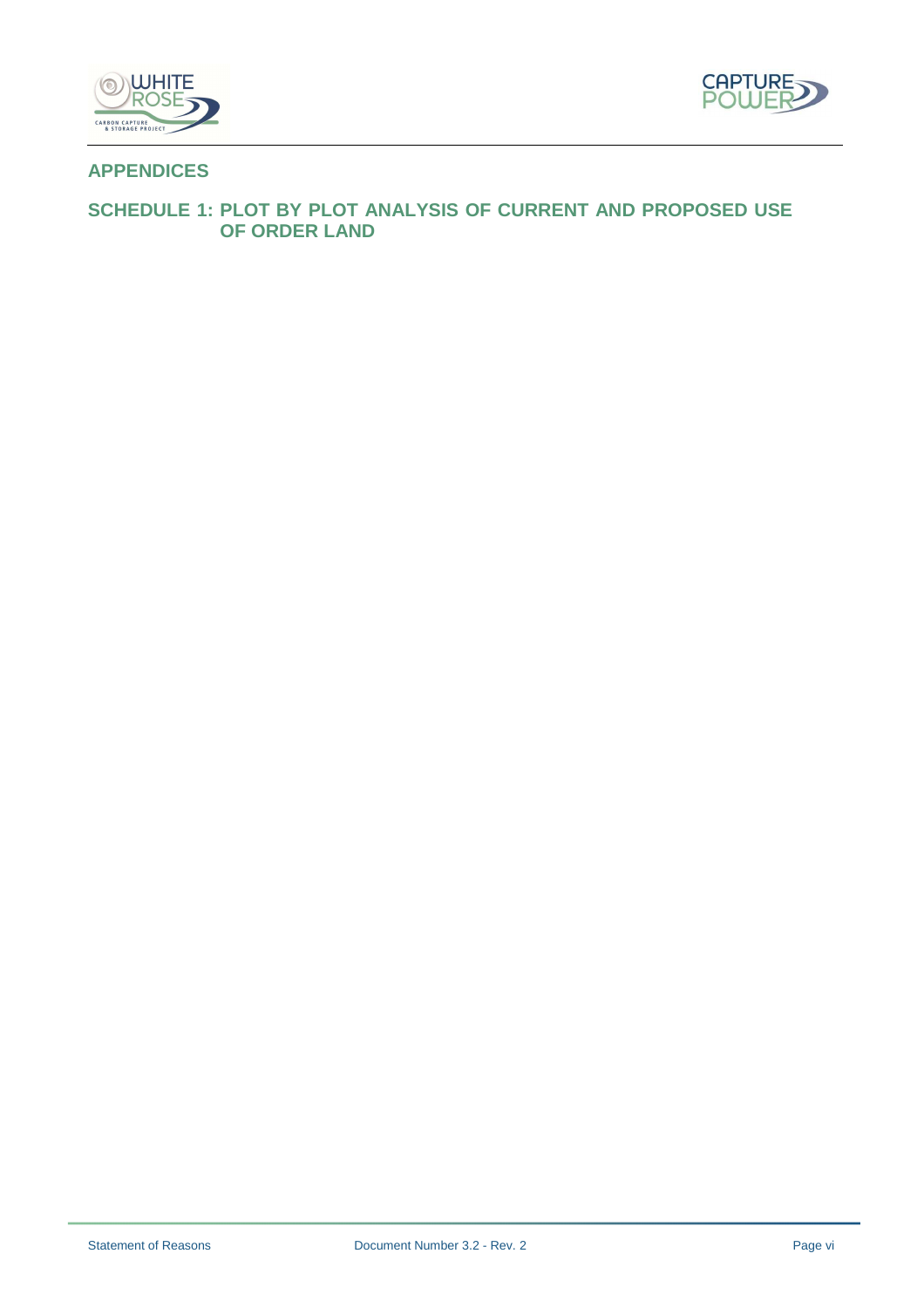# APPENDICES

## SCHEDULE 1: PLOT BY PLOT ANALYSIS OF CURRENT AND PROPOSED USE OF ORDER LAND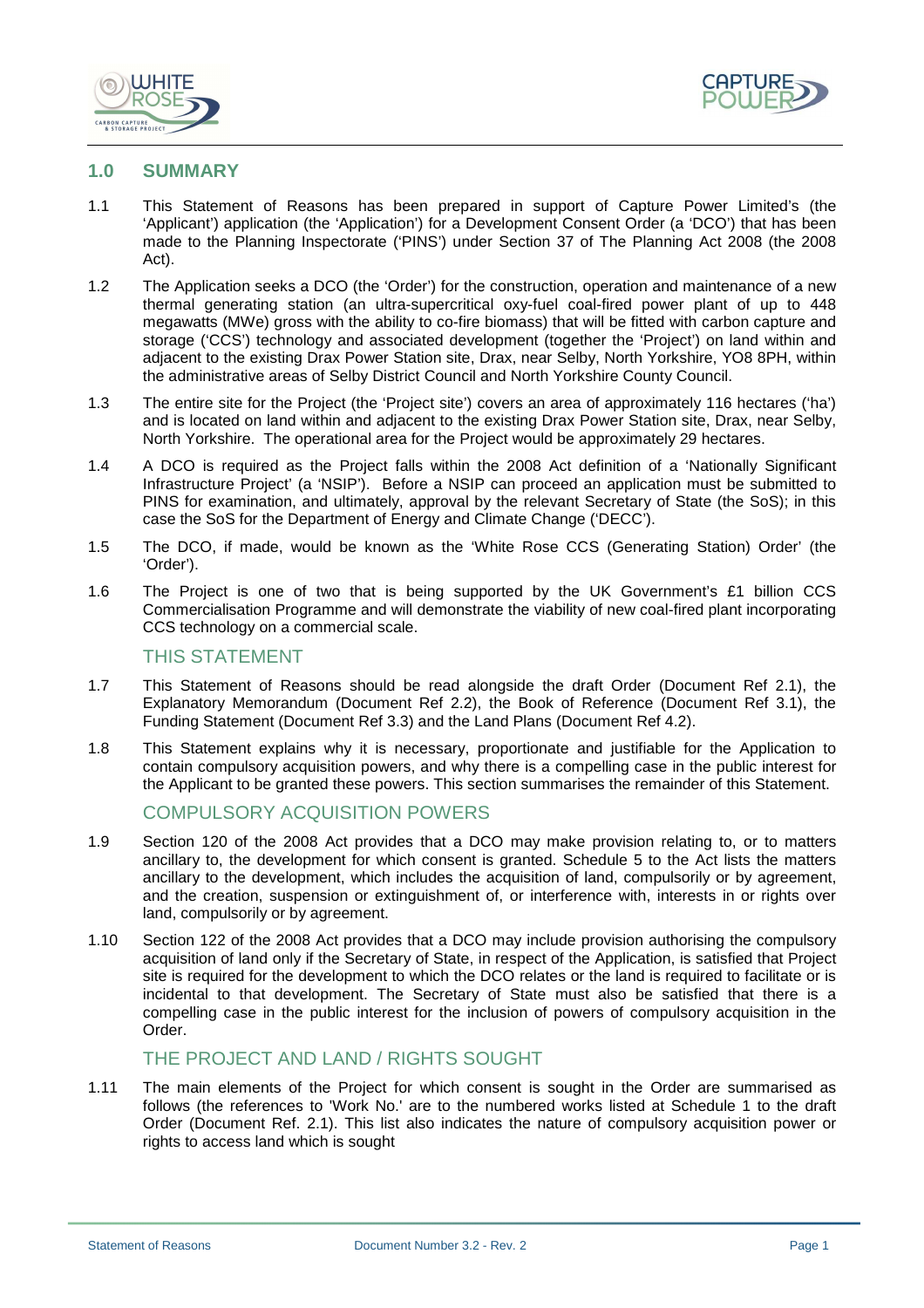## 1.0 SUMMARY

1.1 This Statement of Reasons has been prepared in support of Capture Power Limited's (the 'Applicant') application (the 'Application') for a Development Consent Order (a 'DCO') that has been made to the Planning Inspectorate ('PINS') under Section 37 of The Planning Act 2008 (the 2008 Act).

1.2 The Application seeks a DCO (the 'Order') for the construction, operation and maintenance of a new thermal generating station (an ultra-supercritical oxy-fuel coal-fired power plant of up to 448 megawatts (MWe) gross with the ability to co-fire biomass) that will be fitted with carbon capture and storage ('CCS') technology and associated development (together the 'Project') on land within and adjacent to the existing Drax Power Station site, Drax, near Selby, North Yorkshire, YO8 8PH, within the administrative areas of Selby District Council and North Yorkshire County Council.

1.3 The entire site for the Project (the 'Project site') covers an area of approximately 116 hectares ('ha') and is located on land within and adjacent to the existing Drax Power Station site, Drax, near Selby, North Yorkshire. The operational area for the Project would be approximately 29 hectares.

1.4 A DCO is required as the Project falls within the 2008 Act definition of a 'Nationally Significant Infrastructure Project' (a 'NSIP'). Before a NSIP can proceed an application must be submitted to PINS for examination, and ultimately, approval by the relevant Secretary of State (the SoS); in this case the SoS for the Department of Energy and Climate Change ('DECC').

1.5 The DCO, if made, would be known as the 'White Rose CCS (Generating Station) Order' (the 'Order').

1.6 The Project is one of two that is being supported by the UK Government's £1 billion CCS Commercialisation Programme and will demonstrate the viability of new coal-fired plant incorporating CCS technology on a commercial scale.

### THIS STATEMENT

1.7 This Statement of Reasons should be read alongside the draft Order (Document Ref 2.1), the Explanatory Memorandum (Document Ref 2.2), the Book of Reference (Document Ref 3.1), the Funding Statement (Document Ref 3.3) and the Land Plans (Document Ref 4.2).

1.8 This Statement explains why it is necessary, proportionate and justifiable for the Application to contain compulsory acquisition powers, and why there is a compelling case in the public interest for the Applicant to be granted these powers. This section summarises the remainder of this Statement.

### COMPULSORY ACQUISITION POWERS

1.9 Section 120 of the 2008 Act provides that a DCO may make provision relating to, or to matters ancillary to, the development for which consent is granted. Schedule 5 to the Act lists the matters ancillary to the development, which includes the acquisition of land, compulsorily or by agreement, and the creation, suspension or extinguishment of, or interference with, interests in or rights over land, compulsorily or by agreement.

1.10 Section 122 of the 2008 Act provides that a DCO may include provision authorising the compulsory acquisition of land only if the Secretary of State, in respect of the Application, is satisfied that Project site is required for the development to which the DCO relates or the land is required to facilitate or is incidental to that development. The Secretary of State must also be satisfied that there is a compelling case in the public interest for the inclusion of powers of compulsory acquisition in the Order.

### THE PROJECT AND LAND / RIGHTS SOUGHT

1.11 The main elements of the Project for which consent is sought in the Order are summarised as follows (the references to 'Work No.' are to the numbered works listed at Schedule 1 to the draft Order (Document Ref. 2.1). This list also indicates the nature of compulsory acquisition power or rights to access land which is sought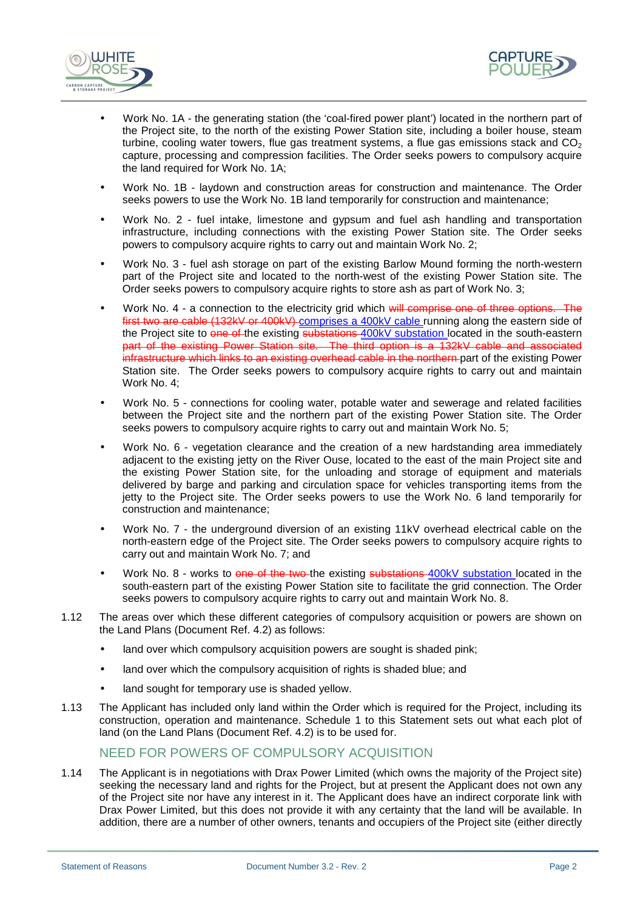- Work No. 1A - the generating station (the 'coal-fired power plant') located in the northern part of the Project site, to the north of the existing Power Station site, including a boiler house, steam turbine, cooling water towers, flue gas treatment systems, a flue gas emissions stack and $CO_2$ capture, processing and compression facilities. The Order seeks powers to compulsory acquire the land required for Work No. 1A;

- Work No. 1B - laydown and construction areas for construction and maintenance. The Order seeks powers to use the Work No. 1B land temporarily for construction and maintenance;

- Work No. 2 - fuel intake, limestone and gypsum and fuel ash handling and transportation infrastructure, including connections with the existing Power Station site. The Order seeks powers to compulsory acquire rights to carry out and maintain Work No. 2;

- Work No. 3 - fuel ash storage on part of the existing Barlow Mound forming the north-western part of the Project site and located to the north-west of the existing Power Station site. The Order seeks powers to compulsory acquire rights to store ash as part of Work No. 3;

- Work No. 4 - a connection to the electricity grid which ~~will comprise one of three options. The first two are cable (132kV or 400kV)~~ comprises a 400kV cable running along the eastern side of the Project site to ~~one of~~ the existing ~~substations~~ 400kV substation located in the south-eastern ~~part of the existing Power Station site. The third option is a 132kV cable and associated infrastructure which links to an existing overhead cable in the northern~~ part of the existing Power Station site. The Order seeks powers to compulsory acquire rights to carry out and maintain Work No. 4;

- Work No. 5 - connections for cooling water, potable water and sewerage and related facilities between the Project site and the northern part of the existing Power Station site. The Order seeks powers to compulsory acquire rights to carry out and maintain Work No. 5;

- Work No. 6 - vegetation clearance and the creation of a new hardstanding area immediately adjacent to the existing jetty on the River Ouse, located to the east of the main Project site and the existing Power Station site, for the unloading and storage of equipment and materials delivered by barge and parking and circulation space for vehicles transporting items from the jetty to the Project site. The Order seeks powers to use the Work No. 6 land temporarily for construction and maintenance;

- Work No. 7 - the underground diversion of an existing 11kV overhead electrical cable on the north-eastern edge of the Project site. The Order seeks powers to compulsory acquire rights to carry out and maintain Work No. 7; and

- Work No. 8 - works to ~~one of the two~~ the existing ~~substations~~ 400kV substation located in the south-eastern part of the existing Power Station site to facilitate the grid connection. The Order seeks powers to compulsory acquire rights to carry out and maintain Work No. 8.

1.12 The areas over which these different categories of compulsory acquisition or powers are shown on the Land Plans (Document Ref. 4.2) as follows:

- land over which compulsory acquisition powers are sought is shaded pink;

- land over which the compulsory acquisition of rights is shaded blue; and

- land sought for temporary use is shaded yellow.

1.13 The Applicant has included only land within the Order which is required for the Project, including its construction, operation and maintenance. Schedule 1 to this Statement sets out what each plot of land (on the Land Plans (Document Ref. 4.2) is to be used for.

## NEED FOR POWERS OF COMPULSORY ACQUISITION

1.14 The Applicant is in negotiations with Drax Power Limited (which owns the majority of the Project site) seeking the necessary land and rights for the Project, but at present the Applicant does not own any of the Project site nor have any interest in it. The Applicant does have an indirect corporate link with Drax Power Limited, but this does not provide it with any certainty that the land will be available. In addition, there are a number of other owners, tenants and occupiers of the Project site (either directly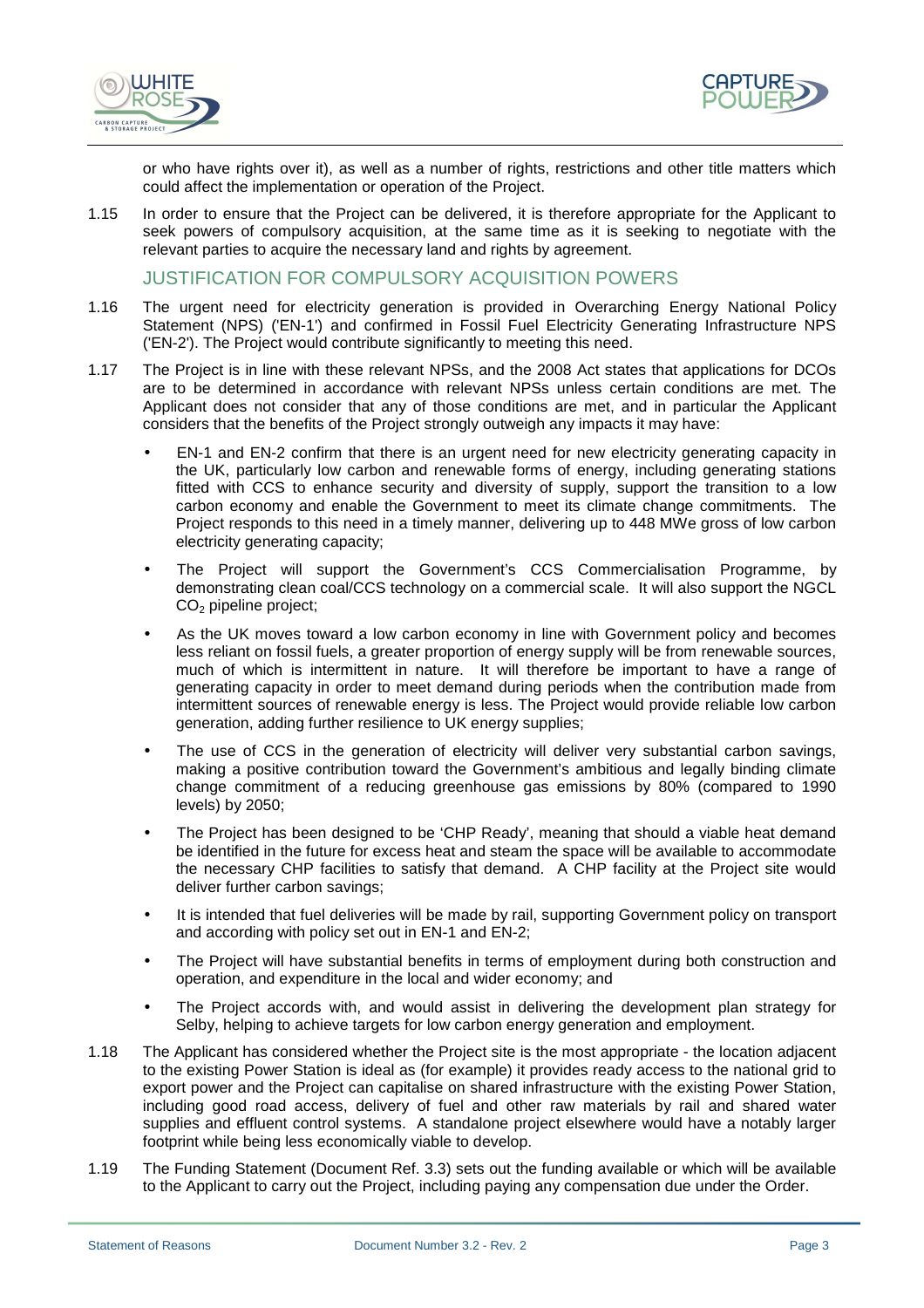or who have rights over it), as well as a number of rights, restrictions and other title matters which could affect the implementation or operation of the Project.

1.15 In order to ensure that the Project can be delivered, it is therefore appropriate for the Applicant to seek powers of compulsory acquisition, at the same time as it is seeking to negotiate with the relevant parties to acquire the necessary land and rights by agreement.

## JUSTIFICATION FOR COMPULSORY ACQUISITION POWERS

1.16 The urgent need for electricity generation is provided in Overarching Energy National Policy Statement (NPS) ('EN-1') and confirmed in Fossil Fuel Electricity Generating Infrastructure NPS ('EN-2'). The Project would contribute significantly to meeting this need.

1.17 The Project is in line with these relevant NPSs, and the 2008 Act states that applications for DCOs are to be determined in accordance with relevant NPSs unless certain conditions are met. The Applicant does not consider that any of those conditions are met, and in particular the Applicant considers that the benefits of the Project strongly outweigh any impacts it may have:

- EN-1 and EN-2 confirm that there is an urgent need for new electricity generating capacity in the UK, particularly low carbon and renewable forms of energy, including generating stations fitted with CCS to enhance security and diversity of supply, support the transition to a low carbon economy and enable the Government to meet its climate change commitments. The Project responds to this need in a timely manner, delivering up to 448 MWe gross of low carbon electricity generating capacity;
- The Project will support the Government's CCS Commercialisation Programme, by demonstrating clean coal/CCS technology on a commercial scale. It will also support the NGCL $CO_2$ pipeline project;
- As the UK moves toward a low carbon economy in line with Government policy and becomes less reliant on fossil fuels, a greater proportion of energy supply will be from renewable sources, much of which is intermittent in nature. It will therefore be important to have a range of generating capacity in order to meet demand during periods when the contribution made from intermittent sources of renewable energy is less. The Project would provide reliable low carbon generation, adding further resilience to UK energy supplies;
- The use of CCS in the generation of electricity will deliver very substantial carbon savings, making a positive contribution toward the Government's ambitious and legally binding climate change commitment of a reducing greenhouse gas emissions by 80% (compared to 1990 levels) by 2050;
- The Project has been designed to be 'CHP Ready', meaning that should a viable heat demand be identified in the future for excess heat and steam the space will be available to accommodate the necessary CHP facilities to satisfy that demand. A CHP facility at the Project site would deliver further carbon savings;
- It is intended that fuel deliveries will be made by rail, supporting Government policy on transport and according with policy set out in EN-1 and EN-2;
- The Project will have substantial benefits in terms of employment during both construction and operation, and expenditure in the local and wider economy; and
- The Project accords with, and would assist in delivering the development plan strategy for Selby, helping to achieve targets for low carbon energy generation and employment.

1.18 The Applicant has considered whether the Project site is the most appropriate - the location adjacent to the existing Power Station is ideal as (for example) it provides ready access to the national grid to export power and the Project can capitalise on shared infrastructure with the existing Power Station, including good road access, delivery of fuel and other raw materials by rail and shared water supplies and effluent control systems. A standalone project elsewhere would have a notably larger footprint while being less economically viable to develop.

1.19 The Funding Statement (Document Ref. 3.3) sets out the funding available or which will be available to the Applicant to carry out the Project, including paying any compensation due under the Order.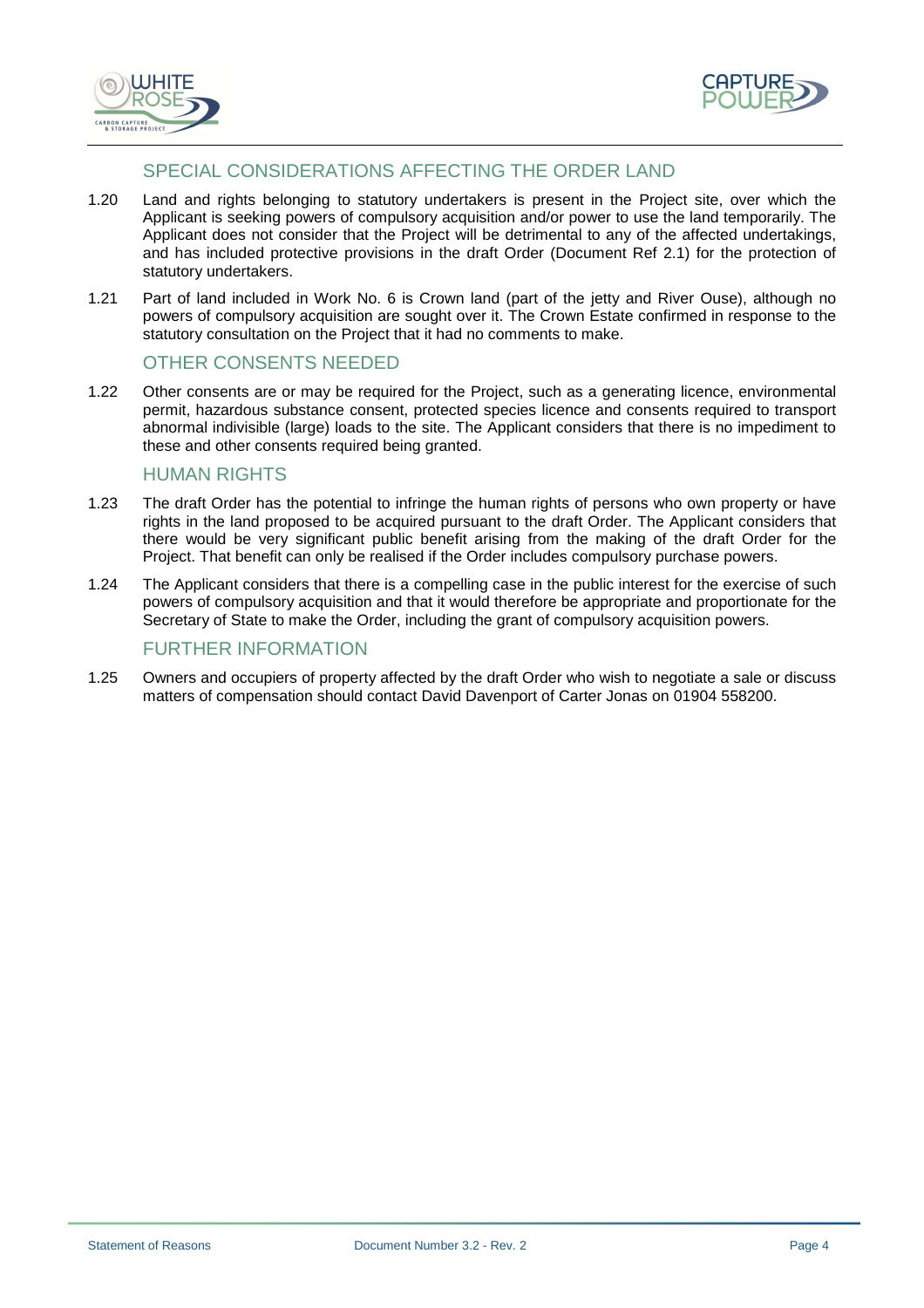## SPECIAL CONSIDERATIONS AFFECTING THE ORDER LAND

1.20 Land and rights belonging to statutory undertakers is present in the Project site, over which the Applicant is seeking powers of compulsory acquisition and/or power to use the land temporarily. The Applicant does not consider that the Project will be detrimental to any of the affected undertakings, and has included protective provisions in the draft Order (Document Ref 2.1) for the protection of statutory undertakers.

1.21 Part of land included in Work No. 6 is Crown land (part of the jetty and River Ouse), although no powers of compulsory acquisition are sought over it. The Crown Estate confirmed in response to the statutory consultation on the Project that it had no comments to make.

## OTHER CONSENTS NEEDED

1.22 Other consents are or may be required for the Project, such as a generating licence, environmental permit, hazardous substance consent, protected species licence and consents required to transport abnormal indivisible (large) loads to the site. The Applicant considers that there is no impediment to these and other consents required being granted.

## HUMAN RIGHTS

1.23 The draft Order has the potential to infringe the human rights of persons who own property or have rights in the land proposed to be acquired pursuant to the draft Order. The Applicant considers that there would be very significant public benefit arising from the making of the draft Order for the Project. That benefit can only be realised if the Order includes compulsory purchase powers.

1.24 The Applicant considers that there is a compelling case in the public interest for the exercise of such powers of compulsory acquisition and that it would therefore be appropriate and proportionate for the Secretary of State to make the Order, including the grant of compulsory acquisition powers.

## FURTHER INFORMATION

1.25 Owners and occupiers of property affected by the draft Order who wish to negotiate a sale or discuss matters of compensation should contact David Davenport of Carter Jonas on 01904 558200.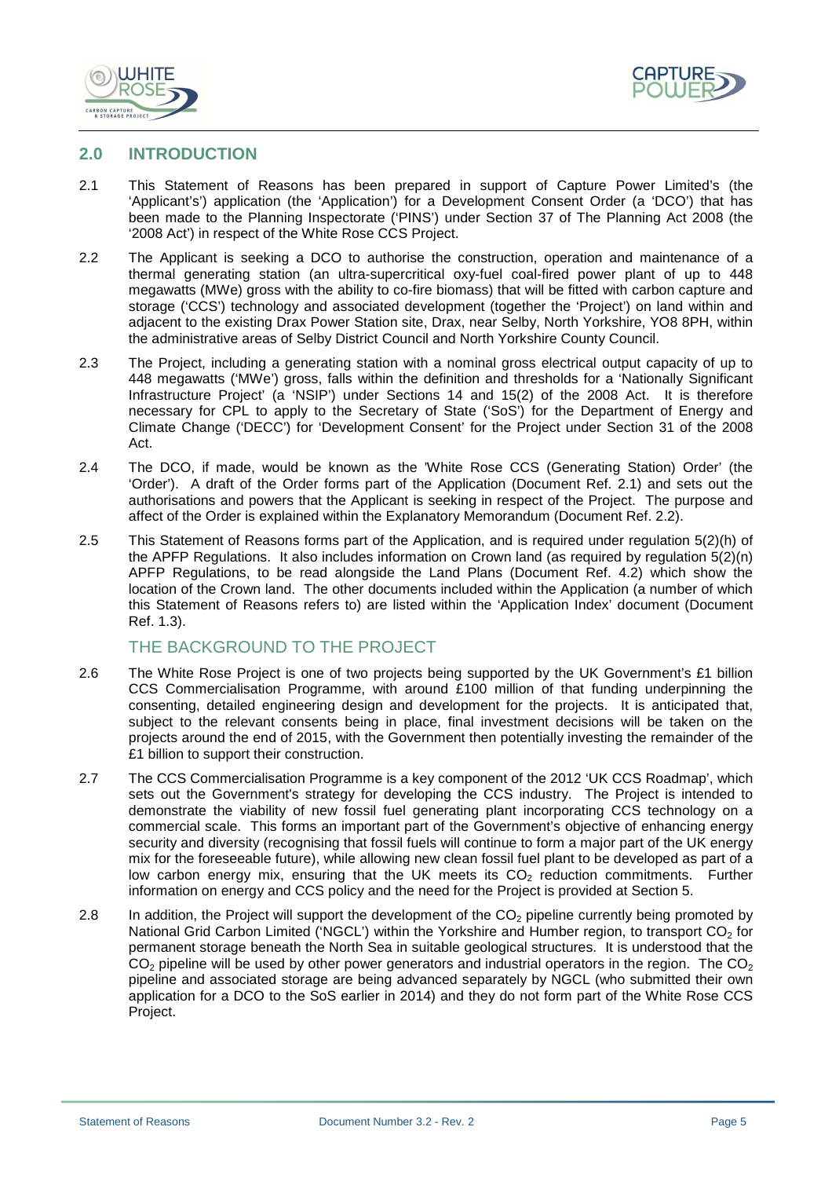## 2.0 INTRODUCTION

2.1 This Statement of Reasons has been prepared in support of Capture Power Limited's (the 'Applicant's') application (the 'Application') for a Development Consent Order (a 'DCO') that has been made to the Planning Inspectorate ('PINS') under Section 37 of The Planning Act 2008 (the '2008 Act') in respect of the White Rose CCS Project.

2.2 The Applicant is seeking a DCO to authorise the construction, operation and maintenance of a thermal generating station (an ultra-supercritical oxy-fuel coal-fired power plant of up to 448 megawatts (MWe) gross with the ability to co-fire biomass) that will be fitted with carbon capture and storage ('CCS') technology and associated development (together the 'Project') on land within and adjacent to the existing Drax Power Station site, Drax, near Selby, North Yorkshire, YO8 8PH, within the administrative areas of Selby District Council and North Yorkshire County Council.

2.3 The Project, including a generating station with a nominal gross electrical output capacity of up to 448 megawatts ('MWe') gross, falls within the definition and thresholds for a 'Nationally Significant Infrastructure Project' (a 'NSIP') under Sections 14 and 15(2) of the 2008 Act. It is therefore necessary for CPL to apply to the Secretary of State ('SoS') for the Department of Energy and Climate Change ('DECC') for 'Development Consent' for the Project under Section 31 of the 2008 Act.

2.4 The DCO, if made, would be known as the 'White Rose CCS (Generating Station) Order' (the 'Order'). A draft of the Order forms part of the Application (Document Ref. 2.1) and sets out the authorisations and powers that the Applicant is seeking in respect of the Project. The purpose and affect of the Order is explained within the Explanatory Memorandum (Document Ref. 2.2).

2.5 This Statement of Reasons forms part of the Application, and is required under regulation 5(2)(h) of the APFP Regulations. It also includes information on Crown land (as required by regulation 5(2)(n) APFP Regulations, to be read alongside the Land Plans (Document Ref. 4.2) which show the location of the Crown land. The other documents included within the Application (a number of which this Statement of Reasons refers to) are listed within the 'Application Index' document (Document Ref. 1.3).

### THE BACKGROUND TO THE PROJECT

2.6 The White Rose Project is one of two projects being supported by the UK Government's £1 billion CCS Commercialisation Programme, with around £100 million of that funding underpinning the consenting, detailed engineering design and development for the projects. It is anticipated that, subject to the relevant consents being in place, final investment decisions will be taken on the projects around the end of 2015, with the Government then potentially investing the remainder of the £1 billion to support their construction.

2.7 The CCS Commercialisation Programme is a key component of the 2012 'UK CCS Roadmap', which sets out the Government's strategy for developing the CCS industry. The Project is intended to demonstrate the viability of new fossil fuel generating plant incorporating CCS technology on a commercial scale. This forms an important part of the Government's objective of enhancing energy security and diversity (recognising that fossil fuels will continue to form a major part of the UK energy mix for the foreseeable future), while allowing new clean fossil fuel plant to be developed as part of a low carbon energy mix, ensuring that the UK meets its $CO_2$ reduction commitments. Further information on energy and CCS policy and the need for the Project is provided at Section 5.

2.8 In addition, the Project will support the development of the $CO_2$ pipeline currently being promoted by National Grid Carbon Limited ('NGCL') within the Yorkshire and Humber region, to transport $CO_2$ for permanent storage beneath the North Sea in suitable geological structures. It is understood that the $CO_2$ pipeline will be used by other power generators and industrial operators in the region. The $CO_2$ pipeline and associated storage are being advanced separately by NGCL (who submitted their own application for a DCO to the SoS earlier in 2014) and they do not form part of the White Rose CCS Project.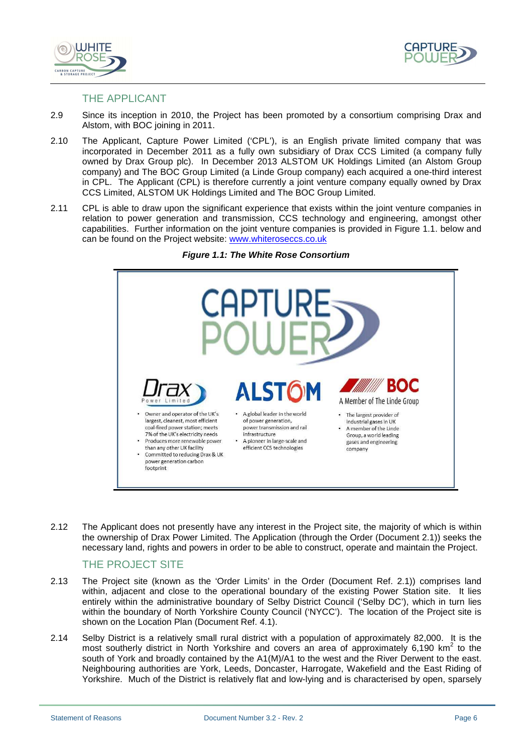## THE APPLICANT

2.9 Since its inception in 2010, the Project has been promoted by a consortium comprising Drax and Alstom, with BOC joining in 2011.

2.10 The Applicant, Capture Power Limited ('CPL'), is an English private limited company that was incorporated in December 2011 as a fully own subsidiary of Drax CCS Limited (a company fully owned by Drax Group plc). In December 2013 ALSTOM UK Holdings Limited (an Alstom Group company) and The BOC Group Limited (a Linde Group company) each acquired a one-third interest in CPL. The Applicant (CPL) is therefore currently a joint venture company equally owned by Drax CCS Limited, ALSTOM UK Holdings Limited and The BOC Group Limited.

2.11 CPL is able to draw upon the significant experience that exists within the joint venture companies in relation to power generation and transmission, CCS technology and engineering, amongst other capabilities. Further information on the joint venture companies is provided in Figure 1.1. below and can be found on the Project website: www.whiteroseccs.co.uk

***Figure 1.1: The White Rose Consortium***

CAPTURE POWER

**Drax** Power Limited

- Owner and operator of the UK's largest, cleanest, most efficient coal-fired power station; meets 7% of the UK's electricity needs
- Produces more renewable power than any other UK facility
- Committed to reducing Drax & UK power generation carbon footprint

**ALSTOM**

- A global leader in the world of power generation, power transmission and rail infrastructure
- A pioneer in large-scale and efficient CCS technologies

**BOC** A Member of The Linde Group

- The largest provider of industrial gases in UK
- A member of the Linde Group, a world leading gases and engineering company

2.12 The Applicant does not presently have any interest in the Project site, the majority of which is within the ownership of Drax Power Limited. The Application (through the Order (Document 2.1)) seeks the necessary land, rights and powers in order to be able to construct, operate and maintain the Project.

## THE PROJECT SITE

2.13 The Project site (known as the 'Order Limits' in the Order (Document Ref. 2.1)) comprises land within, adjacent and close to the operational boundary of the existing Power Station site. It lies entirely within the administrative boundary of Selby District Council ('Selby DC'), which in turn lies within the boundary of North Yorkshire County Council ('NYCC'). The location of the Project site is shown on the Location Plan (Document Ref. 4.1).

2.14 Selby District is a relatively small rural district with a population of approximately 82,000. It is the most southerly district in North Yorkshire and covers an area of approximately 6,190 km$^2$ to the south of York and broadly contained by the A1(M)/A1 to the west and the River Derwent to the east. Neighbouring authorities are York, Leeds, Doncaster, Harrogate, Wakefield and the East Riding of Yorkshire. Much of the District is relatively flat and low-lying and is characterised by open, sparsely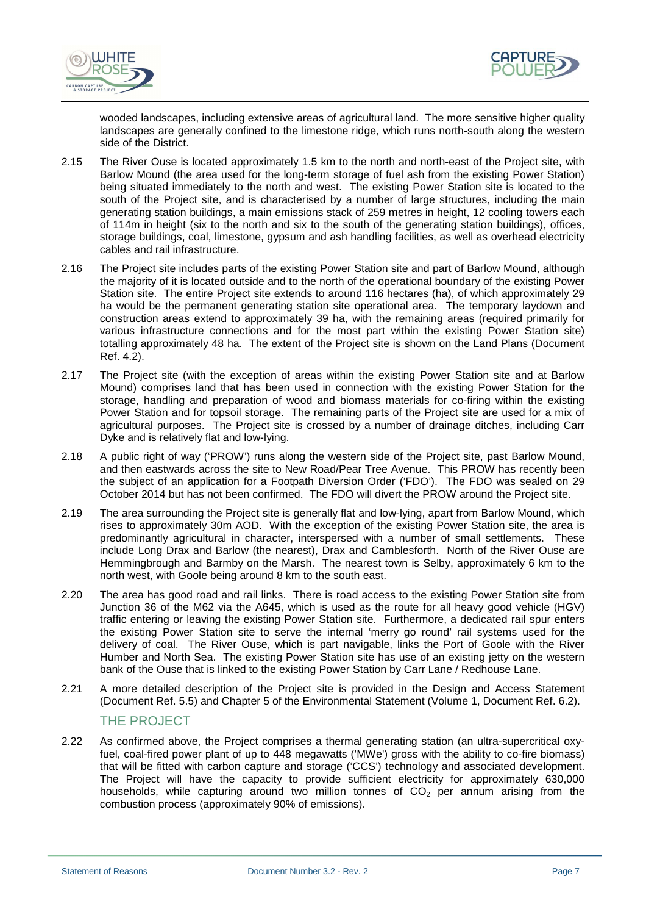wooded landscapes, including extensive areas of agricultural land. The more sensitive higher quality landscapes are generally confined to the limestone ridge, which runs north-south along the western side of the District.

2.15 The River Ouse is located approximately 1.5 km to the north and north-east of the Project site, with Barlow Mound (the area used for the long-term storage of fuel ash from the existing Power Station) being situated immediately to the north and west. The existing Power Station site is located to the south of the Project site, and is characterised by a number of large structures, including the main generating station buildings, a main emissions stack of 259 metres in height, 12 cooling towers each of 114m in height (six to the north and six to the south of the generating station buildings), offices, storage buildings, coal, limestone, gypsum and ash handling facilities, as well as overhead electricity cables and rail infrastructure.

2.16 The Project site includes parts of the existing Power Station site and part of Barlow Mound, although the majority of it is located outside and to the north of the operational boundary of the existing Power Station site. The entire Project site extends to around 116 hectares (ha), of which approximately 29 ha would be the permanent generating station site operational area. The temporary laydown and construction areas extend to approximately 39 ha, with the remaining areas (required primarily for various infrastructure connections and for the most part within the existing Power Station site) totalling approximately 48 ha. The extent of the Project site is shown on the Land Plans (Document Ref. 4.2).

2.17 The Project site (with the exception of areas within the existing Power Station site and at Barlow Mound) comprises land that has been used in connection with the existing Power Station for the storage, handling and preparation of wood and biomass materials for co-firing within the existing Power Station and for topsoil storage. The remaining parts of the Project site are used for a mix of agricultural purposes. The Project site is crossed by a number of drainage ditches, including Carr Dyke and is relatively flat and low-lying.

2.18 A public right of way ('PROW') runs along the western side of the Project site, past Barlow Mound, and then eastwards across the site to New Road/Pear Tree Avenue. This PROW has recently been the subject of an application for a Footpath Diversion Order ('FDO'). The FDO was sealed on 29 October 2014 but has not been confirmed. The FDO will divert the PROW around the Project site.

2.19 The area surrounding the Project site is generally flat and low-lying, apart from Barlow Mound, which rises to approximately 30m AOD. With the exception of the existing Power Station site, the area is predominantly agricultural in character, interspersed with a number of small settlements. These include Long Drax and Barlow (the nearest), Drax and Camblesforth. North of the River Ouse are Hemmingbrough and Barmby on the Marsh. The nearest town is Selby, approximately 6 km to the north west, with Goole being around 8 km to the south east.

2.20 The area has good road and rail links. There is road access to the existing Power Station site from Junction 36 of the M62 via the A645, which is used as the route for all heavy good vehicle (HGV) traffic entering or leaving the existing Power Station site. Furthermore, a dedicated rail spur enters the existing Power Station site to serve the internal 'merry go round' rail systems used for the delivery of coal. The River Ouse, which is part navigable, links the Port of Goole with the River Humber and North Sea. The existing Power Station site has use of an existing jetty on the western bank of the Ouse that is linked to the existing Power Station by Carr Lane / Redhouse Lane.

2.21 A more detailed description of the Project site is provided in the Design and Access Statement (Document Ref. 5.5) and Chapter 5 of the Environmental Statement (Volume 1, Document Ref. 6.2).

## THE PROJECT

2.22 As confirmed above, the Project comprises a thermal generating station (an ultra-supercritical oxy-fuel, coal-fired power plant of up to 448 megawatts ('MWe') gross with the ability to co-fire biomass) that will be fitted with carbon capture and storage ('CCS') technology and associated development. The Project will have the capacity to provide sufficient electricity for approximately 630,000 households, while capturing around two million tonnes of $CO_2$ per annum arising from the combustion process (approximately 90% of emissions).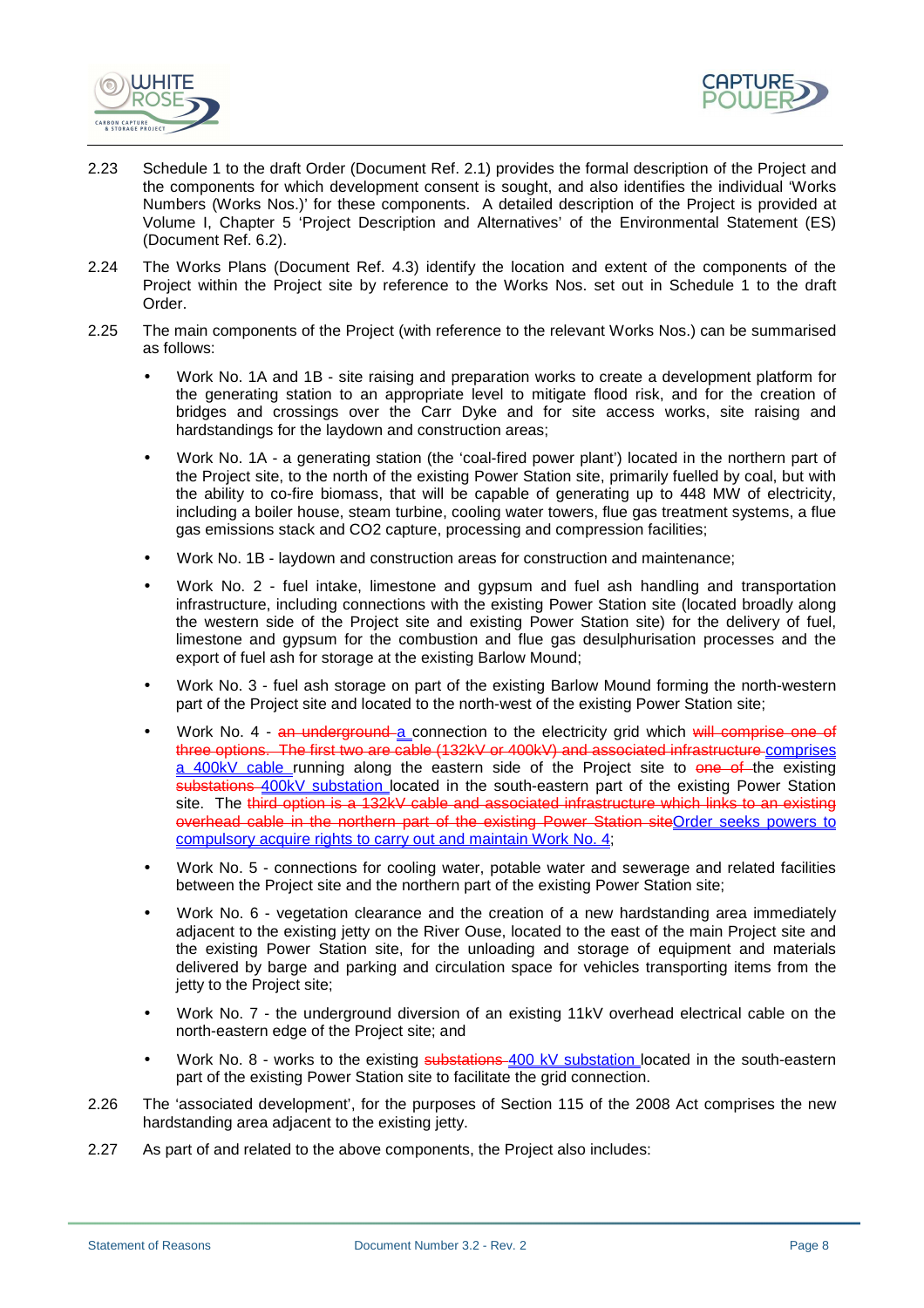2.23 Schedule 1 to the draft Order (Document Ref. 2.1) provides the formal description of the Project and the components for which development consent is sought, and also identifies the individual 'Works Numbers (Works Nos.)' for these components. A detailed description of the Project is provided at Volume I, Chapter 5 'Project Description and Alternatives' of the Environmental Statement (ES) (Document Ref. 6.2).

2.24 The Works Plans (Document Ref. 4.3) identify the location and extent of the components of the Project within the Project site by reference to the Works Nos. set out in Schedule 1 to the draft Order.

2.25 The main components of the Project (with reference to the relevant Works Nos.) can be summarised as follows:

- Work No. 1A and 1B - site raising and preparation works to create a development platform for the generating station to an appropriate level to mitigate flood risk, and for the creation of bridges and crossings over the Carr Dyke and for site access works, site raising and hardstandings for the laydown and construction areas;

- Work No. 1A - a generating station (the 'coal-fired power plant') located in the northern part of the Project site, to the north of the existing Power Station site, primarily fuelled by coal, but with the ability to co-fire biomass, that will be capable of generating up to 448 MW of electricity, including a boiler house, steam turbine, cooling water towers, flue gas treatment systems, a flue gas emissions stack and CO2 capture, processing and compression facilities;

- Work No. 1B - laydown and construction areas for construction and maintenance;

- Work No. 2 - fuel intake, limestone and gypsum and fuel ash handling and transportation infrastructure, including connections with the existing Power Station site (located broadly along the western side of the Project site and existing Power Station site) for the delivery of fuel, limestone and gypsum for the combustion and flue gas desulphurisation processes and the export of fuel ash for storage at the existing Barlow Mound;

- Work No. 3 - fuel ash storage on part of the existing Barlow Mound forming the north-western part of the Project site and located to the north-west of the existing Power Station site;

- Work No. 4 - ~~an underground~~ <u>a</u> connection to the electricity grid which ~~will comprise one of three options. The first two are cable (132kV or 400kV) and associated infrastructure~~ <u>comprises a 400kV cable</u> running along the eastern side of the Project site to ~~one of~~ the existing ~~substations~~ <u>400kV substation</u> located in the south-eastern part of the existing Power Station site. The ~~third option is a 132kV cable and associated infrastructure which links to an existing overhead cable in the northern part of the existing Power Station site~~<u>Order seeks powers to compulsory acquire rights to carry out and maintain Work No. 4</u>;

- Work No. 5 - connections for cooling water, potable water and sewerage and related facilities between the Project site and the northern part of the existing Power Station site;

- Work No. 6 - vegetation clearance and the creation of a new hardstanding area immediately adjacent to the existing jetty on the River Ouse, located to the east of the main Project site and the existing Power Station site, for the unloading and storage of equipment and materials delivered by barge and parking and circulation space for vehicles transporting items from the jetty to the Project site;

- Work No. 7 - the underground diversion of an existing 11kV overhead electrical cable on the north-eastern edge of the Project site; and

- Work No. 8 - works to the existing ~~substations~~ <u>400 kV substation</u> located in the south-eastern part of the existing Power Station site to facilitate the grid connection.

2.26 The 'associated development', for the purposes of Section 115 of the 2008 Act comprises the new hardstanding area adjacent to the existing jetty.

2.27 As part of and related to the above components, the Project also includes: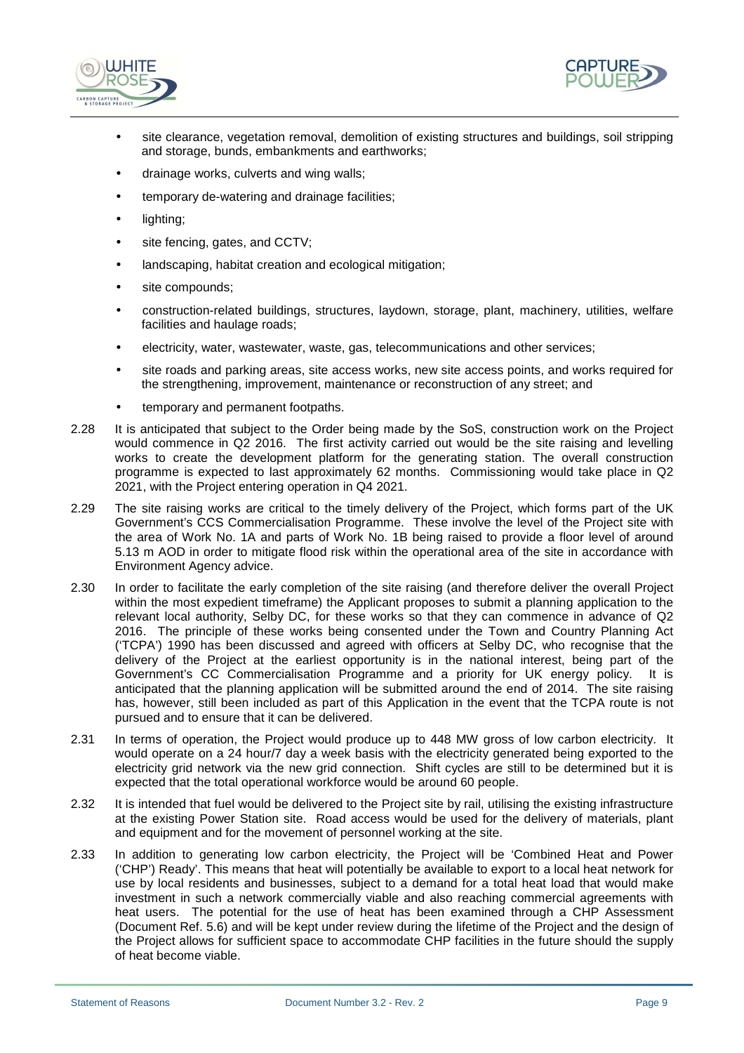- site clearance, vegetation removal, demolition of existing structures and buildings, soil stripping and storage, bunds, embankments and earthworks;
- drainage works, culverts and wing walls;
- temporary de-watering and drainage facilities;
- lighting;
- site fencing, gates, and CCTV;
- landscaping, habitat creation and ecological mitigation;
- site compounds;
- construction-related buildings, structures, laydown, storage, plant, machinery, utilities, welfare facilities and haulage roads;
- electricity, water, wastewater, waste, gas, telecommunications and other services;
- site roads and parking areas, site access works, new site access points, and works required for the strengthening, improvement, maintenance or reconstruction of any street; and
- temporary and permanent footpaths.

2.28 It is anticipated that subject to the Order being made by the SoS, construction work on the Project would commence in Q2 2016. The first activity carried out would be the site raising and levelling works to create the development platform for the generating station. The overall construction programme is expected to last approximately 62 months. Commissioning would take place in Q2 2021, with the Project entering operation in Q4 2021.

2.29 The site raising works are critical to the timely delivery of the Project, which forms part of the UK Government's CCS Commercialisation Programme. These involve the level of the Project site with the area of Work No. 1A and parts of Work No. 1B being raised to provide a floor level of around 5.13 m AOD in order to mitigate flood risk within the operational area of the site in accordance with Environment Agency advice.

2.30 In order to facilitate the early completion of the site raising (and therefore deliver the overall Project within the most expedient timeframe) the Applicant proposes to submit a planning application to the relevant local authority, Selby DC, for these works so that they can commence in advance of Q2 2016. The principle of these works being consented under the Town and Country Planning Act ('TCPA') 1990 has been discussed and agreed with officers at Selby DC, who recognise that the delivery of the Project at the earliest opportunity is in the national interest, being part of the Government's CC Commercialisation Programme and a priority for UK energy policy. It is anticipated that the planning application will be submitted around the end of 2014. The site raising has, however, still been included as part of this Application in the event that the TCPA route is not pursued and to ensure that it can be delivered.

2.31 In terms of operation, the Project would produce up to 448 MW gross of low carbon electricity. It would operate on a 24 hour/7 day a week basis with the electricity generated being exported to the electricity grid network via the new grid connection. Shift cycles are still to be determined but it is expected that the total operational workforce would be around 60 people.

2.32 It is intended that fuel would be delivered to the Project site by rail, utilising the existing infrastructure at the existing Power Station site. Road access would be used for the delivery of materials, plant and equipment and for the movement of personnel working at the site.

2.33 In addition to generating low carbon electricity, the Project will be 'Combined Heat and Power ('CHP') Ready'. This means that heat will potentially be available to export to a local heat network for use by local residents and businesses, subject to a demand for a total heat load that would make investment in such a network commercially viable and also reaching commercial agreements with heat users. The potential for the use of heat has been examined through a CHP Assessment (Document Ref. 5.6) and will be kept under review during the lifetime of the Project and the design of the Project allows for sufficient space to accommodate CHP facilities in the future should the supply of heat become viable.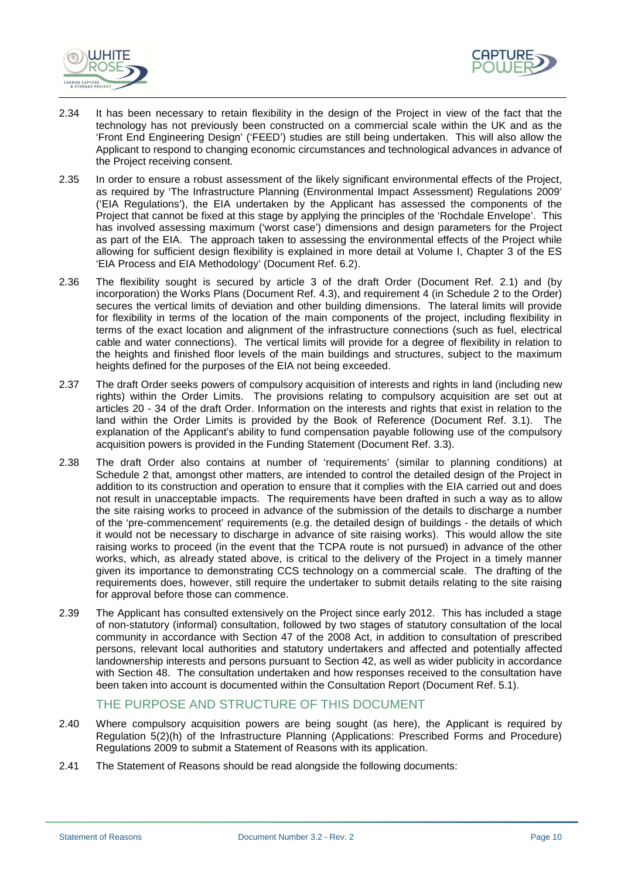2.34 It has been necessary to retain flexibility in the design of the Project in view of the fact that the technology has not previously been constructed on a commercial scale within the UK and as the 'Front End Engineering Design' ('FEED') studies are still being undertaken. This will also allow the Applicant to respond to changing economic circumstances and technological advances in advance of the Project receiving consent.

2.35 In order to ensure a robust assessment of the likely significant environmental effects of the Project, as required by 'The Infrastructure Planning (Environmental Impact Assessment) Regulations 2009' ('EIA Regulations'), the EIA undertaken by the Applicant has assessed the components of the Project that cannot be fixed at this stage by applying the principles of the 'Rochdale Envelope'. This has involved assessing maximum ('worst case') dimensions and design parameters for the Project as part of the EIA. The approach taken to assessing the environmental effects of the Project while allowing for sufficient design flexibility is explained in more detail at Volume I, Chapter 3 of the ES 'EIA Process and EIA Methodology' (Document Ref. 6.2).

2.36 The flexibility sought is secured by article 3 of the draft Order (Document Ref. 2.1) and (by incorporation) the Works Plans (Document Ref. 4.3), and requirement 4 (in Schedule 2 to the Order) secures the vertical limits of deviation and other building dimensions. The lateral limits will provide for flexibility in terms of the location of the main components of the project, including flexibility in terms of the exact location and alignment of the infrastructure connections (such as fuel, electrical cable and water connections). The vertical limits will provide for a degree of flexibility in relation to the heights and finished floor levels of the main buildings and structures, subject to the maximum heights defined for the purposes of the EIA not being exceeded.

2.37 The draft Order seeks powers of compulsory acquisition of interests and rights in land (including new rights) within the Order Limits. The provisions relating to compulsory acquisition are set out at articles 20 - 34 of the draft Order. Information on the interests and rights that exist in relation to the land within the Order Limits is provided by the Book of Reference (Document Ref. 3.1). The explanation of the Applicant's ability to fund compensation payable following use of the compulsory acquisition powers is provided in the Funding Statement (Document Ref. 3.3).

2.38 The draft Order also contains at number of 'requirements' (similar to planning conditions) at Schedule 2 that, amongst other matters, are intended to control the detailed design of the Project in addition to its construction and operation to ensure that it complies with the EIA carried out and does not result in unacceptable impacts. The requirements have been drafted in such a way as to allow the site raising works to proceed in advance of the submission of the details to discharge a number of the 'pre-commencement' requirements (e.g. the detailed design of buildings - the details of which it would not be necessary to discharge in advance of site raising works). This would allow the site raising works to proceed (in the event that the TCPA route is not pursued) in advance of the other works, which, as already stated above, is critical to the delivery of the Project in a timely manner given its importance to demonstrating CCS technology on a commercial scale. The drafting of the requirements does, however, still require the undertaker to submit details relating to the site raising for approval before those can commence.

2.39 The Applicant has consulted extensively on the Project since early 2012. This has included a stage of non-statutory (informal) consultation, followed by two stages of statutory consultation of the local community in accordance with Section 47 of the 2008 Act, in addition to consultation of prescribed persons, relevant local authorities and statutory undertakers and affected and potentially affected landownership interests and persons pursuant to Section 42, as well as wider publicity in accordance with Section 48. The consultation undertaken and how responses received to the consultation have been taken into account is documented within the Consultation Report (Document Ref. 5.1).

## THE PURPOSE AND STRUCTURE OF THIS DOCUMENT

2.40 Where compulsory acquisition powers are being sought (as here), the Applicant is required by Regulation 5(2)(h) of the Infrastructure Planning (Applications: Prescribed Forms and Procedure) Regulations 2009 to submit a Statement of Reasons with its application.

2.41 The Statement of Reasons should be read alongside the following documents: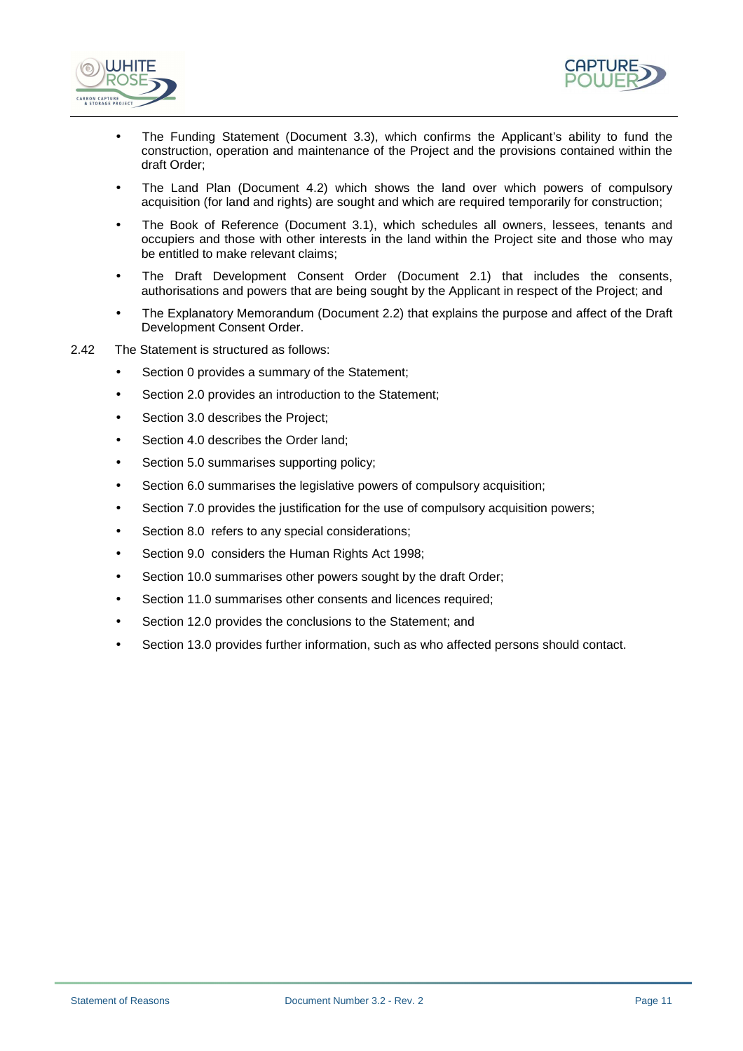- The Funding Statement (Document 3.3), which confirms the Applicant's ability to fund the construction, operation and maintenance of the Project and the provisions contained within the draft Order;
- The Land Plan (Document 4.2) which shows the land over which powers of compulsory acquisition (for land and rights) are sought and which are required temporarily for construction;
- The Book of Reference (Document 3.1), which schedules all owners, lessees, tenants and occupiers and those with other interests in the land within the Project site and those who may be entitled to make relevant claims;
- The Draft Development Consent Order (Document 2.1) that includes the consents, authorisations and powers that are being sought by the Applicant in respect of the Project; and
- The Explanatory Memorandum (Document 2.2) that explains the purpose and affect of the Draft Development Consent Order.

2.42 The Statement is structured as follows:

- Section 0 provides a summary of the Statement;
- Section 2.0 provides an introduction to the Statement;
- Section 3.0 describes the Project;
- Section 4.0 describes the Order land;
- Section 5.0 summarises supporting policy;
- Section 6.0 summarises the legislative powers of compulsory acquisition;
- Section 7.0 provides the justification for the use of compulsory acquisition powers;
- Section 8.0 refers to any special considerations;
- Section 9.0 considers the Human Rights Act 1998;
- Section 10.0 summarises other powers sought by the draft Order;
- Section 11.0 summarises other consents and licences required;
- Section 12.0 provides the conclusions to the Statement; and
- Section 13.0 provides further information, such as who affected persons should contact.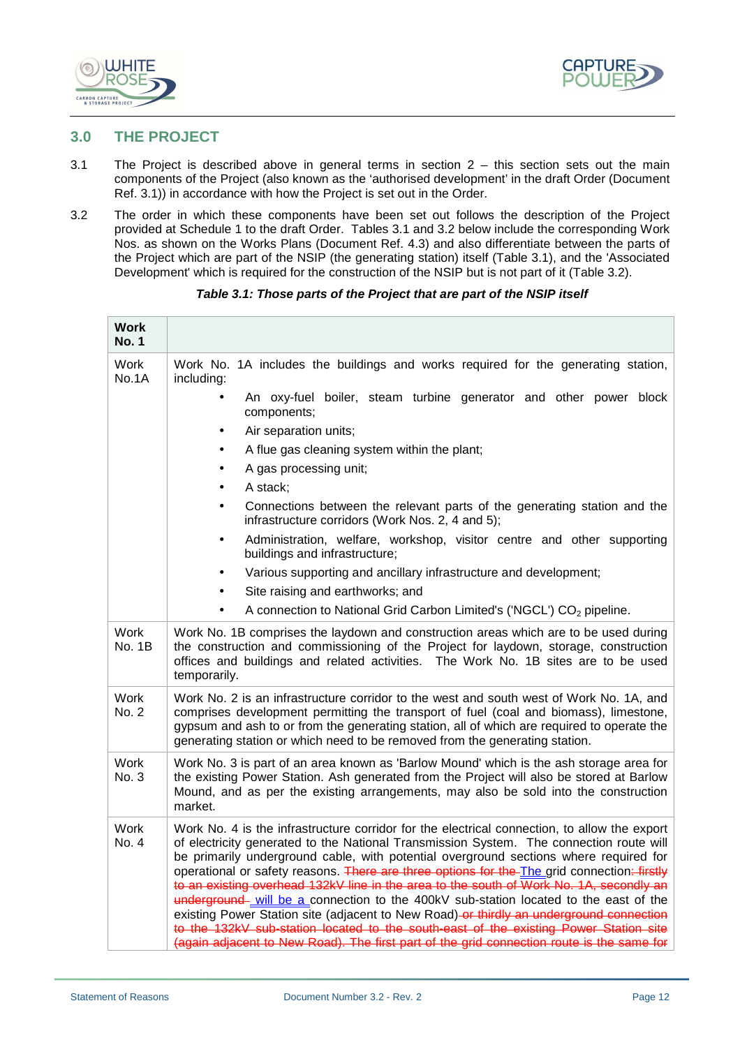## 3.0 THE PROJECT

3.1 The Project is described above in general terms in section 2 – this section sets out the main components of the Project (also known as the 'authorised development' in the draft Order (Document Ref. 3.1)) in accordance with how the Project is set out in the Order.

3.2 The order in which these components have been set out follows the description of the Project provided at Schedule 1 to the draft Order. Tables 3.1 and 3.2 below include the corresponding Work Nos. as shown on the Works Plans (Document Ref. 4.3) and also differentiate between the parts of the Project which are part of the NSIP (the generating station) itself (Table 3.1), and the 'Associated Development' which is required for the construction of the NSIP but is not part of it (Table 3.2).

***Table 3.1: Those parts of the Project that are part of the NSIP itself***

| **Work No. 1** | |
|---|---|
| Work No.1A | Work No. 1A includes the buildings and works required for the generating station, including:<br>• An oxy-fuel boiler, steam turbine generator and other power block components;<br>• Air separation units;<br>• A flue gas cleaning system within the plant;<br>• A gas processing unit;<br>• A stack;<br>• Connections between the relevant parts of the generating station and the infrastructure corridors (Work Nos. 2, 4 and 5);<br>• Administration, welfare, workshop, visitor centre and other supporting buildings and infrastructure;<br>• Various supporting and ancillary infrastructure and development;<br>• Site raising and earthworks; and<br>• A connection to National Grid Carbon Limited's ('NGCL') $CO_2$ pipeline. |
| Work No. 1B | Work No. 1B comprises the laydown and construction areas which are to be used during the construction and commissioning of the Project for laydown, storage, construction offices and buildings and related activities. The Work No. 1B sites are to be used temporarily. |
| Work No. 2 | Work No. 2 is an infrastructure corridor to the west and south west of Work No. 1A, and comprises development permitting the transport of fuel (coal and biomass), limestone, gypsum and ash to or from the generating station, all of which are required to operate the generating station or which need to be removed from the generating station. |
| Work No. 3 | Work No. 3 is part of an area known as 'Barlow Mound' which is the ash storage area for the existing Power Station. Ash generated from the Project will also be stored at Barlow Mound, and as per the existing arrangements, may also be sold into the construction market. |
| Work No. 4 | Work No. 4 is the infrastructure corridor for the electrical connection, to allow the export of electricity generated to the National Transmission System. The connection route will be primarily underground cable, with potential overground sections where required for operational or safety reasons. ~~There are three options for the~~ The grid connection~~: firstly to an existing overhead 132kV line in the area to the south of Work No. 1A, secondly an underground~~ will be a connection to the 400kV sub-station located to the east of the existing Power Station site (adjacent to New Road) ~~or thirdly an underground connection to the 132kV sub-station located to the south-east of the existing Power Station site (again adjacent to New Road). The first part of the grid connection route is the same for~~ |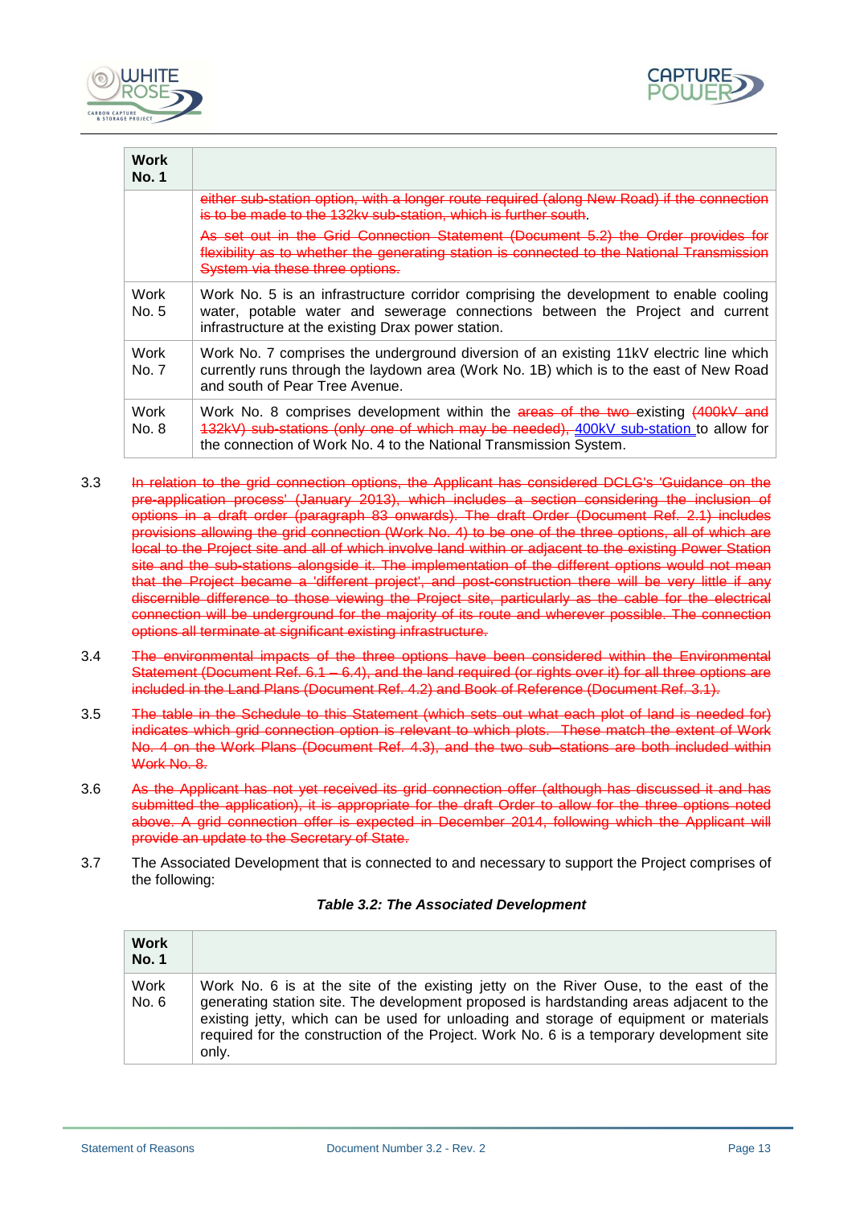| Work No. 1 | |
|---|---|
| | ~~either sub-station option, with a longer route required (along New Road) if the connection is to be made to the 132kv sub-station, which is further south~~. ~~As set out in the Grid Connection Statement (Document 5.2) the Order provides for flexibility as to whether the generating station is connected to the National Transmission System via these three options.~~ |
| Work No. 5 | Work No. 5 is an infrastructure corridor comprising the development to enable cooling water, potable water and sewerage connections between the Project and current infrastructure at the existing Drax power station. |
| Work No. 7 | Work No. 7 comprises the underground diversion of an existing 11kV electric line which currently runs through the laydown area (Work No. 1B) which is to the east of New Road and south of Pear Tree Avenue. |
| Work No. 8 | Work No. 8 comprises development within the ~~areas of the two~~ existing ~~(400kV and 132kV) sub-stations (only one of which may be needed),~~ 400kV sub-station to allow for the connection of Work No. 4 to the National Transmission System. |

3.3 ~~In relation to the grid connection options, the Applicant has considered DCLG's 'Guidance on the pre-application process' (January 2013), which includes a section considering the inclusion of options in a draft order (paragraph 83 onwards). The draft Order (Document Ref. 2.1) includes provisions allowing the grid connection (Work No. 4) to be one of the three options, all of which are local to the Project site and all of which involve land within or adjacent to the existing Power Station site and the sub-stations alongside it. The implementation of the different options would not mean that the Project became a 'different project', and post-construction there will be very little if any discernible difference to those viewing the Project site, particularly as the cable for the electrical connection will be underground for the majority of its route and wherever possible. The connection options all terminate at significant existing infrastructure.~~

3.4 ~~The environmental impacts of the three options have been considered within the Environmental Statement (Document Ref. 6.1 – 6.4), and the land required (or rights over it) for all three options are included in the Land Plans (Document Ref. 4.2) and Book of Reference (Document Ref. 3.1).~~

3.5 ~~The table in the Schedule to this Statement (which sets out what each plot of land is needed for) indicates which grid connection option is relevant to which plots. These match the extent of Work No. 4 on the Work Plans (Document Ref. 4.3), and the two sub-stations are both included within Work No. 8.~~

3.6 ~~As the Applicant has not yet received its grid connection offer (although has discussed it and has submitted the application), it is appropriate for the draft Order to allow for the three options noted above. A grid connection offer is expected in December 2014, following which the Applicant will provide an update to the Secretary of State.~~

3.7 The Associated Development that is connected to and necessary to support the Project comprises of the following:

***Table 3.2: The Associated Development***

| Work No. 1 | |
|---|---|
| Work No. 6 | Work No. 6 is at the site of the existing jetty on the River Ouse, to the east of the generating station site. The development proposed is hardstanding areas adjacent to the existing jetty, which can be used for unloading and storage of equipment or materials required for the construction of the Project. Work No. 6 is a temporary development site only. |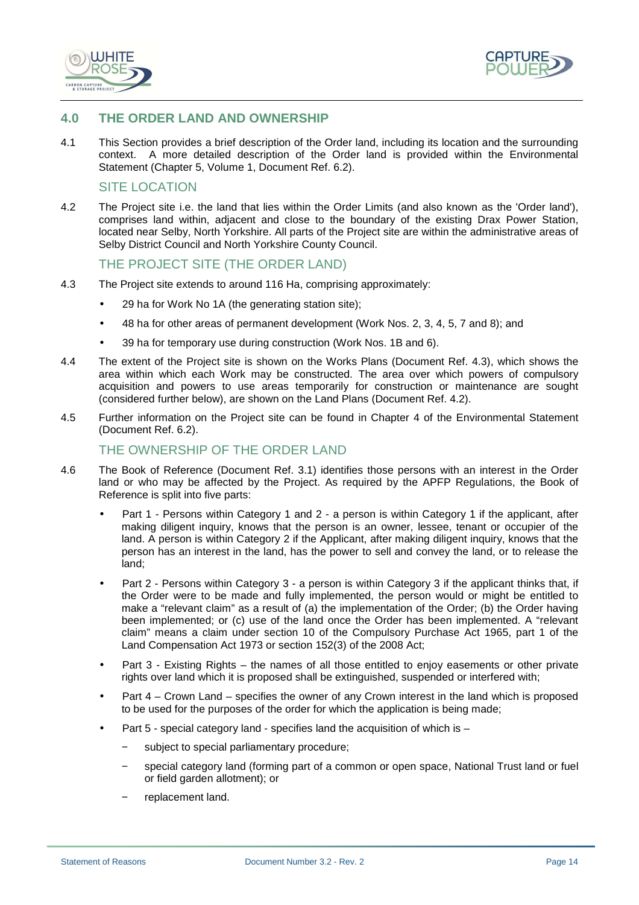## 4.0 THE ORDER LAND AND OWNERSHIP

4.1 This Section provides a brief description of the Order land, including its location and the surrounding context. A more detailed description of the Order land is provided within the Environmental Statement (Chapter 5, Volume 1, Document Ref. 6.2).

### SITE LOCATION

4.2 The Project site i.e. the land that lies within the Order Limits (and also known as the 'Order land'), comprises land within, adjacent and close to the boundary of the existing Drax Power Station, located near Selby, North Yorkshire. All parts of the Project site are within the administrative areas of Selby District Council and North Yorkshire County Council.

### THE PROJECT SITE (THE ORDER LAND)

4.3 The Project site extends to around 116 Ha, comprising approximately:

- 29 ha for Work No 1A (the generating station site);
- 48 ha for other areas of permanent development (Work Nos. 2, 3, 4, 5, 7 and 8); and
- 39 ha for temporary use during construction (Work Nos. 1B and 6).

4.4 The extent of the Project site is shown on the Works Plans (Document Ref. 4.3), which shows the area within which each Work may be constructed. The area over which powers of compulsory acquisition and powers to use areas temporarily for construction or maintenance are sought (considered further below), are shown on the Land Plans (Document Ref. 4.2).

4.5 Further information on the Project site can be found in Chapter 4 of the Environmental Statement (Document Ref. 6.2).

### THE OWNERSHIP OF THE ORDER LAND

4.6 The Book of Reference (Document Ref. 3.1) identifies those persons with an interest in the Order land or who may be affected by the Project. As required by the APFP Regulations, the Book of Reference is split into five parts:

- Part 1 - Persons within Category 1 and 2 - a person is within Category 1 if the applicant, after making diligent inquiry, knows that the person is an owner, lessee, tenant or occupier of the land. A person is within Category 2 if the Applicant, after making diligent inquiry, knows that the person has an interest in the land, has the power to sell and convey the land, or to release the land;
- Part 2 - Persons within Category 3 - a person is within Category 3 if the applicant thinks that, if the Order were to be made and fully implemented, the person would or might be entitled to make a "relevant claim" as a result of (a) the implementation of the Order; (b) the Order having been implemented; or (c) use of the land once the Order has been implemented. A "relevant claim" means a claim under section 10 of the Compulsory Purchase Act 1965, part 1 of the Land Compensation Act 1973 or section 152(3) of the 2008 Act;
- Part 3 - Existing Rights – the names of all those entitled to enjoy easements or other private rights over land which it is proposed shall be extinguished, suspended or interfered with;
- Part 4 – Crown Land – specifies the owner of any Crown interest in the land which is proposed to be used for the purposes of the order for which the application is being made;
- Part 5 - special category land - specifies land the acquisition of which is –
  - subject to special parliamentary procedure;
  - special category land (forming part of a common or open space, National Trust land or fuel or field garden allotment); or
  - replacement land.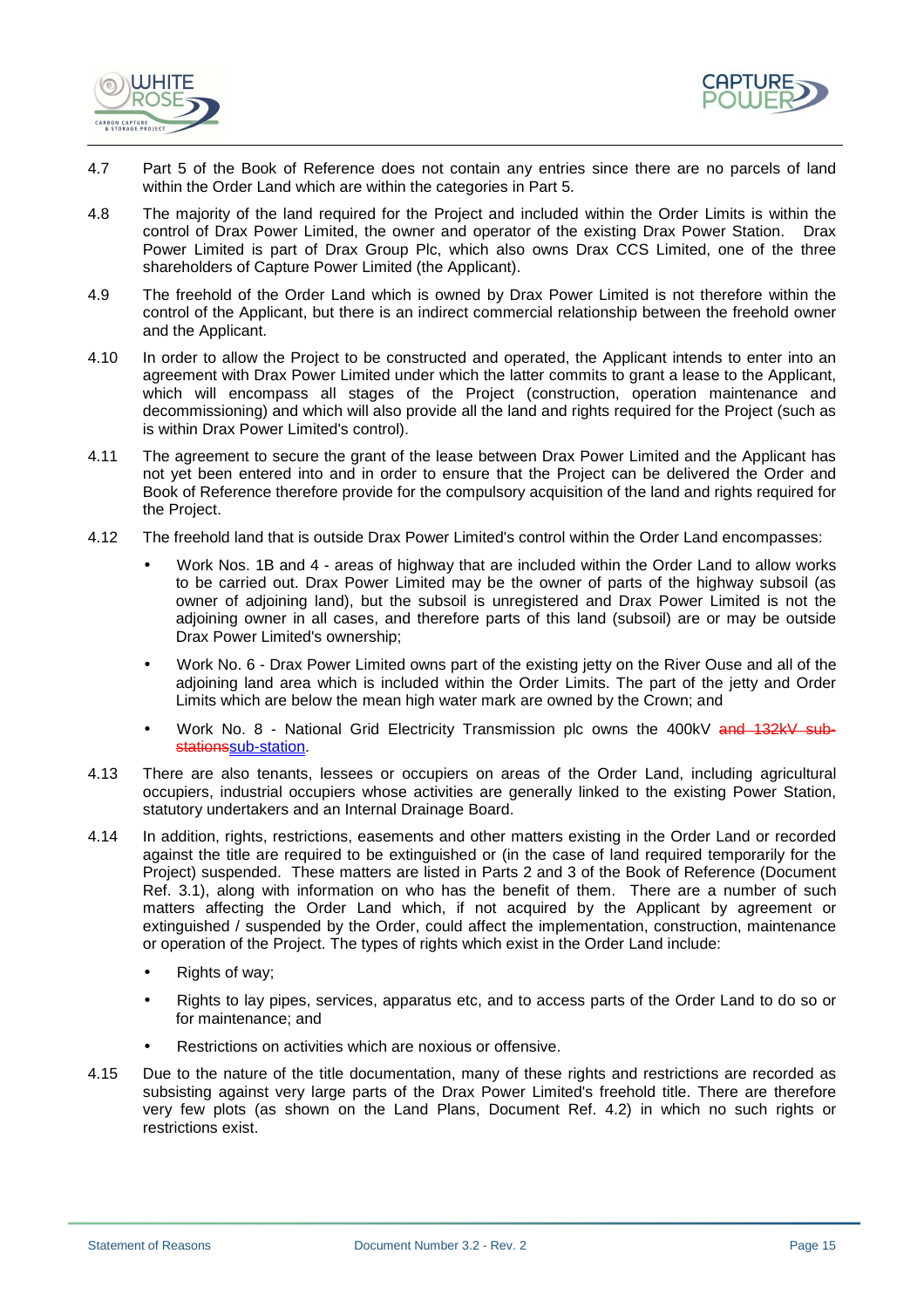4.7 Part 5 of the Book of Reference does not contain any entries since there are no parcels of land within the Order Land which are within the categories in Part 5.

4.8 The majority of the land required for the Project and included within the Order Limits is within the control of Drax Power Limited, the owner and operator of the existing Drax Power Station. Drax Power Limited is part of Drax Group Plc, which also owns Drax CCS Limited, one of the three shareholders of Capture Power Limited (the Applicant).

4.9 The freehold of the Order Land which is owned by Drax Power Limited is not therefore within the control of the Applicant, but there is an indirect commercial relationship between the freehold owner and the Applicant.

4.10 In order to allow the Project to be constructed and operated, the Applicant intends to enter into an agreement with Drax Power Limited under which the latter commits to grant a lease to the Applicant, which will encompass all stages of the Project (construction, operation maintenance and decommissioning) and which will also provide all the land and rights required for the Project (such as is within Drax Power Limited's control).

4.11 The agreement to secure the grant of the lease between Drax Power Limited and the Applicant has not yet been entered into and in order to ensure that the Project can be delivered the Order and Book of Reference therefore provide for the compulsory acquisition of the land and rights required for the Project.

4.12 The freehold land that is outside Drax Power Limited's control within the Order Land encompasses:

- Work Nos. 1B and 4 - areas of highway that are included within the Order Land to allow works to be carried out. Drax Power Limited may be the owner of parts of the highway subsoil (as owner of adjoining land), but the subsoil is unregistered and Drax Power Limited is not the adjoining owner in all cases, and therefore parts of this land (subsoil) are or may be outside Drax Power Limited's ownership;
- Work No. 6 - Drax Power Limited owns part of the existing jetty on the River Ouse and all of the adjoining land area which is included within the Order Limits. The part of the jetty and Order Limits which are below the mean high water mark are owned by the Crown; and
- Work No. 8 - National Grid Electricity Transmission plc owns the 400kV ~~and 132kV sub-stations~~sub-station.

4.13 There are also tenants, lessees or occupiers on areas of the Order Land, including agricultural occupiers, industrial occupiers whose activities are generally linked to the existing Power Station, statutory undertakers and an Internal Drainage Board.

4.14 In addition, rights, restrictions, easements and other matters existing in the Order Land or recorded against the title are required to be extinguished or (in the case of land required temporarily for the Project) suspended. These matters are listed in Parts 2 and 3 of the Book of Reference (Document Ref. 3.1), along with information on who has the benefit of them. There are a number of such matters affecting the Order Land which, if not acquired by the Applicant by agreement or extinguished / suspended by the Order, could affect the implementation, construction, maintenance or operation of the Project. The types of rights which exist in the Order Land include:

- Rights of way;
- Rights to lay pipes, services, apparatus etc, and to access parts of the Order Land to do so or for maintenance; and
- Restrictions on activities which are noxious or offensive.

4.15 Due to the nature of the title documentation, many of these rights and restrictions are recorded as subsisting against very large parts of the Drax Power Limited's freehold title. There are therefore very few plots (as shown on the Land Plans, Document Ref. 4.2) in which no such rights or restrictions exist.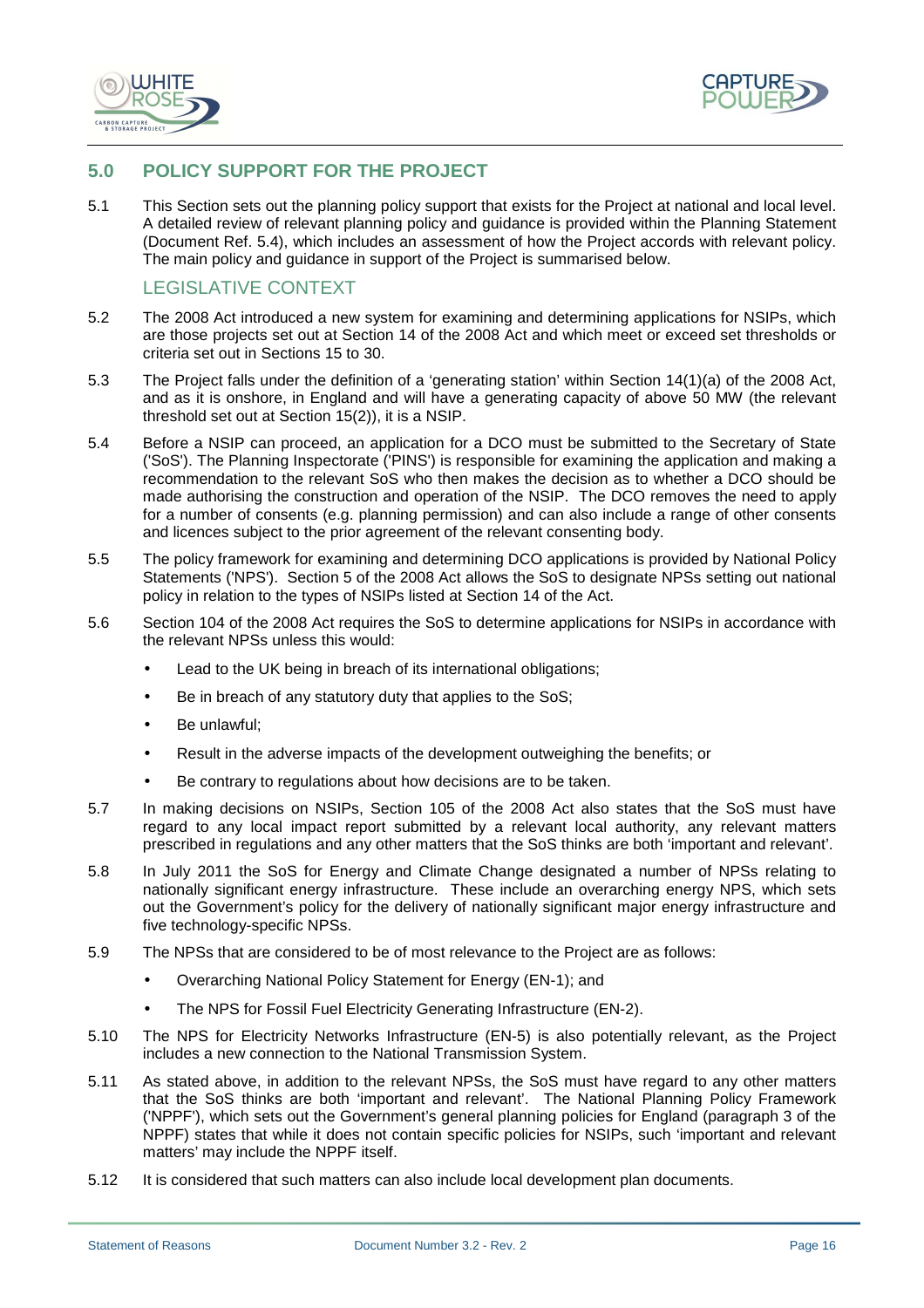## 5.0 POLICY SUPPORT FOR THE PROJECT

5.1 This Section sets out the planning policy support that exists for the Project at national and local level. A detailed review of relevant planning policy and guidance is provided within the Planning Statement (Document Ref. 5.4), which includes an assessment of how the Project accords with relevant policy. The main policy and guidance in support of the Project is summarised below.

### LEGISLATIVE CONTEXT

5.2 The 2008 Act introduced a new system for examining and determining applications for NSIPs, which are those projects set out at Section 14 of the 2008 Act and which meet or exceed set thresholds or criteria set out in Sections 15 to 30.

5.3 The Project falls under the definition of a 'generating station' within Section 14(1)(a) of the 2008 Act, and as it is onshore, in England and will have a generating capacity of above 50 MW (the relevant threshold set out at Section 15(2)), it is a NSIP.

5.4 Before a NSIP can proceed, an application for a DCO must be submitted to the Secretary of State ('SoS'). The Planning Inspectorate ('PINS') is responsible for examining the application and making a recommendation to the relevant SoS who then makes the decision as to whether a DCO should be made authorising the construction and operation of the NSIP. The DCO removes the need to apply for a number of consents (e.g. planning permission) and can also include a range of other consents and licences subject to the prior agreement of the relevant consenting body.

5.5 The policy framework for examining and determining DCO applications is provided by National Policy Statements ('NPS'). Section 5 of the 2008 Act allows the SoS to designate NPSs setting out national policy in relation to the types of NSIPs listed at Section 14 of the Act.

5.6 Section 104 of the 2008 Act requires the SoS to determine applications for NSIPs in accordance with the relevant NPSs unless this would:

- Lead to the UK being in breach of its international obligations;
- Be in breach of any statutory duty that applies to the SoS;
- Be unlawful;
- Result in the adverse impacts of the development outweighing the benefits; or
- Be contrary to regulations about how decisions are to be taken.

5.7 In making decisions on NSIPs, Section 105 of the 2008 Act also states that the SoS must have regard to any local impact report submitted by a relevant local authority, any relevant matters prescribed in regulations and any other matters that the SoS thinks are both 'important and relevant'.

5.8 In July 2011 the SoS for Energy and Climate Change designated a number of NPSs relating to nationally significant energy infrastructure. These include an overarching energy NPS, which sets out the Government's policy for the delivery of nationally significant major energy infrastructure and five technology-specific NPSs.

5.9 The NPSs that are considered to be of most relevance to the Project are as follows:

- Overarching National Policy Statement for Energy (EN-1); and
- The NPS for Fossil Fuel Electricity Generating Infrastructure (EN-2).

5.10 The NPS for Electricity Networks Infrastructure (EN-5) is also potentially relevant, as the Project includes a new connection to the National Transmission System.

5.11 As stated above, in addition to the relevant NPSs, the SoS must have regard to any other matters that the SoS thinks are both 'important and relevant'. The National Planning Policy Framework ('NPPF'), which sets out the Government's general planning policies for England (paragraph 3 of the NPPF) states that while it does not contain specific policies for NSIPs, such 'important and relevant matters' may include the NPPF itself.

5.12 It is considered that such matters can also include local development plan documents.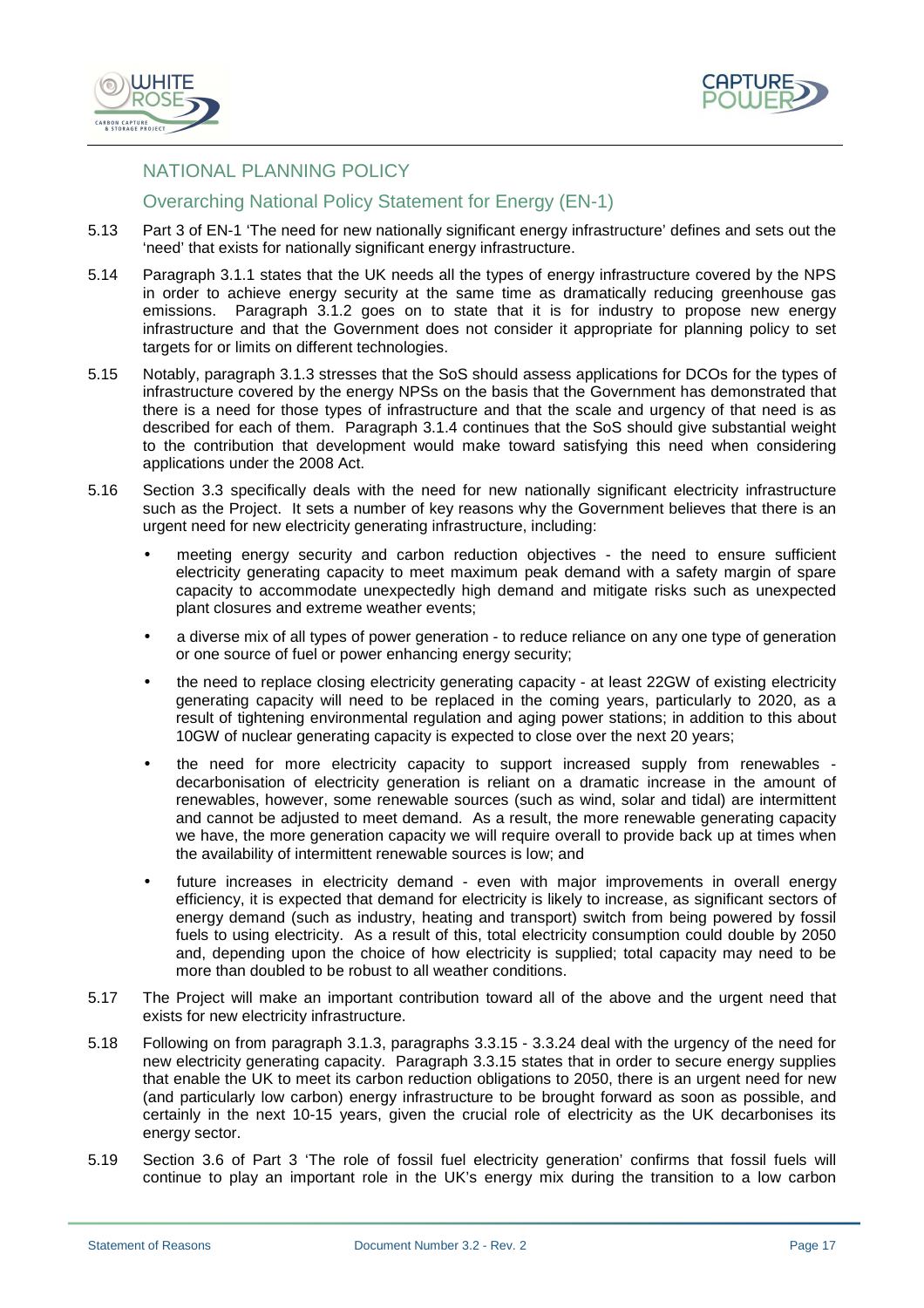## NATIONAL PLANNING POLICY

### Overarching National Policy Statement for Energy (EN-1)

5.13 Part 3 of EN-1 'The need for new nationally significant energy infrastructure' defines and sets out the 'need' that exists for nationally significant energy infrastructure.

5.14 Paragraph 3.1.1 states that the UK needs all the types of energy infrastructure covered by the NPS in order to achieve energy security at the same time as dramatically reducing greenhouse gas emissions. Paragraph 3.1.2 goes on to state that it is for industry to propose new energy infrastructure and that the Government does not consider it appropriate for planning policy to set targets for or limits on different technologies.

5.15 Notably, paragraph 3.1.3 stresses that the SoS should assess applications for DCOs for the types of infrastructure covered by the energy NPSs on the basis that the Government has demonstrated that there is a need for those types of infrastructure and that the scale and urgency of that need is as described for each of them. Paragraph 3.1.4 continues that the SoS should give substantial weight to the contribution that development would make toward satisfying this need when considering applications under the 2008 Act.

5.16 Section 3.3 specifically deals with the need for new nationally significant electricity infrastructure such as the Project. It sets a number of key reasons why the Government believes that there is an urgent need for new electricity generating infrastructure, including:

- meeting energy security and carbon reduction objectives - the need to ensure sufficient electricity generating capacity to meet maximum peak demand with a safety margin of spare capacity to accommodate unexpectedly high demand and mitigate risks such as unexpected plant closures and extreme weather events;
- a diverse mix of all types of power generation - to reduce reliance on any one type of generation or one source of fuel or power enhancing energy security;
- the need to replace closing electricity generating capacity - at least 22GW of existing electricity generating capacity will need to be replaced in the coming years, particularly to 2020, as a result of tightening environmental regulation and aging power stations; in addition to this about 10GW of nuclear generating capacity is expected to close over the next 20 years;
- the need for more electricity capacity to support increased supply from renewables - decarbonisation of electricity generation is reliant on a dramatic increase in the amount of renewables, however, some renewable sources (such as wind, solar and tidal) are intermittent and cannot be adjusted to meet demand. As a result, the more renewable generating capacity we have, the more generation capacity we will require overall to provide back up at times when the availability of intermittent renewable sources is low; and
- future increases in electricity demand - even with major improvements in overall energy efficiency, it is expected that demand for electricity is likely to increase, as significant sectors of energy demand (such as industry, heating and transport) switch from being powered by fossil fuels to using electricity. As a result of this, total electricity consumption could double by 2050 and, depending upon the choice of how electricity is supplied; total capacity may need to be more than doubled to be robust to all weather conditions.

5.17 The Project will make an important contribution toward all of the above and the urgent need that exists for new electricity infrastructure.

5.18 Following on from paragraph 3.1.3, paragraphs 3.3.15 - 3.3.24 deal with the urgency of the need for new electricity generating capacity. Paragraph 3.3.15 states that in order to secure energy supplies that enable the UK to meet its carbon reduction obligations to 2050, there is an urgent need for new (and particularly low carbon) energy infrastructure to be brought forward as soon as possible, and certainly in the next 10-15 years, given the crucial role of electricity as the UK decarbonises its energy sector.

5.19 Section 3.6 of Part 3 'The role of fossil fuel electricity generation' confirms that fossil fuels will continue to play an important role in the UK's energy mix during the transition to a low carbon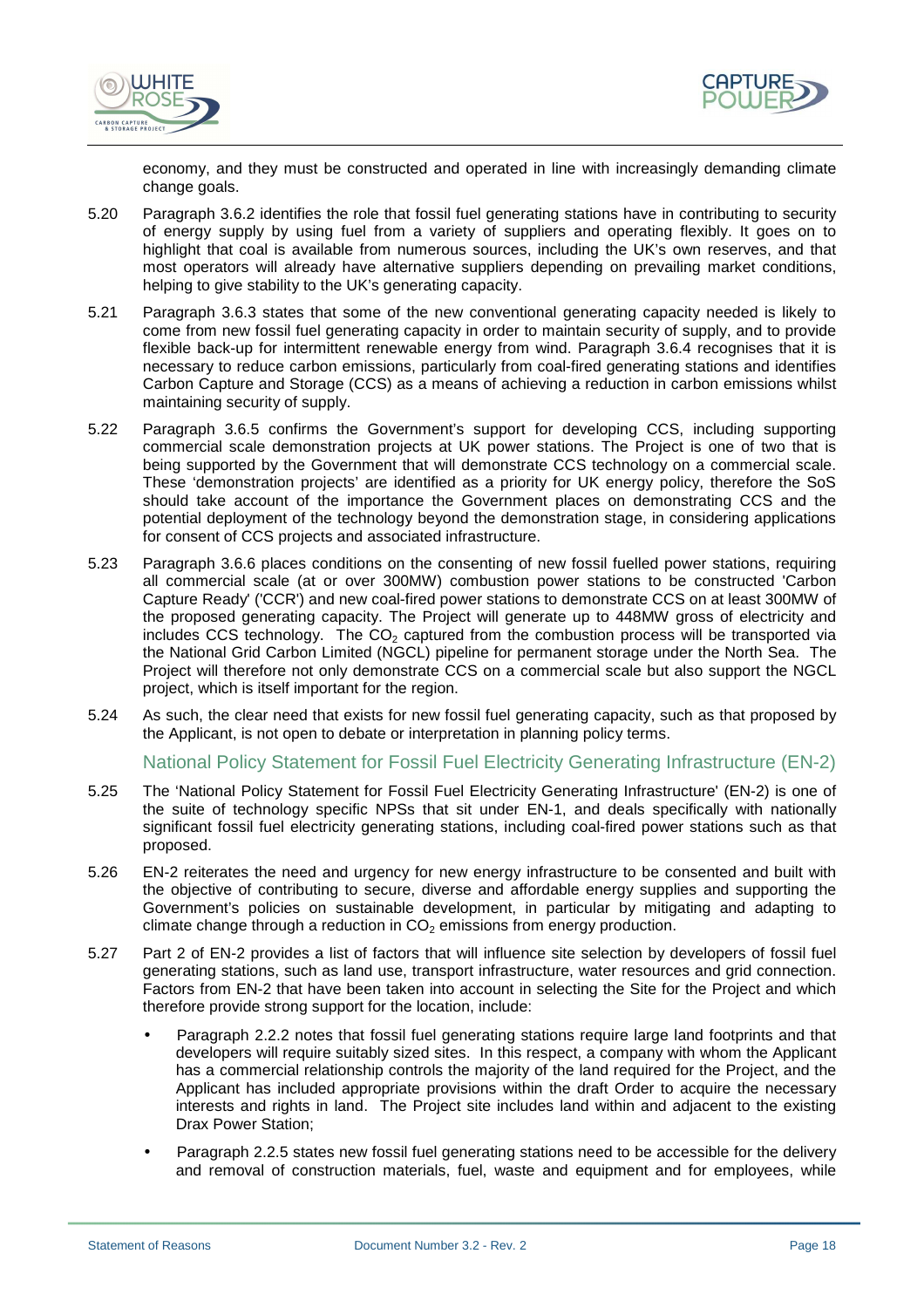economy, and they must be constructed and operated in line with increasingly demanding climate change goals.

5.20 Paragraph 3.6.2 identifies the role that fossil fuel generating stations have in contributing to security of energy supply by using fuel from a variety of suppliers and operating flexibly. It goes on to highlight that coal is available from numerous sources, including the UK's own reserves, and that most operators will already have alternative suppliers depending on prevailing market conditions, helping to give stability to the UK's generating capacity.

5.21 Paragraph 3.6.3 states that some of the new conventional generating capacity needed is likely to come from new fossil fuel generating capacity in order to maintain security of supply, and to provide flexible back-up for intermittent renewable energy from wind. Paragraph 3.6.4 recognises that it is necessary to reduce carbon emissions, particularly from coal-fired generating stations and identifies Carbon Capture and Storage (CCS) as a means of achieving a reduction in carbon emissions whilst maintaining security of supply.

5.22 Paragraph 3.6.5 confirms the Government's support for developing CCS, including supporting commercial scale demonstration projects at UK power stations. The Project is one of two that is being supported by the Government that will demonstrate CCS technology on a commercial scale. These 'demonstration projects' are identified as a priority for UK energy policy, therefore the SoS should take account of the importance the Government places on demonstrating CCS and the potential deployment of the technology beyond the demonstration stage, in considering applications for consent of CCS projects and associated infrastructure.

5.23 Paragraph 3.6.6 places conditions on the consenting of new fossil fuelled power stations, requiring all commercial scale (at or over 300MW) combustion power stations to be constructed 'Carbon Capture Ready' ('CCR') and new coal-fired power stations to demonstrate CCS on at least 300MW of the proposed generating capacity. The Project will generate up to 448MW gross of electricity and includes CCS technology. The $CO_2$ captured from the combustion process will be transported via the National Grid Carbon Limited (NGCL) pipeline for permanent storage under the North Sea. The Project will therefore not only demonstrate CCS on a commercial scale but also support the NGCL project, which is itself important for the region.

5.24 As such, the clear need that exists for new fossil fuel generating capacity, such as that proposed by the Applicant, is not open to debate or interpretation in planning policy terms.

### National Policy Statement for Fossil Fuel Electricity Generating Infrastructure (EN-2)

5.25 The 'National Policy Statement for Fossil Fuel Electricity Generating Infrastructure' (EN-2) is one of the suite of technology specific NPSs that sit under EN-1, and deals specifically with nationally significant fossil fuel electricity generating stations, including coal-fired power stations such as that proposed.

5.26 EN-2 reiterates the need and urgency for new energy infrastructure to be consented and built with the objective of contributing to secure, diverse and affordable energy supplies and supporting the Government's policies on sustainable development, in particular by mitigating and adapting to climate change through a reduction in $CO_2$ emissions from energy production.

5.27 Part 2 of EN-2 provides a list of factors that will influence site selection by developers of fossil fuel generating stations, such as land use, transport infrastructure, water resources and grid connection. Factors from EN-2 that have been taken into account in selecting the Site for the Project and which therefore provide strong support for the location, include:

- Paragraph 2.2.2 notes that fossil fuel generating stations require large land footprints and that developers will require suitably sized sites. In this respect, a company with whom the Applicant has a commercial relationship controls the majority of the land required for the Project, and the Applicant has included appropriate provisions within the draft Order to acquire the necessary interests and rights in land. The Project site includes land within and adjacent to the existing Drax Power Station;

- Paragraph 2.2.5 states new fossil fuel generating stations need to be accessible for the delivery and removal of construction materials, fuel, waste and equipment and for employees, while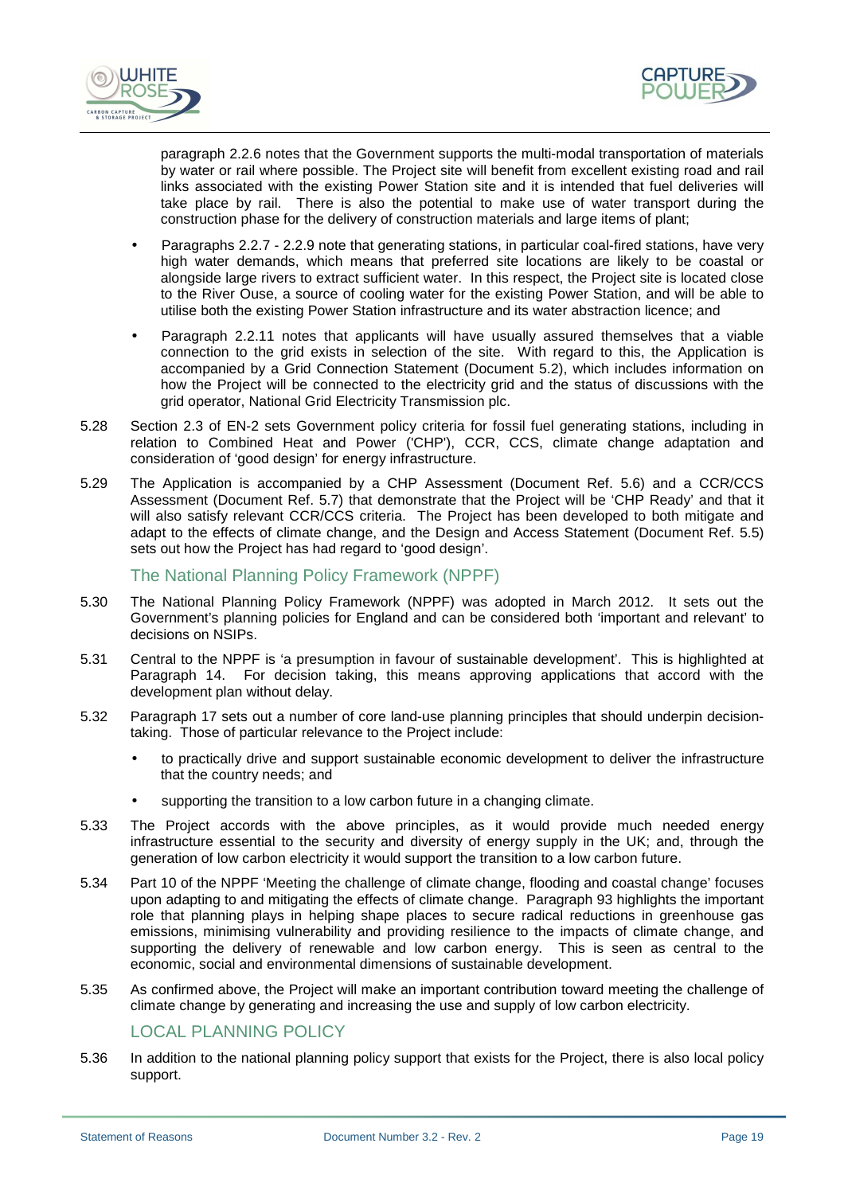paragraph 2.2.6 notes that the Government supports the multi-modal transportation of materials by water or rail where possible. The Project site will benefit from excellent existing road and rail links associated with the existing Power Station site and it is intended that fuel deliveries will take place by rail. There is also the potential to make use of water transport during the construction phase for the delivery of construction materials and large items of plant;

- Paragraphs 2.2.7 - 2.2.9 note that generating stations, in particular coal-fired stations, have very high water demands, which means that preferred site locations are likely to be coastal or alongside large rivers to extract sufficient water. In this respect, the Project site is located close to the River Ouse, a source of cooling water for the existing Power Station, and will be able to utilise both the existing Power Station infrastructure and its water abstraction licence; and
- Paragraph 2.2.11 notes that applicants will have usually assured themselves that a viable connection to the grid exists in selection of the site. With regard to this, the Application is accompanied by a Grid Connection Statement (Document 5.2), which includes information on how the Project will be connected to the electricity grid and the status of discussions with the grid operator, National Grid Electricity Transmission plc.

5.28 Section 2.3 of EN-2 sets Government policy criteria for fossil fuel generating stations, including in relation to Combined Heat and Power ('CHP'), CCR, CCS, climate change adaptation and consideration of 'good design' for energy infrastructure.

5.29 The Application is accompanied by a CHP Assessment (Document Ref. 5.6) and a CCR/CCS Assessment (Document Ref. 5.7) that demonstrate that the Project will be 'CHP Ready' and that it will also satisfy relevant CCR/CCS criteria. The Project has been developed to both mitigate and adapt to the effects of climate change, and the Design and Access Statement (Document Ref. 5.5) sets out how the Project has had regard to 'good design'.

### The National Planning Policy Framework (NPPF)

5.30 The National Planning Policy Framework (NPPF) was adopted in March 2012. It sets out the Government's planning policies for England and can be considered both 'important and relevant' to decisions on NSIPs.

5.31 Central to the NPPF is 'a presumption in favour of sustainable development'. This is highlighted at Paragraph 14. For decision taking, this means approving applications that accord with the development plan without delay.

5.32 Paragraph 17 sets out a number of core land-use planning principles that should underpin decision-taking. Those of particular relevance to the Project include:

- to practically drive and support sustainable economic development to deliver the infrastructure that the country needs; and
- supporting the transition to a low carbon future in a changing climate.

5.33 The Project accords with the above principles, as it would provide much needed energy infrastructure essential to the security and diversity of energy supply in the UK; and, through the generation of low carbon electricity it would support the transition to a low carbon future.

5.34 Part 10 of the NPPF 'Meeting the challenge of climate change, flooding and coastal change' focuses upon adapting to and mitigating the effects of climate change. Paragraph 93 highlights the important role that planning plays in helping shape places to secure radical reductions in greenhouse gas emissions, minimising vulnerability and providing resilience to the impacts of climate change, and supporting the delivery of renewable and low carbon energy. This is seen as central to the economic, social and environmental dimensions of sustainable development.

5.35 As confirmed above, the Project will make an important contribution toward meeting the challenge of climate change by generating and increasing the use and supply of low carbon electricity.

## LOCAL PLANNING POLICY

5.36 In addition to the national planning policy support that exists for the Project, there is also local policy support.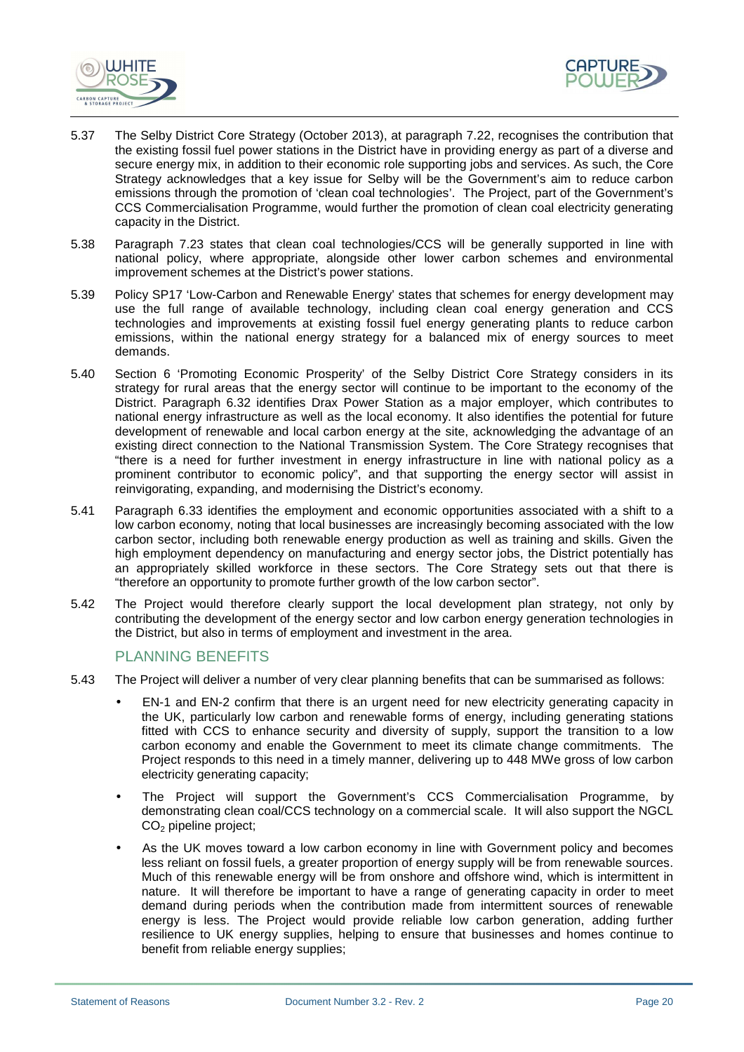5.37 The Selby District Core Strategy (October 2013), at paragraph 7.22, recognises the contribution that the existing fossil fuel power stations in the District have in providing energy as part of a diverse and secure energy mix, in addition to their economic role supporting jobs and services. As such, the Core Strategy acknowledges that a key issue for Selby will be the Government's aim to reduce carbon emissions through the promotion of 'clean coal technologies'. The Project, part of the Government's CCS Commercialisation Programme, would further the promotion of clean coal electricity generating capacity in the District.

5.38 Paragraph 7.23 states that clean coal technologies/CCS will be generally supported in line with national policy, where appropriate, alongside other lower carbon schemes and environmental improvement schemes at the District's power stations.

5.39 Policy SP17 'Low-Carbon and Renewable Energy' states that schemes for energy development may use the full range of available technology, including clean coal energy generation and CCS technologies and improvements at existing fossil fuel energy generating plants to reduce carbon emissions, within the national energy strategy for a balanced mix of energy sources to meet demands.

5.40 Section 6 'Promoting Economic Prosperity' of the Selby District Core Strategy considers in its strategy for rural areas that the energy sector will continue to be important to the economy of the District. Paragraph 6.32 identifies Drax Power Station as a major employer, which contributes to national energy infrastructure as well as the local economy. It also identifies the potential for future development of renewable and local carbon energy at the site, acknowledging the advantage of an existing direct connection to the National Transmission System. The Core Strategy recognises that "there is a need for further investment in energy infrastructure in line with national policy as a prominent contributor to economic policy", and that supporting the energy sector will assist in reinvigorating, expanding, and modernising the District's economy.

5.41 Paragraph 6.33 identifies the employment and economic opportunities associated with a shift to a low carbon economy, noting that local businesses are increasingly becoming associated with the low carbon sector, including both renewable energy production as well as training and skills. Given the high employment dependency on manufacturing and energy sector jobs, the District potentially has an appropriately skilled workforce in these sectors. The Core Strategy sets out that there is "therefore an opportunity to promote further growth of the low carbon sector".

5.42 The Project would therefore clearly support the local development plan strategy, not only by contributing the development of the energy sector and low carbon energy generation technologies in the District, but also in terms of employment and investment in the area.

## PLANNING BENEFITS

5.43 The Project will deliver a number of very clear planning benefits that can be summarised as follows:

- EN-1 and EN-2 confirm that there is an urgent need for new electricity generating capacity in the UK, particularly low carbon and renewable forms of energy, including generating stations fitted with CCS to enhance security and diversity of supply, support the transition to a low carbon economy and enable the Government to meet its climate change commitments. The Project responds to this need in a timely manner, delivering up to 448 MWe gross of low carbon electricity generating capacity;
- The Project will support the Government's CCS Commercialisation Programme, by demonstrating clean coal/CCS technology on a commercial scale. It will also support the NGCL $CO_2$ pipeline project;
- As the UK moves toward a low carbon economy in line with Government policy and becomes less reliant on fossil fuels, a greater proportion of energy supply will be from renewable sources. Much of this renewable energy will be from onshore and offshore wind, which is intermittent in nature. It will therefore be important to have a range of generating capacity in order to meet demand during periods when the contribution made from intermittent sources of renewable energy is less. The Project would provide reliable low carbon generation, adding further resilience to UK energy supplies, helping to ensure that businesses and homes continue to benefit from reliable energy supplies;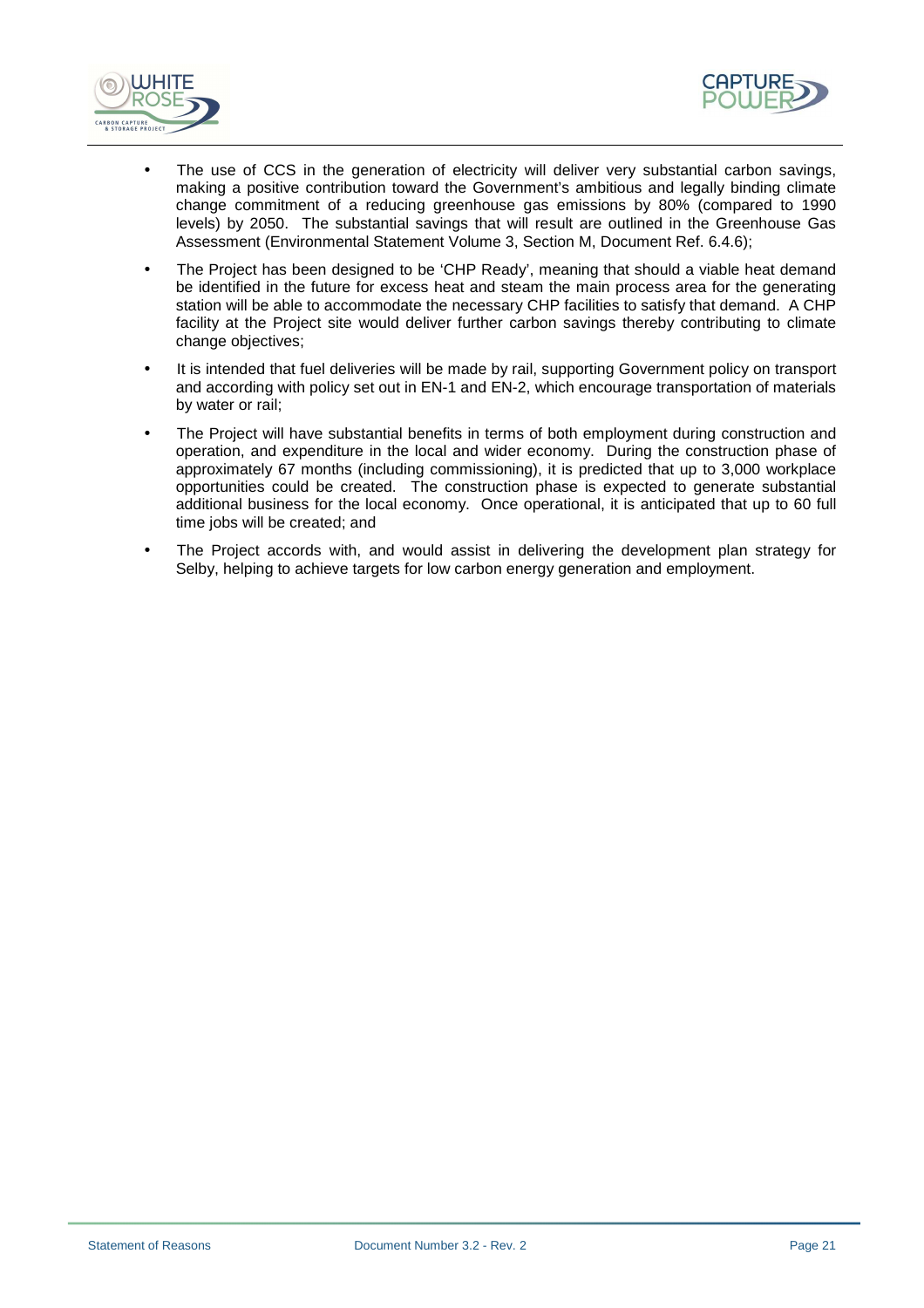- The use of CCS in the generation of electricity will deliver very substantial carbon savings, making a positive contribution toward the Government's ambitious and legally binding climate change commitment of a reducing greenhouse gas emissions by 80% (compared to 1990 levels) by 2050. The substantial savings that will result are outlined in the Greenhouse Gas Assessment (Environmental Statement Volume 3, Section M, Document Ref. 6.4.6);
- The Project has been designed to be 'CHP Ready', meaning that should a viable heat demand be identified in the future for excess heat and steam the main process area for the generating station will be able to accommodate the necessary CHP facilities to satisfy that demand. A CHP facility at the Project site would deliver further carbon savings thereby contributing to climate change objectives;
- It is intended that fuel deliveries will be made by rail, supporting Government policy on transport and according with policy set out in EN-1 and EN-2, which encourage transportation of materials by water or rail;
- The Project will have substantial benefits in terms of both employment during construction and operation, and expenditure in the local and wider economy. During the construction phase of approximately 67 months (including commissioning), it is predicted that up to 3,000 workplace opportunities could be created. The construction phase is expected to generate substantial additional business for the local economy. Once operational, it is anticipated that up to 60 full time jobs will be created; and
- The Project accords with, and would assist in delivering the development plan strategy for Selby, helping to achieve targets for low carbon energy generation and employment.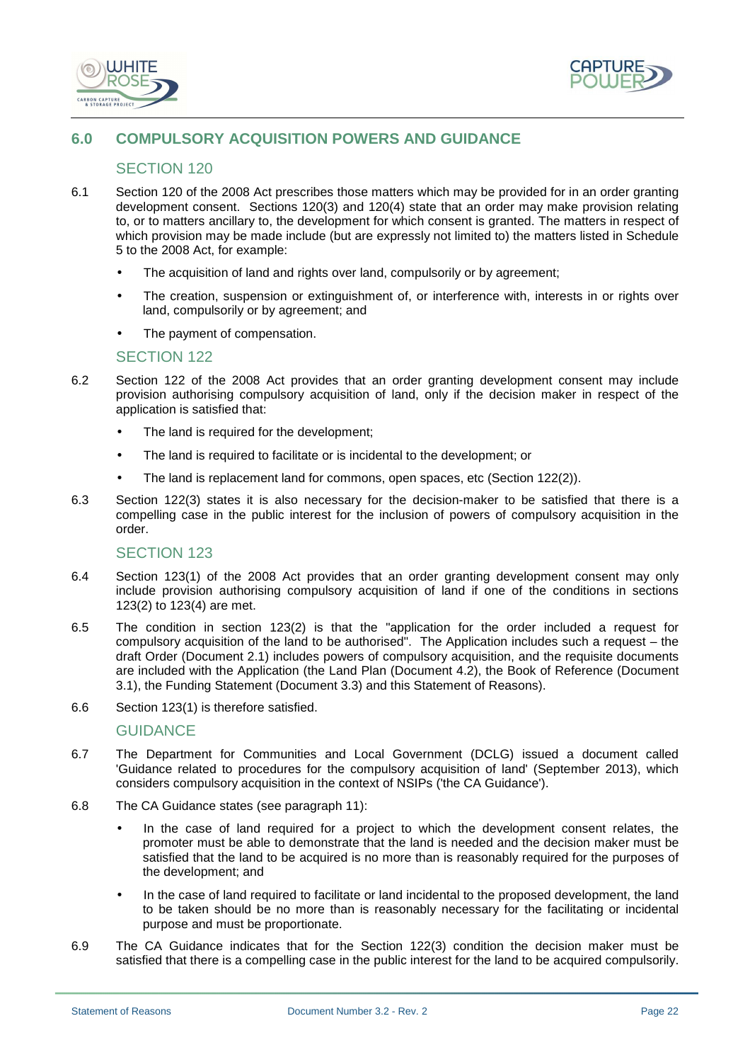## 6.0 COMPULSORY ACQUISITION POWERS AND GUIDANCE

### SECTION 120

6.1 Section 120 of the 2008 Act prescribes those matters which may be provided for in an order granting development consent. Sections 120(3) and 120(4) state that an order may make provision relating to, or to matters ancillary to, the development for which consent is granted. The matters in respect of which provision may be made include (but are expressly not limited to) the matters listed in Schedule 5 to the 2008 Act, for example:

- The acquisition of land and rights over land, compulsorily or by agreement;
- The creation, suspension or extinguishment of, or interference with, interests in or rights over land, compulsorily or by agreement; and
- The payment of compensation.

### SECTION 122

6.2 Section 122 of the 2008 Act provides that an order granting development consent may include provision authorising compulsory acquisition of land, only if the decision maker in respect of the application is satisfied that:

- The land is required for the development;
- The land is required to facilitate or is incidental to the development; or
- The land is replacement land for commons, open spaces, etc (Section 122(2)).

6.3 Section 122(3) states it is also necessary for the decision-maker to be satisfied that there is a compelling case in the public interest for the inclusion of powers of compulsory acquisition in the order.

### SECTION 123

6.4 Section 123(1) of the 2008 Act provides that an order granting development consent may only include provision authorising compulsory acquisition of land if one of the conditions in sections 123(2) to 123(4) are met.

6.5 The condition in section 123(2) is that the "application for the order included a request for compulsory acquisition of the land to be authorised". The Application includes such a request – the draft Order (Document 2.1) includes powers of compulsory acquisition, and the requisite documents are included with the Application (the Land Plan (Document 4.2), the Book of Reference (Document 3.1), the Funding Statement (Document 3.3) and this Statement of Reasons).

6.6 Section 123(1) is therefore satisfied.

### GUIDANCE

6.7 The Department for Communities and Local Government (DCLG) issued a document called 'Guidance related to procedures for the compulsory acquisition of land' (September 2013), which considers compulsory acquisition in the context of NSIPs ('the CA Guidance').

6.8 The CA Guidance states (see paragraph 11):

- In the case of land required for a project to which the development consent relates, the promoter must be able to demonstrate that the land is needed and the decision maker must be satisfied that the land to be acquired is no more than is reasonably required for the purposes of the development; and
- In the case of land required to facilitate or land incidental to the proposed development, the land to be taken should be no more than is reasonably necessary for the facilitating or incidental purpose and must be proportionate.

6.9 The CA Guidance indicates that for the Section 122(3) condition the decision maker must be satisfied that there is a compelling case in the public interest for the land to be acquired compulsorily.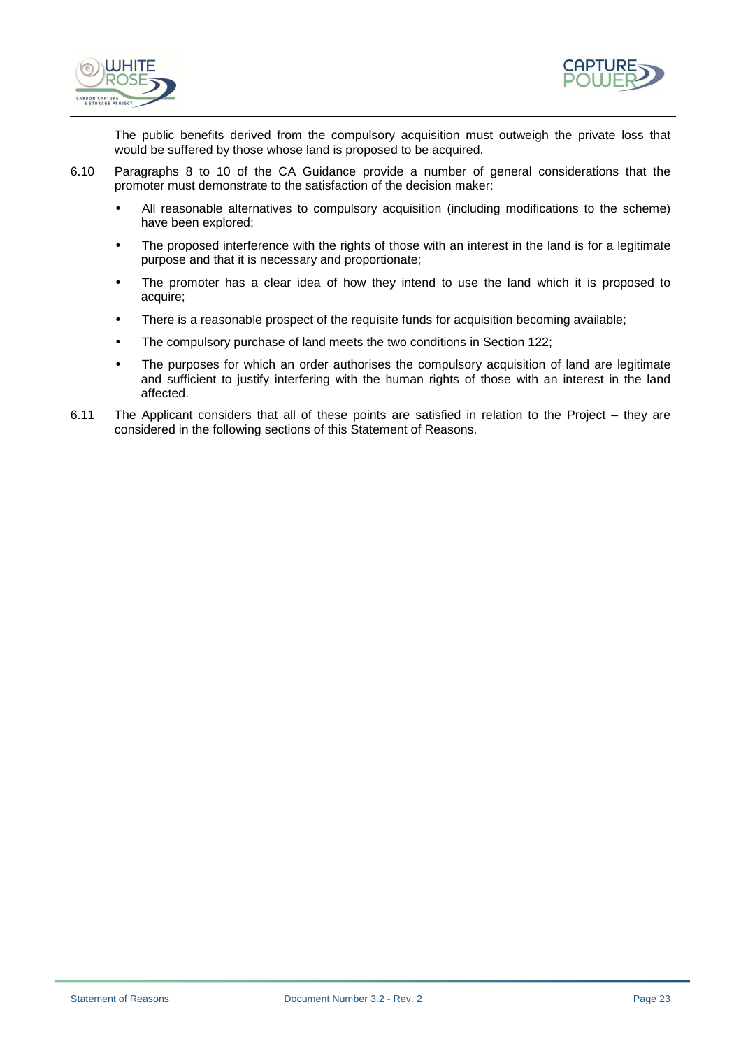The public benefits derived from the compulsory acquisition must outweigh the private loss that would be suffered by those whose land is proposed to be acquired.

6.10 Paragraphs 8 to 10 of the CA Guidance provide a number of general considerations that the promoter must demonstrate to the satisfaction of the decision maker:

- All reasonable alternatives to compulsory acquisition (including modifications to the scheme) have been explored;
- The proposed interference with the rights of those with an interest in the land is for a legitimate purpose and that it is necessary and proportionate;
- The promoter has a clear idea of how they intend to use the land which it is proposed to acquire;
- There is a reasonable prospect of the requisite funds for acquisition becoming available;
- The compulsory purchase of land meets the two conditions in Section 122;
- The purposes for which an order authorises the compulsory acquisition of land are legitimate and sufficient to justify interfering with the human rights of those with an interest in the land affected.

6.11 The Applicant considers that all of these points are satisfied in relation to the Project – they are considered in the following sections of this Statement of Reasons.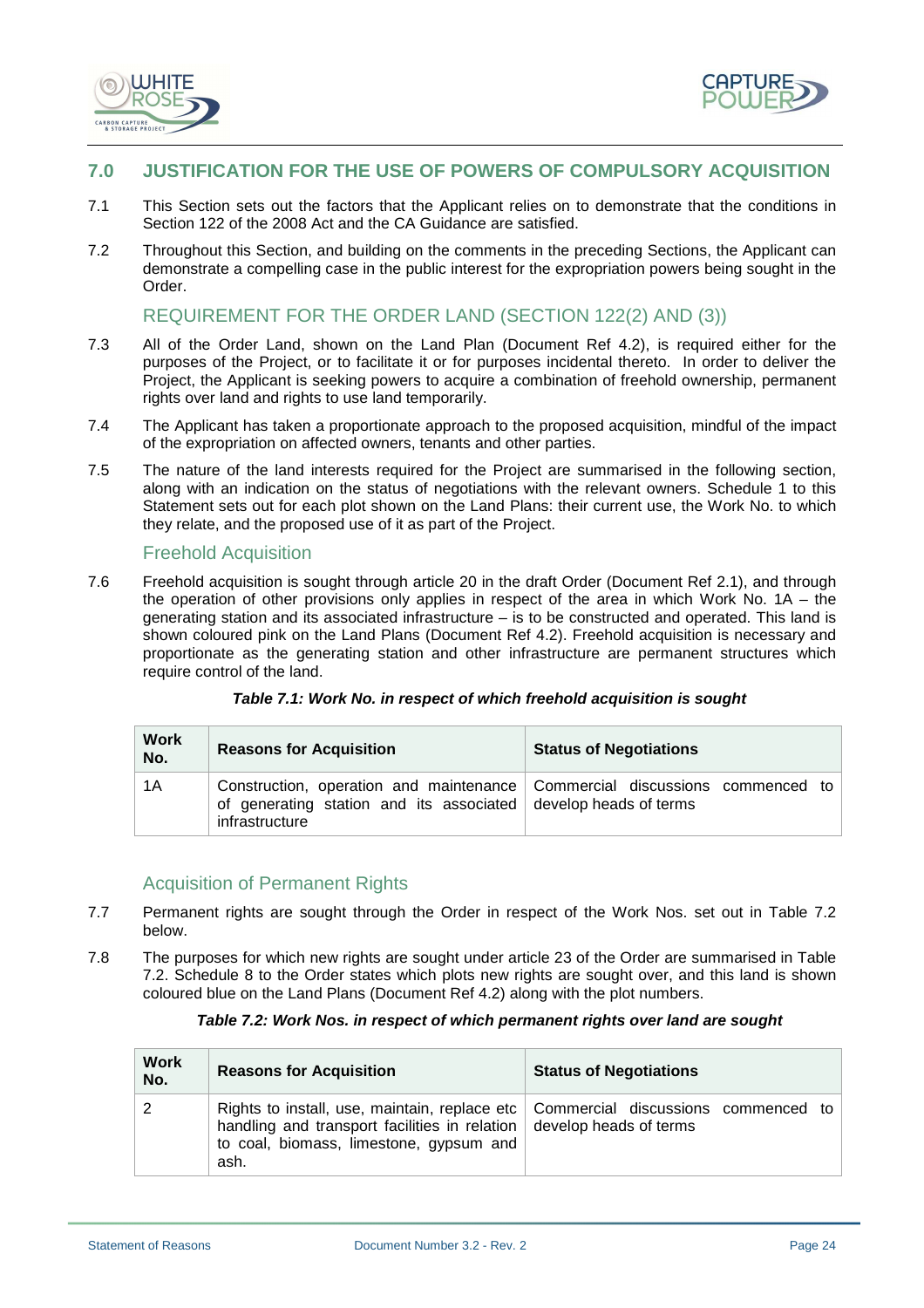## 7.0 JUSTIFICATION FOR THE USE OF POWERS OF COMPULSORY ACQUISITION

7.1 This Section sets out the factors that the Applicant relies on to demonstrate that the conditions in Section 122 of the 2008 Act and the CA Guidance are satisfied.

7.2 Throughout this Section, and building on the comments in the preceding Sections, the Applicant can demonstrate a compelling case in the public interest for the expropriation powers being sought in the Order.

### REQUIREMENT FOR THE ORDER LAND (SECTION 122(2) AND (3))

7.3 All of the Order Land, shown on the Land Plan (Document Ref 4.2), is required either for the purposes of the Project, or to facilitate it or for purposes incidental thereto. In order to deliver the Project, the Applicant is seeking powers to acquire a combination of freehold ownership, permanent rights over land and rights to use land temporarily.

7.4 The Applicant has taken a proportionate approach to the proposed acquisition, mindful of the impact of the expropriation on affected owners, tenants and other parties.

7.5 The nature of the land interests required for the Project are summarised in the following section, along with an indication on the status of negotiations with the relevant owners. Schedule 1 to this Statement sets out for each plot shown on the Land Plans: their current use, the Work No. to which they relate, and the proposed use of it as part of the Project.

### Freehold Acquisition

7.6 Freehold acquisition is sought through article 20 in the draft Order (Document Ref 2.1), and through the operation of other provisions only applies in respect of the area in which Work No. 1A – the generating station and its associated infrastructure – is to be constructed and operated. This land is shown coloured pink on the Land Plans (Document Ref 4.2). Freehold acquisition is necessary and proportionate as the generating station and other infrastructure are permanent structures which require control of the land.

***Table 7.1: Work No. in respect of which freehold acquisition is sought***

| Work No. | Reasons for Acquisition | Status of Negotiations |
|---|---|---|
| 1A | Construction, operation and maintenance of generating station and its associated infrastructure | Commercial discussions commenced to develop heads of terms |

### Acquisition of Permanent Rights

7.7 Permanent rights are sought through the Order in respect of the Work Nos. set out in Table 7.2 below.

7.8 The purposes for which new rights are sought under article 23 of the Order are summarised in Table 7.2. Schedule 8 to the Order states which plots new rights are sought over, and this land is shown coloured blue on the Land Plans (Document Ref 4.2) along with the plot numbers.

***Table 7.2: Work Nos. in respect of which permanent rights over land are sought***

| Work No. | Reasons for Acquisition | Status of Negotiations |
|---|---|---|
| 2 | Rights to install, use, maintain, replace etc handling and transport facilities in relation to coal, biomass, limestone, gypsum and ash. | Commercial discussions commenced to develop heads of terms |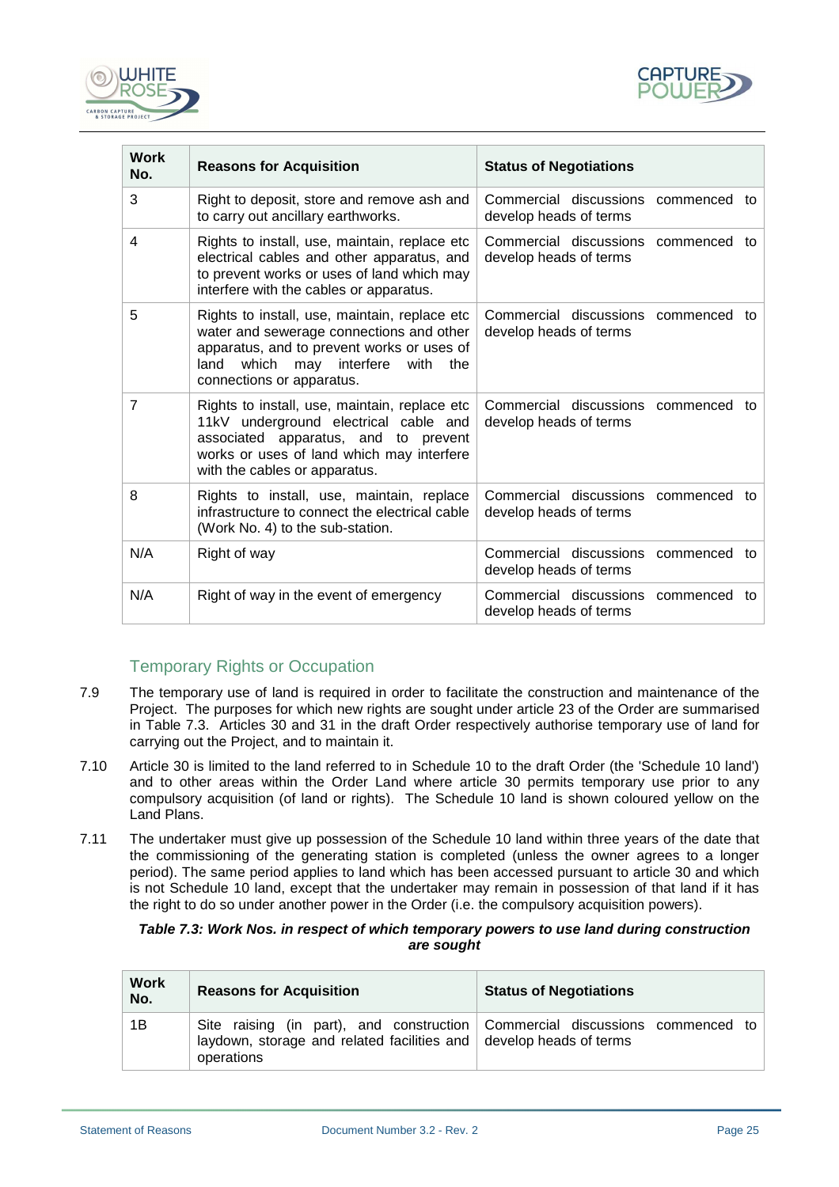| Work No. | Reasons for Acquisition | Status of Negotiations |
|---|---|---|
| 3 | Right to deposit, store and remove ash and to carry out ancillary earthworks. | Commercial discussions commenced to develop heads of terms |
| 4 | Rights to install, use, maintain, replace etc electrical cables and other apparatus, and to prevent works or uses of land which may interfere with the cables or apparatus. | Commercial discussions commenced to develop heads of terms |
| 5 | Rights to install, use, maintain, replace etc water and sewerage connections and other apparatus, and to prevent works or uses of land which may interfere with the connections or apparatus. | Commercial discussions commenced to develop heads of terms |
| 7 | Rights to install, use, maintain, replace etc 11kV underground electrical cable and associated apparatus, and to prevent works or uses of land which may interfere with the cables or apparatus. | Commercial discussions commenced to develop heads of terms |
| 8 | Rights to install, use, maintain, replace infrastructure to connect the electrical cable (Work No. 4) to the sub-station. | Commercial discussions commenced to develop heads of terms |
| N/A | Right of way | Commercial discussions commenced to develop heads of terms |
| N/A | Right of way in the event of emergency | Commercial discussions commenced to develop heads of terms |

### Temporary Rights or Occupation

7.9 The temporary use of land is required in order to facilitate the construction and maintenance of the Project. The purposes for which new rights are sought under article 23 of the Order are summarised in Table 7.3. Articles 30 and 31 in the draft Order respectively authorise temporary use of land for carrying out the Project, and to maintain it.

7.10 Article 30 is limited to the land referred to in Schedule 10 to the draft Order (the 'Schedule 10 land') and to other areas within the Order Land where article 30 permits temporary use prior to any compulsory acquisition (of land or rights). The Schedule 10 land is shown coloured yellow on the Land Plans.

7.11 The undertaker must give up possession of the Schedule 10 land within three years of the date that the commissioning of the generating station is completed (unless the owner agrees to a longer period). The same period applies to land which has been accessed pursuant to article 30 and which is not Schedule 10 land, except that the undertaker may remain in possession of that land if it has the right to do so under another power in the Order (i.e. the compulsory acquisition powers).

***Table 7.3: Work Nos. in respect of which temporary powers to use land during construction are sought***

| Work No. | Reasons for Acquisition | Status of Negotiations |
|---|---|---|
| 1B | Site raising (in part), and construction laydown, storage and related facilities and operations | Commercial discussions commenced to develop heads of terms |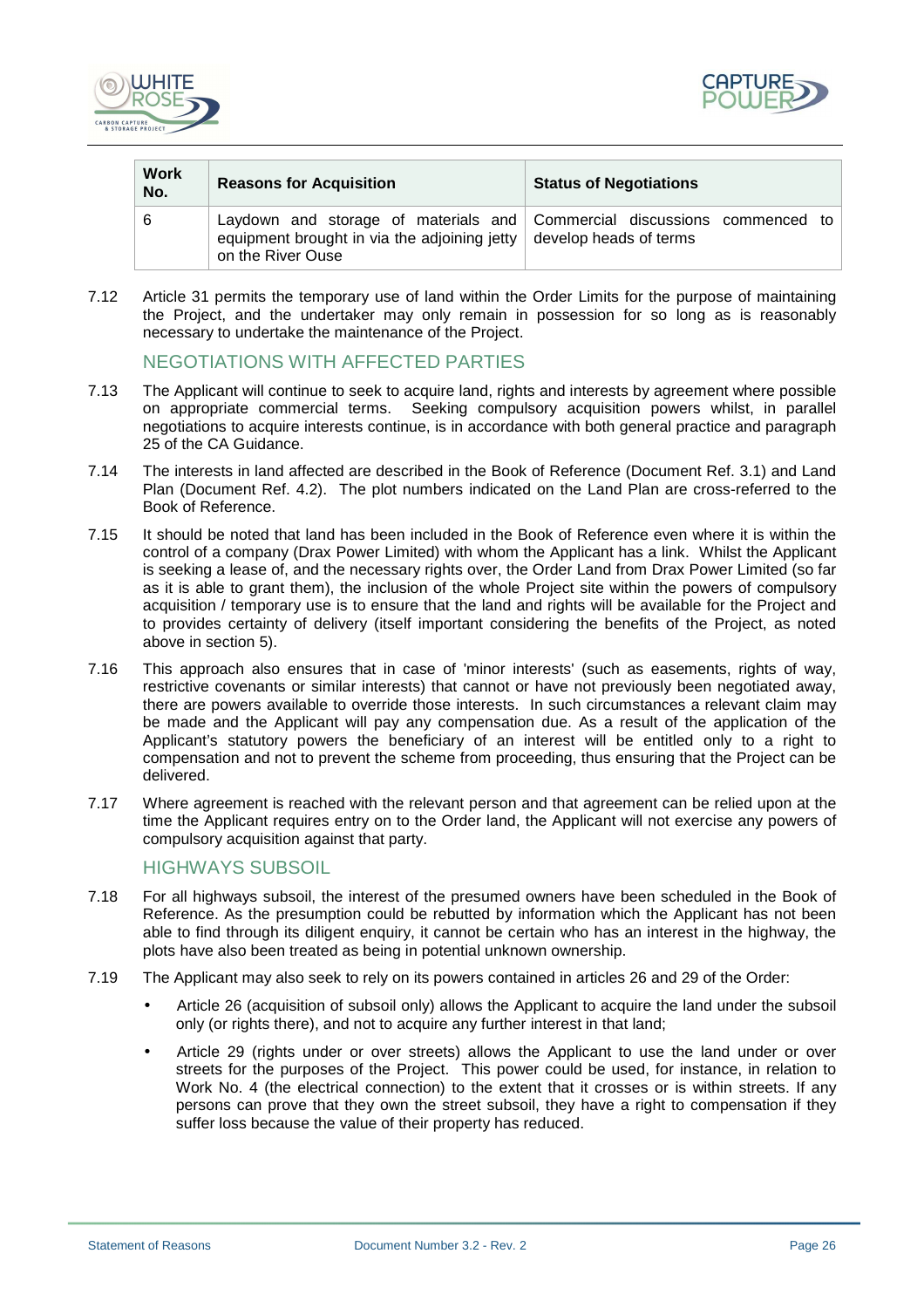| Work No. | Reasons for Acquisition | Status of Negotiations |
| --- | --- | --- |
| 6 | Laydown and storage of materials and equipment brought in via the adjoining jetty on the River Ouse | Commercial discussions commenced to develop heads of terms |

7.12 Article 31 permits the temporary use of land within the Order Limits for the purpose of maintaining the Project, and the undertaker may only remain in possession for so long as is reasonably necessary to undertake the maintenance of the Project.

## NEGOTIATIONS WITH AFFECTED PARTIES

7.13 The Applicant will continue to seek to acquire land, rights and interests by agreement where possible on appropriate commercial terms. Seeking compulsory acquisition powers whilst, in parallel negotiations to acquire interests continue, is in accordance with both general practice and paragraph 25 of the CA Guidance.

7.14 The interests in land affected are described in the Book of Reference (Document Ref. 3.1) and Land Plan (Document Ref. 4.2). The plot numbers indicated on the Land Plan are cross-referred to the Book of Reference.

7.15 It should be noted that land has been included in the Book of Reference even where it is within the control of a company (Drax Power Limited) with whom the Applicant has a link. Whilst the Applicant is seeking a lease of, and the necessary rights over, the Order Land from Drax Power Limited (so far as it is able to grant them), the inclusion of the whole Project site within the powers of compulsory acquisition / temporary use is to ensure that the land and rights will be available for the Project and to provides certainty of delivery (itself important considering the benefits of the Project, as noted above in section 5).

7.16 This approach also ensures that in case of 'minor interests' (such as easements, rights of way, restrictive covenants or similar interests) that cannot or have not previously been negotiated away, there are powers available to override those interests. In such circumstances a relevant claim may be made and the Applicant will pay any compensation due. As a result of the application of the Applicant's statutory powers the beneficiary of an interest will be entitled only to a right to compensation and not to prevent the scheme from proceeding, thus ensuring that the Project can be delivered.

7.17 Where agreement is reached with the relevant person and that agreement can be relied upon at the time the Applicant requires entry on to the Order land, the Applicant will not exercise any powers of compulsory acquisition against that party.

## HIGHWAYS SUBSOIL

7.18 For all highways subsoil, the interest of the presumed owners have been scheduled in the Book of Reference. As the presumption could be rebutted by information which the Applicant has not been able to find through its diligent enquiry, it cannot be certain who has an interest in the highway, the plots have also been treated as being in potential unknown ownership.

7.19 The Applicant may also seek to rely on its powers contained in articles 26 and 29 of the Order:

- Article 26 (acquisition of subsoil only) allows the Applicant to acquire the land under the subsoil only (or rights there), and not to acquire any further interest in that land;
- Article 29 (rights under or over streets) allows the Applicant to use the land under or over streets for the purposes of the Project. This power could be used, for instance, in relation to Work No. 4 (the electrical connection) to the extent that it crosses or is within streets. If any persons can prove that they own the street subsoil, they have a right to compensation if they suffer loss because the value of their property has reduced.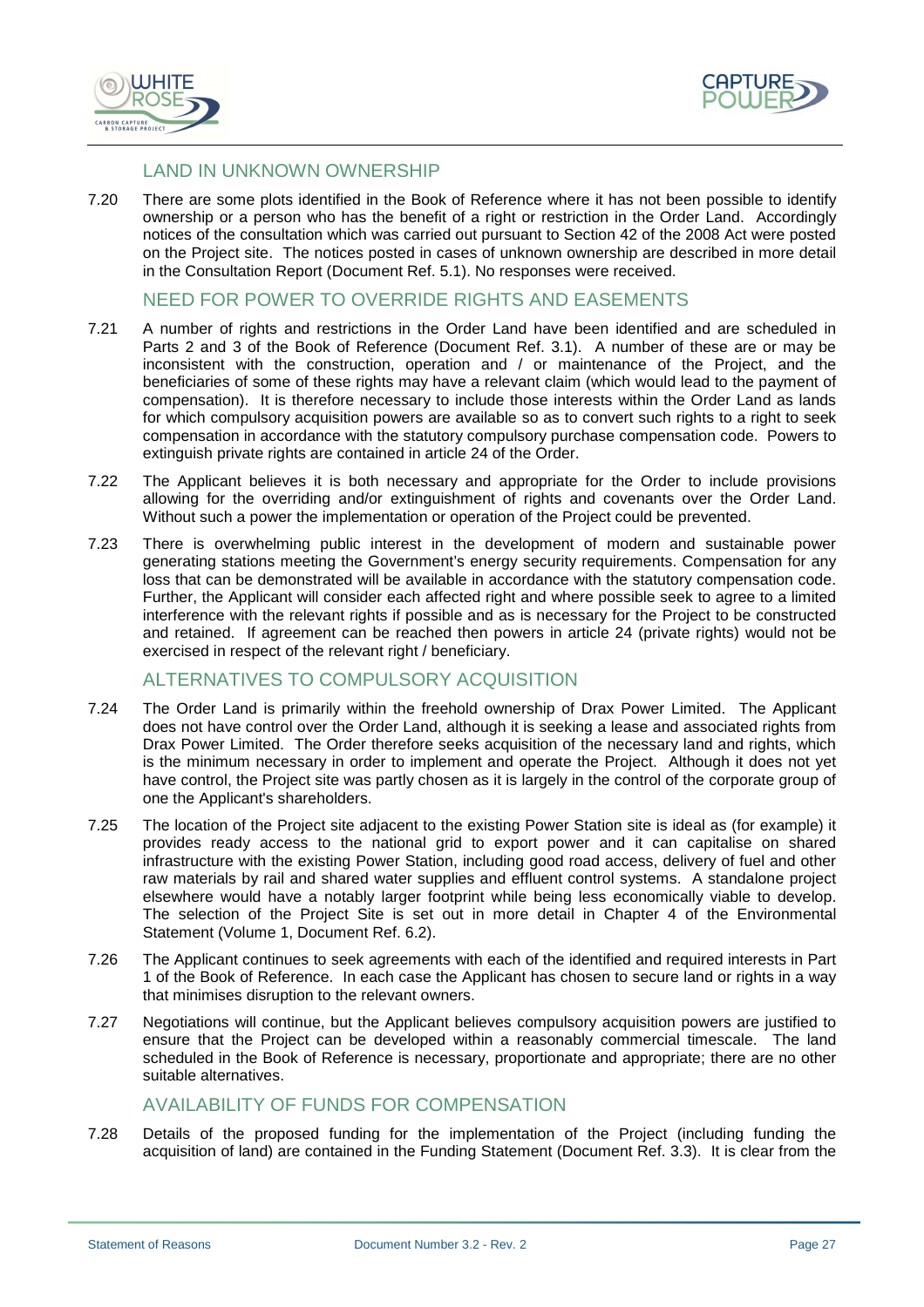## LAND IN UNKNOWN OWNERSHIP

7.20 There are some plots identified in the Book of Reference where it has not been possible to identify ownership or a person who has the benefit of a right or restriction in the Order Land. Accordingly notices of the consultation which was carried out pursuant to Section 42 of the 2008 Act were posted on the Project site. The notices posted in cases of unknown ownership are described in more detail in the Consultation Report (Document Ref. 5.1). No responses were received.

## NEED FOR POWER TO OVERRIDE RIGHTS AND EASEMENTS

7.21 A number of rights and restrictions in the Order Land have been identified and are scheduled in Parts 2 and 3 of the Book of Reference (Document Ref. 3.1). A number of these are or may be inconsistent with the construction, operation and / or maintenance of the Project, and the beneficiaries of some of these rights may have a relevant claim (which would lead to the payment of compensation). It is therefore necessary to include those interests within the Order Land as lands for which compulsory acquisition powers are available so as to convert such rights to a right to seek compensation in accordance with the statutory compulsory purchase compensation code. Powers to extinguish private rights are contained in article 24 of the Order.

7.22 The Applicant believes it is both necessary and appropriate for the Order to include provisions allowing for the overriding and/or extinguishment of rights and covenants over the Order Land. Without such a power the implementation or operation of the Project could be prevented.

7.23 There is overwhelming public interest in the development of modern and sustainable power generating stations meeting the Government's energy security requirements. Compensation for any loss that can be demonstrated will be available in accordance with the statutory compensation code. Further, the Applicant will consider each affected right and where possible seek to agree to a limited interference with the relevant rights if possible and as is necessary for the Project to be constructed and retained. If agreement can be reached then powers in article 24 (private rights) would not be exercised in respect of the relevant right / beneficiary.

## ALTERNATIVES TO COMPULSORY ACQUISITION

7.24 The Order Land is primarily within the freehold ownership of Drax Power Limited. The Applicant does not have control over the Order Land, although it is seeking a lease and associated rights from Drax Power Limited. The Order therefore seeks acquisition of the necessary land and rights, which is the minimum necessary in order to implement and operate the Project. Although it does not yet have control, the Project site was partly chosen as it is largely in the control of the corporate group of one the Applicant's shareholders.

7.25 The location of the Project site adjacent to the existing Power Station site is ideal as (for example) it provides ready access to the national grid to export power and it can capitalise on shared infrastructure with the existing Power Station, including good road access, delivery of fuel and other raw materials by rail and shared water supplies and effluent control systems. A standalone project elsewhere would have a notably larger footprint while being less economically viable to develop. The selection of the Project Site is set out in more detail in Chapter 4 of the Environmental Statement (Volume 1, Document Ref. 6.2).

7.26 The Applicant continues to seek agreements with each of the identified and required interests in Part 1 of the Book of Reference. In each case the Applicant has chosen to secure land or rights in a way that minimises disruption to the relevant owners.

7.27 Negotiations will continue, but the Applicant believes compulsory acquisition powers are justified to ensure that the Project can be developed within a reasonably commercial timescale. The land scheduled in the Book of Reference is necessary, proportionate and appropriate; there are no other suitable alternatives.

## AVAILABILITY OF FUNDS FOR COMPENSATION

7.28 Details of the proposed funding for the implementation of the Project (including funding the acquisition of land) are contained in the Funding Statement (Document Ref. 3.3). It is clear from the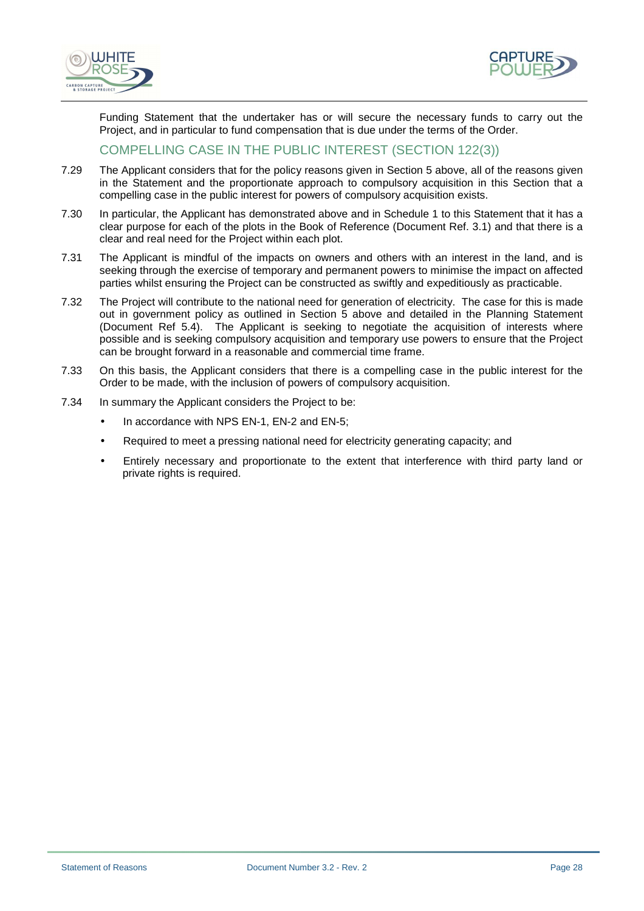Funding Statement that the undertaker has or will secure the necessary funds to carry out the Project, and in particular to fund compensation that is due under the terms of the Order.

## COMPELLING CASE IN THE PUBLIC INTEREST (SECTION 122(3))

7.29 The Applicant considers that for the policy reasons given in Section 5 above, all of the reasons given in the Statement and the proportionate approach to compulsory acquisition in this Section that a compelling case in the public interest for powers of compulsory acquisition exists.

7.30 In particular, the Applicant has demonstrated above and in Schedule 1 to this Statement that it has a clear purpose for each of the plots in the Book of Reference (Document Ref. 3.1) and that there is a clear and real need for the Project within each plot.

7.31 The Applicant is mindful of the impacts on owners and others with an interest in the land, and is seeking through the exercise of temporary and permanent powers to minimise the impact on affected parties whilst ensuring the Project can be constructed as swiftly and expeditiously as practicable.

7.32 The Project will contribute to the national need for generation of electricity. The case for this is made out in government policy as outlined in Section 5 above and detailed in the Planning Statement (Document Ref 5.4). The Applicant is seeking to negotiate the acquisition of interests where possible and is seeking compulsory acquisition and temporary use powers to ensure that the Project can be brought forward in a reasonable and commercial time frame.

7.33 On this basis, the Applicant considers that there is a compelling case in the public interest for the Order to be made, with the inclusion of powers of compulsory acquisition.

7.34 In summary the Applicant considers the Project to be:

- In accordance with NPS EN-1, EN-2 and EN-5;
- Required to meet a pressing national need for electricity generating capacity; and
- Entirely necessary and proportionate to the extent that interference with third party land or private rights is required.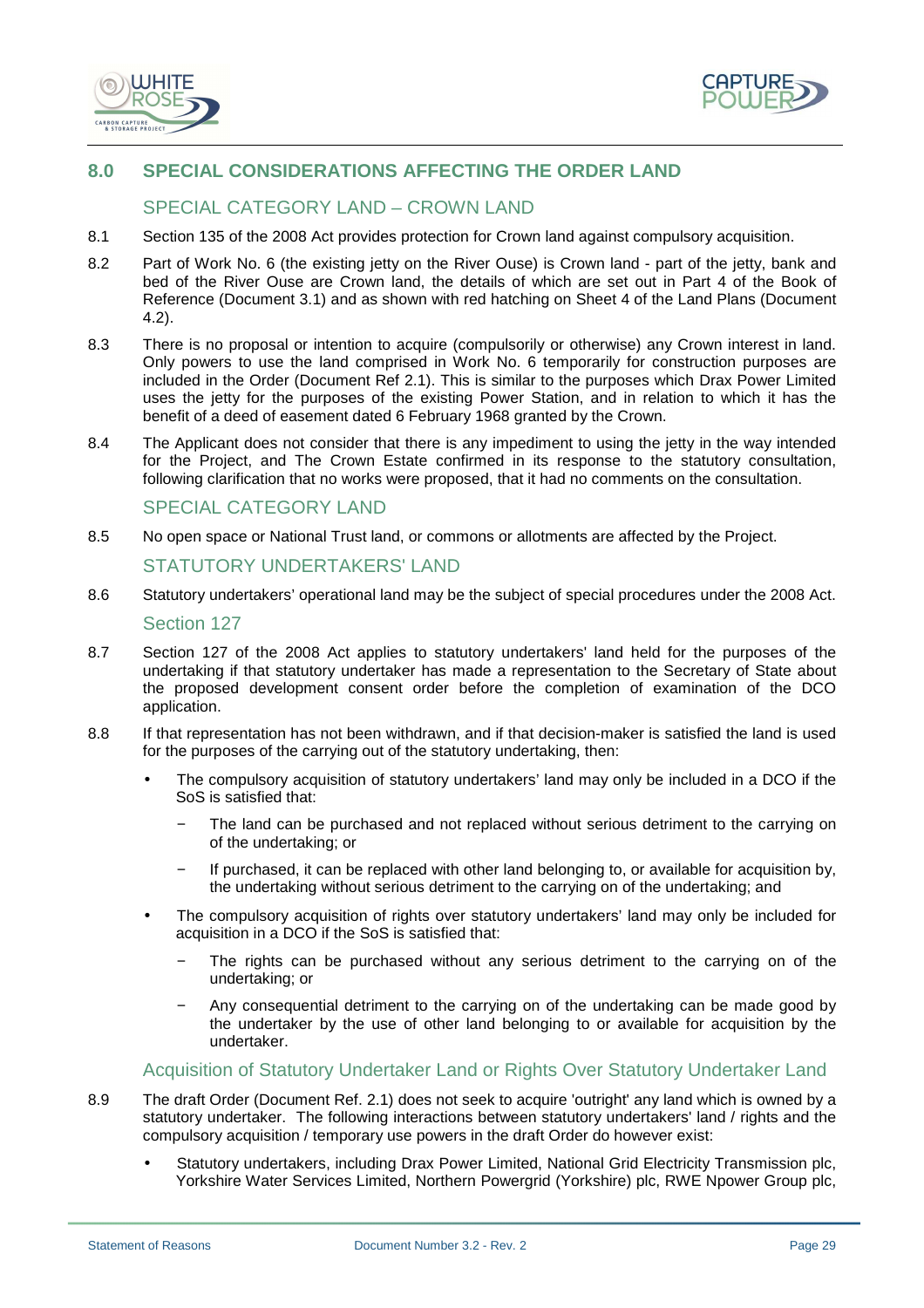## 8.0 SPECIAL CONSIDERATIONS AFFECTING THE ORDER LAND

### SPECIAL CATEGORY LAND – CROWN LAND

8.1 Section 135 of the 2008 Act provides protection for Crown land against compulsory acquisition.

8.2 Part of Work No. 6 (the existing jetty on the River Ouse) is Crown land - part of the jetty, bank and bed of the River Ouse are Crown land, the details of which are set out in Part 4 of the Book of Reference (Document 3.1) and as shown with red hatching on Sheet 4 of the Land Plans (Document 4.2).

8.3 There is no proposal or intention to acquire (compulsorily or otherwise) any Crown interest in land. Only powers to use the land comprised in Work No. 6 temporarily for construction purposes are included in the Order (Document Ref 2.1). This is similar to the purposes which Drax Power Limited uses the jetty for the purposes of the existing Power Station, and in relation to which it has the benefit of a deed of easement dated 6 February 1968 granted by the Crown.

8.4 The Applicant does not consider that there is any impediment to using the jetty in the way intended for the Project, and The Crown Estate confirmed in its response to the statutory consultation, following clarification that no works were proposed, that it had no comments on the consultation.

### SPECIAL CATEGORY LAND

8.5 No open space or National Trust land, or commons or allotments are affected by the Project.

### STATUTORY UNDERTAKERS' LAND

8.6 Statutory undertakers' operational land may be the subject of special procedures under the 2008 Act.

#### Section 127

8.7 Section 127 of the 2008 Act applies to statutory undertakers' land held for the purposes of the undertaking if that statutory undertaker has made a representation to the Secretary of State about the proposed development consent order before the completion of examination of the DCO application.

8.8 If that representation has not been withdrawn, and if that decision-maker is satisfied the land is used for the purposes of the carrying out of the statutory undertaking, then:

- The compulsory acquisition of statutory undertakers' land may only be included in a DCO if the SoS is satisfied that:
  - The land can be purchased and not replaced without serious detriment to the carrying on of the undertaking; or
  - If purchased, it can be replaced with other land belonging to, or available for acquisition by, the undertaking without serious detriment to the carrying on of the undertaking; and
- The compulsory acquisition of rights over statutory undertakers' land may only be included for acquisition in a DCO if the SoS is satisfied that:
  - The rights can be purchased without any serious detriment to the carrying on of the undertaking; or
  - Any consequential detriment to the carrying on of the undertaking can be made good by the undertaker by the use of other land belonging to or available for acquisition by the undertaker.

#### Acquisition of Statutory Undertaker Land or Rights Over Statutory Undertaker Land

8.9 The draft Order (Document Ref. 2.1) does not seek to acquire 'outright' any land which is owned by a statutory undertaker. The following interactions between statutory undertakers' land / rights and the compulsory acquisition / temporary use powers in the draft Order do however exist:

- Statutory undertakers, including Drax Power Limited, National Grid Electricity Transmission plc, Yorkshire Water Services Limited, Northern Powergrid (Yorkshire) plc, RWE Npower Group plc,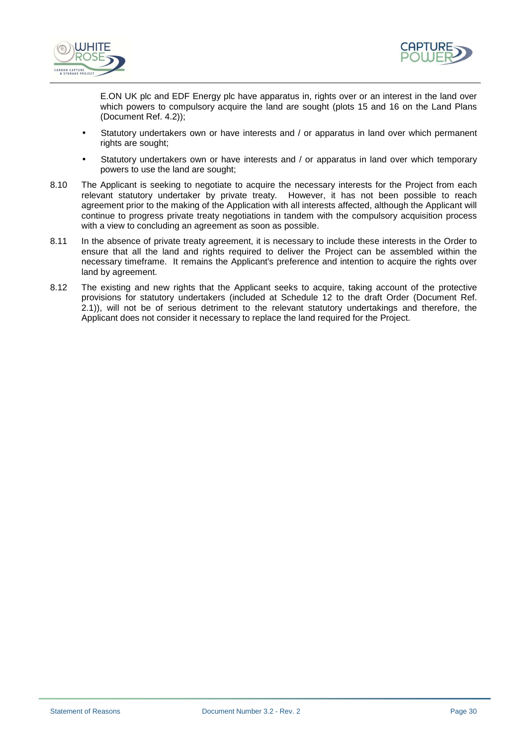E.ON UK plc and EDF Energy plc have apparatus in, rights over or an interest in the land over which powers to compulsory acquire the land are sought (plots 15 and 16 on the Land Plans (Document Ref. 4.2));

- Statutory undertakers own or have interests and / or apparatus in land over which permanent rights are sought;
- Statutory undertakers own or have interests and / or apparatus in land over which temporary powers to use the land are sought;

8.10 The Applicant is seeking to negotiate to acquire the necessary interests for the Project from each relevant statutory undertaker by private treaty. However, it has not been possible to reach agreement prior to the making of the Application with all interests affected, although the Applicant will continue to progress private treaty negotiations in tandem with the compulsory acquisition process with a view to concluding an agreement as soon as possible.

8.11 In the absence of private treaty agreement, it is necessary to include these interests in the Order to ensure that all the land and rights required to deliver the Project can be assembled within the necessary timeframe. It remains the Applicant's preference and intention to acquire the rights over land by agreement.

8.12 The existing and new rights that the Applicant seeks to acquire, taking account of the protective provisions for statutory undertakers (included at Schedule 12 to the draft Order (Document Ref. 2.1)), will not be of serious detriment to the relevant statutory undertakings and therefore, the Applicant does not consider it necessary to replace the land required for the Project.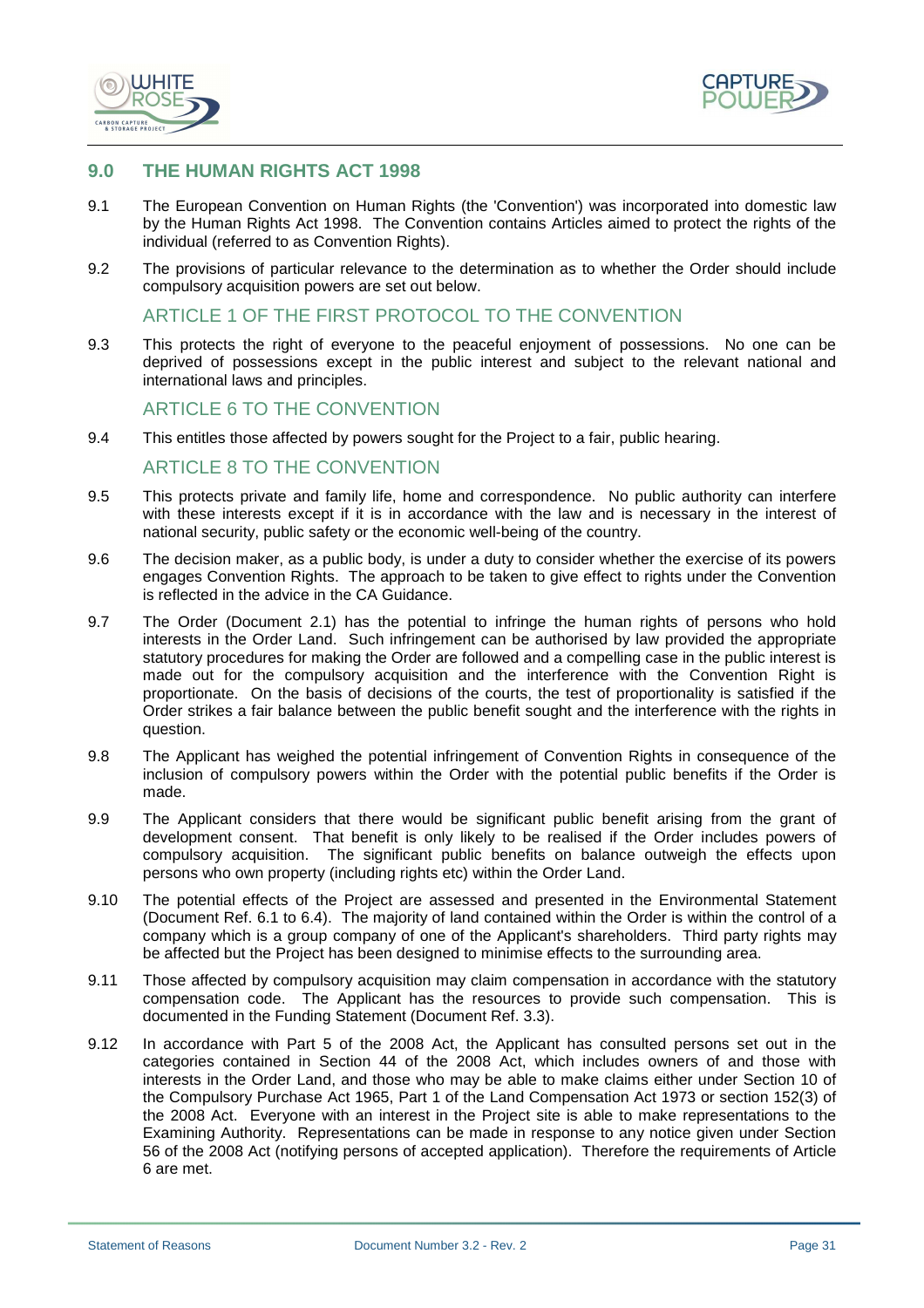## 9.0 THE HUMAN RIGHTS ACT 1998

9.1 The European Convention on Human Rights (the 'Convention') was incorporated into domestic law by the Human Rights Act 1998. The Convention contains Articles aimed to protect the rights of the individual (referred to as Convention Rights).

9.2 The provisions of particular relevance to the determination as to whether the Order should include compulsory acquisition powers are set out below.

### ARTICLE 1 OF THE FIRST PROTOCOL TO THE CONVENTION

9.3 This protects the right of everyone to the peaceful enjoyment of possessions. No one can be deprived of possessions except in the public interest and subject to the relevant national and international laws and principles.

### ARTICLE 6 TO THE CONVENTION

9.4 This entitles those affected by powers sought for the Project to a fair, public hearing.

### ARTICLE 8 TO THE CONVENTION

9.5 This protects private and family life, home and correspondence. No public authority can interfere with these interests except if it is in accordance with the law and is necessary in the interest of national security, public safety or the economic well-being of the country.

9.6 The decision maker, as a public body, is under a duty to consider whether the exercise of its powers engages Convention Rights. The approach to be taken to give effect to rights under the Convention is reflected in the advice in the CA Guidance.

9.7 The Order (Document 2.1) has the potential to infringe the human rights of persons who hold interests in the Order Land. Such infringement can be authorised by law provided the appropriate statutory procedures for making the Order are followed and a compelling case in the public interest is made out for the compulsory acquisition and the interference with the Convention Right is proportionate. On the basis of decisions of the courts, the test of proportionality is satisfied if the Order strikes a fair balance between the public benefit sought and the interference with the rights in question.

9.8 The Applicant has weighed the potential infringement of Convention Rights in consequence of the inclusion of compulsory powers within the Order with the potential public benefits if the Order is made.

9.9 The Applicant considers that there would be significant public benefit arising from the grant of development consent. That benefit is only likely to be realised if the Order includes powers of compulsory acquisition. The significant public benefits on balance outweigh the effects upon persons who own property (including rights etc) within the Order Land.

9.10 The potential effects of the Project are assessed and presented in the Environmental Statement (Document Ref. 6.1 to 6.4). The majority of land contained within the Order is within the control of a company which is a group company of one of the Applicant's shareholders. Third party rights may be affected but the Project has been designed to minimise effects to the surrounding area.

9.11 Those affected by compulsory acquisition may claim compensation in accordance with the statutory compensation code. The Applicant has the resources to provide such compensation. This is documented in the Funding Statement (Document Ref. 3.3).

9.12 In accordance with Part 5 of the 2008 Act, the Applicant has consulted persons set out in the categories contained in Section 44 of the 2008 Act, which includes owners of and those with interests in the Order Land, and those who may be able to make claims either under Section 10 of the Compulsory Purchase Act 1965, Part 1 of the Land Compensation Act 1973 or section 152(3) of the 2008 Act. Everyone with an interest in the Project site is able to make representations to the Examining Authority. Representations can be made in response to any notice given under Section 56 of the 2008 Act (notifying persons of accepted application). Therefore the requirements of Article 6 are met.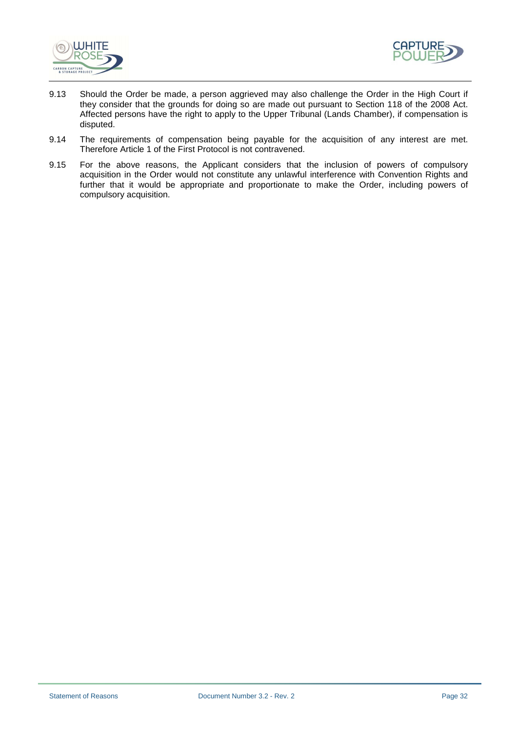9.13 Should the Order be made, a person aggrieved may also challenge the Order in the High Court if they consider that the grounds for doing so are made out pursuant to Section 118 of the 2008 Act. Affected persons have the right to apply to the Upper Tribunal (Lands Chamber), if compensation is disputed.

9.14 The requirements of compensation being payable for the acquisition of any interest are met. Therefore Article 1 of the First Protocol is not contravened.

9.15 For the above reasons, the Applicant considers that the inclusion of powers of compulsory acquisition in the Order would not constitute any unlawful interference with Convention Rights and further that it would be appropriate and proportionate to make the Order, including powers of compulsory acquisition.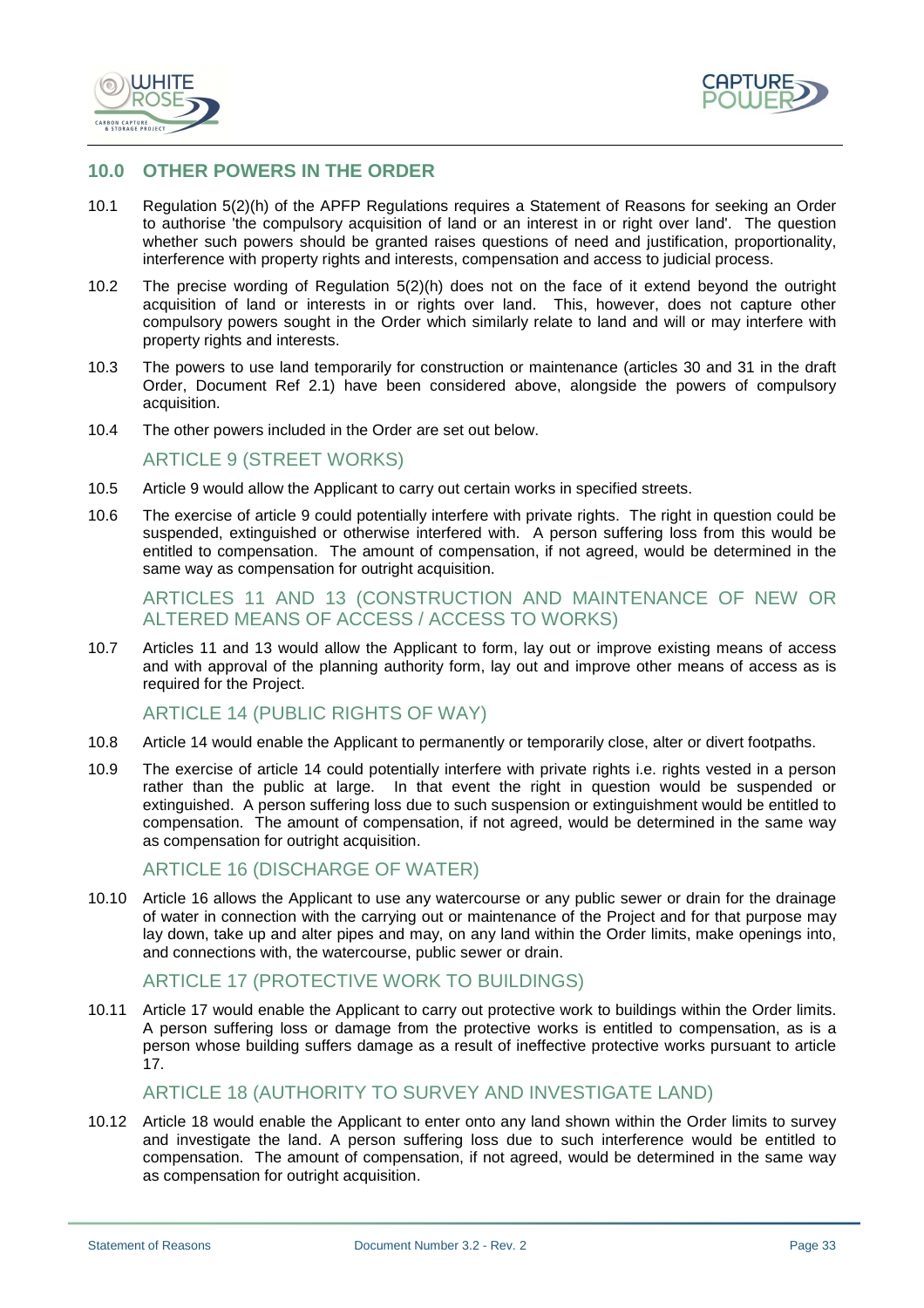## 10.0 OTHER POWERS IN THE ORDER

10.1 Regulation 5(2)(h) of the APFP Regulations requires a Statement of Reasons for seeking an Order to authorise 'the compulsory acquisition of land or an interest in or right over land'. The question whether such powers should be granted raises questions of need and justification, proportionality, interference with property rights and interests, compensation and access to judicial process.

10.2 The precise wording of Regulation 5(2)(h) does not on the face of it extend beyond the outright acquisition of land or interests in or rights over land. This, however, does not capture other compulsory powers sought in the Order which similarly relate to land and will or may interfere with property rights and interests.

10.3 The powers to use land temporarily for construction or maintenance (articles 30 and 31 in the draft Order, Document Ref 2.1) have been considered above, alongside the powers of compulsory acquisition.

10.4 The other powers included in the Order are set out below.

### ARTICLE 9 (STREET WORKS)

10.5 Article 9 would allow the Applicant to carry out certain works in specified streets.

10.6 The exercise of article 9 could potentially interfere with private rights. The right in question could be suspended, extinguished or otherwise interfered with. A person suffering loss from this would be entitled to compensation. The amount of compensation, if not agreed, would be determined in the same way as compensation for outright acquisition.

### ARTICLES 11 AND 13 (CONSTRUCTION AND MAINTENANCE OF NEW OR ALTERED MEANS OF ACCESS / ACCESS TO WORKS)

10.7 Articles 11 and 13 would allow the Applicant to form, lay out or improve existing means of access and with approval of the planning authority form, lay out and improve other means of access as is required for the Project.

### ARTICLE 14 (PUBLIC RIGHTS OF WAY)

10.8 Article 14 would enable the Applicant to permanently or temporarily close, alter or divert footpaths.

10.9 The exercise of article 14 could potentially interfere with private rights i.e. rights vested in a person rather than the public at large. In that event the right in question would be suspended or extinguished. A person suffering loss due to such suspension or extinguishment would be entitled to compensation. The amount of compensation, if not agreed, would be determined in the same way as compensation for outright acquisition.

### ARTICLE 16 (DISCHARGE OF WATER)

10.10 Article 16 allows the Applicant to use any watercourse or any public sewer or drain for the drainage of water in connection with the carrying out or maintenance of the Project and for that purpose may lay down, take up and alter pipes and may, on any land within the Order limits, make openings into, and connections with, the watercourse, public sewer or drain.

### ARTICLE 17 (PROTECTIVE WORK TO BUILDINGS)

10.11 Article 17 would enable the Applicant to carry out protective work to buildings within the Order limits. A person suffering loss or damage from the protective works is entitled to compensation, as is a person whose building suffers damage as a result of ineffective protective works pursuant to article 17.

### ARTICLE 18 (AUTHORITY TO SURVEY AND INVESTIGATE LAND)

10.12 Article 18 would enable the Applicant to enter onto any land shown within the Order limits to survey and investigate the land. A person suffering loss due to such interference would be entitled to compensation. The amount of compensation, if not agreed, would be determined in the same way as compensation for outright acquisition.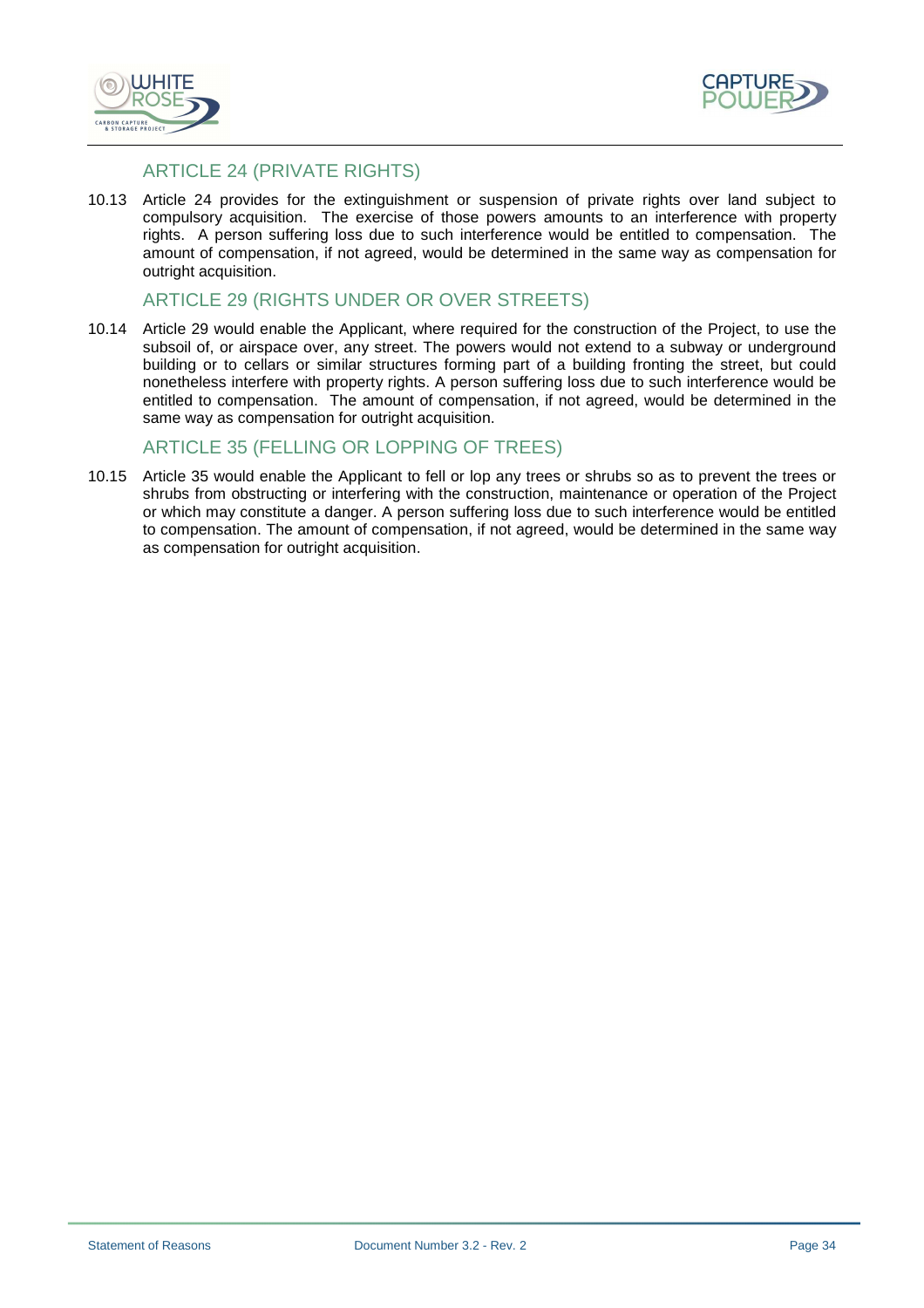### ARTICLE 24 (PRIVATE RIGHTS)

10.13 Article 24 provides for the extinguishment or suspension of private rights over land subject to compulsory acquisition. The exercise of those powers amounts to an interference with property rights. A person suffering loss due to such interference would be entitled to compensation. The amount of compensation, if not agreed, would be determined in the same way as compensation for outright acquisition.

### ARTICLE 29 (RIGHTS UNDER OR OVER STREETS)

10.14 Article 29 would enable the Applicant, where required for the construction of the Project, to use the subsoil of, or airspace over, any street. The powers would not extend to a subway or underground building or to cellars or similar structures forming part of a building fronting the street, but could nonetheless interfere with property rights. A person suffering loss due to such interference would be entitled to compensation. The amount of compensation, if not agreed, would be determined in the same way as compensation for outright acquisition.

### ARTICLE 35 (FELLING OR LOPPING OF TREES)

10.15 Article 35 would enable the Applicant to fell or lop any trees or shrubs so as to prevent the trees or shrubs from obstructing or interfering with the construction, maintenance or operation of the Project or which may constitute a danger. A person suffering loss due to such interference would be entitled to compensation. The amount of compensation, if not agreed, would be determined in the same way as compensation for outright acquisition.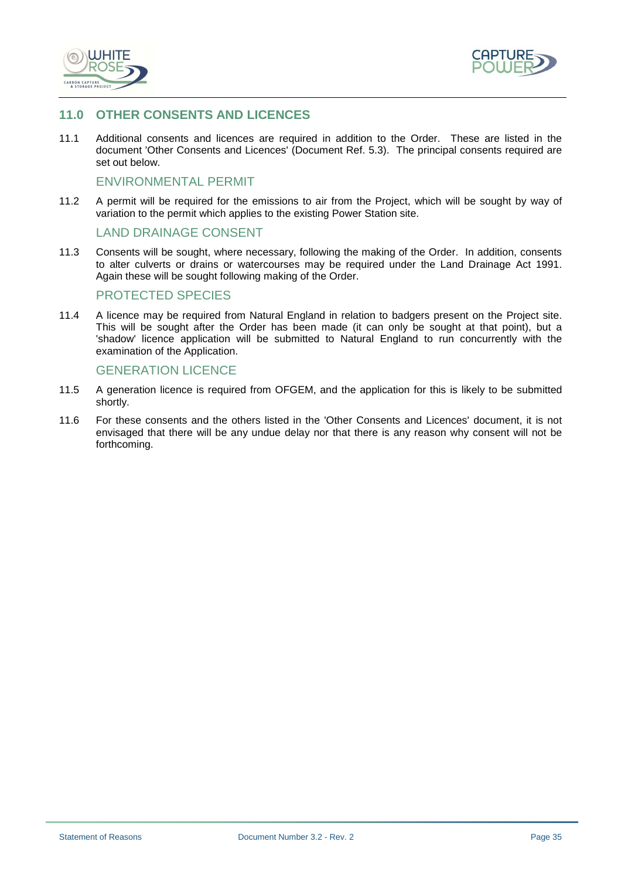## 11.0 OTHER CONSENTS AND LICENCES

11.1 Additional consents and licences are required in addition to the Order. These are listed in the document 'Other Consents and Licences' (Document Ref. 5.3). The principal consents required are set out below.

### ENVIRONMENTAL PERMIT

11.2 A permit will be required for the emissions to air from the Project, which will be sought by way of variation to the permit which applies to the existing Power Station site.

### LAND DRAINAGE CONSENT

11.3 Consents will be sought, where necessary, following the making of the Order. In addition, consents to alter culverts or drains or watercourses may be required under the Land Drainage Act 1991. Again these will be sought following making of the Order.

### PROTECTED SPECIES

11.4 A licence may be required from Natural England in relation to badgers present on the Project site. This will be sought after the Order has been made (it can only be sought at that point), but a 'shadow' licence application will be submitted to Natural England to run concurrently with the examination of the Application.

### GENERATION LICENCE

11.5 A generation licence is required from OFGEM, and the application for this is likely to be submitted shortly.

11.6 For these consents and the others listed in the 'Other Consents and Licences' document, it is not envisaged that there will be any undue delay nor that there is any reason why consent will not be forthcoming.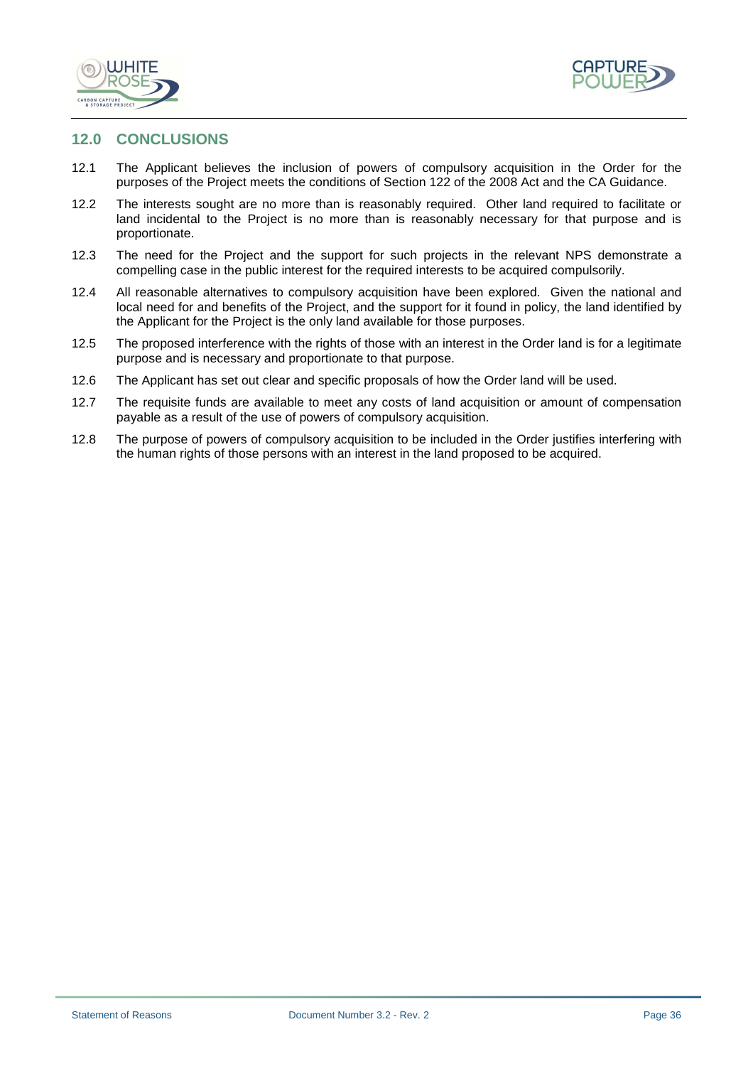## 12.0 CONCLUSIONS

12.1 The Applicant believes the inclusion of powers of compulsory acquisition in the Order for the purposes of the Project meets the conditions of Section 122 of the 2008 Act and the CA Guidance.

12.2 The interests sought are no more than is reasonably required. Other land required to facilitate or land incidental to the Project is no more than is reasonably necessary for that purpose and is proportionate.

12.3 The need for the Project and the support for such projects in the relevant NPS demonstrate a compelling case in the public interest for the required interests to be acquired compulsorily.

12.4 All reasonable alternatives to compulsory acquisition have been explored. Given the national and local need for and benefits of the Project, and the support for it found in policy, the land identified by the Applicant for the Project is the only land available for those purposes.

12.5 The proposed interference with the rights of those with an interest in the Order land is for a legitimate purpose and is necessary and proportionate to that purpose.

12.6 The Applicant has set out clear and specific proposals of how the Order land will be used.

12.7 The requisite funds are available to meet any costs of land acquisition or amount of compensation payable as a result of the use of powers of compulsory acquisition.

12.8 The purpose of powers of compulsory acquisition to be included in the Order justifies interfering with the human rights of those persons with an interest in the land proposed to be acquired.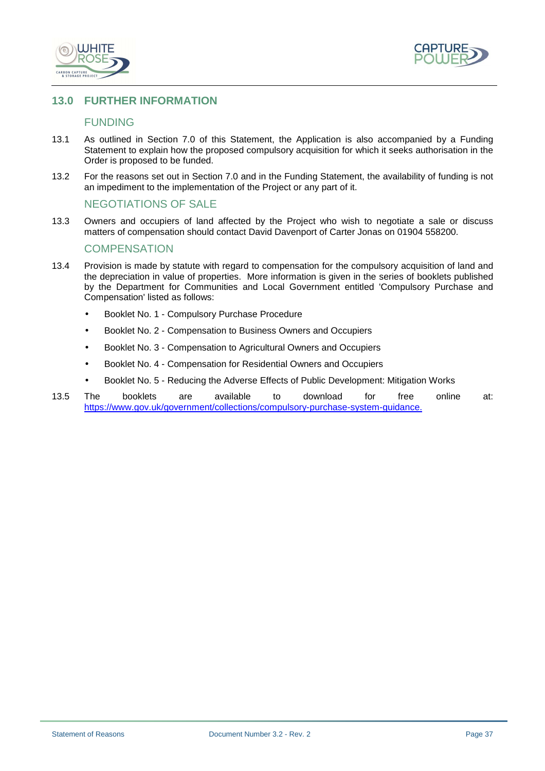## 13.0 FURTHER INFORMATION

### FUNDING

13.1 As outlined in Section 7.0 of this Statement, the Application is also accompanied by a Funding Statement to explain how the proposed compulsory acquisition for which it seeks authorisation in the Order is proposed to be funded.

13.2 For the reasons set out in Section 7.0 and in the Funding Statement, the availability of funding is not an impediment to the implementation of the Project or any part of it.

### NEGOTIATIONS OF SALE

13.3 Owners and occupiers of land affected by the Project who wish to negotiate a sale or discuss matters of compensation should contact David Davenport of Carter Jonas on 01904 558200.

### COMPENSATION

13.4 Provision is made by statute with regard to compensation for the compulsory acquisition of land and the depreciation in value of properties. More information is given in the series of booklets published by the Department for Communities and Local Government entitled 'Compulsory Purchase and Compensation' listed as follows:

- Booklet No. 1 - Compulsory Purchase Procedure
- Booklet No. 2 - Compensation to Business Owners and Occupiers
- Booklet No. 3 - Compensation to Agricultural Owners and Occupiers
- Booklet No. 4 - Compensation for Residential Owners and Occupiers
- Booklet No. 5 - Reducing the Adverse Effects of Public Development: Mitigation Works

13.5 The booklets are available to download for free online at: https://www.gov.uk/government/collections/compulsory-purchase-system-guidance.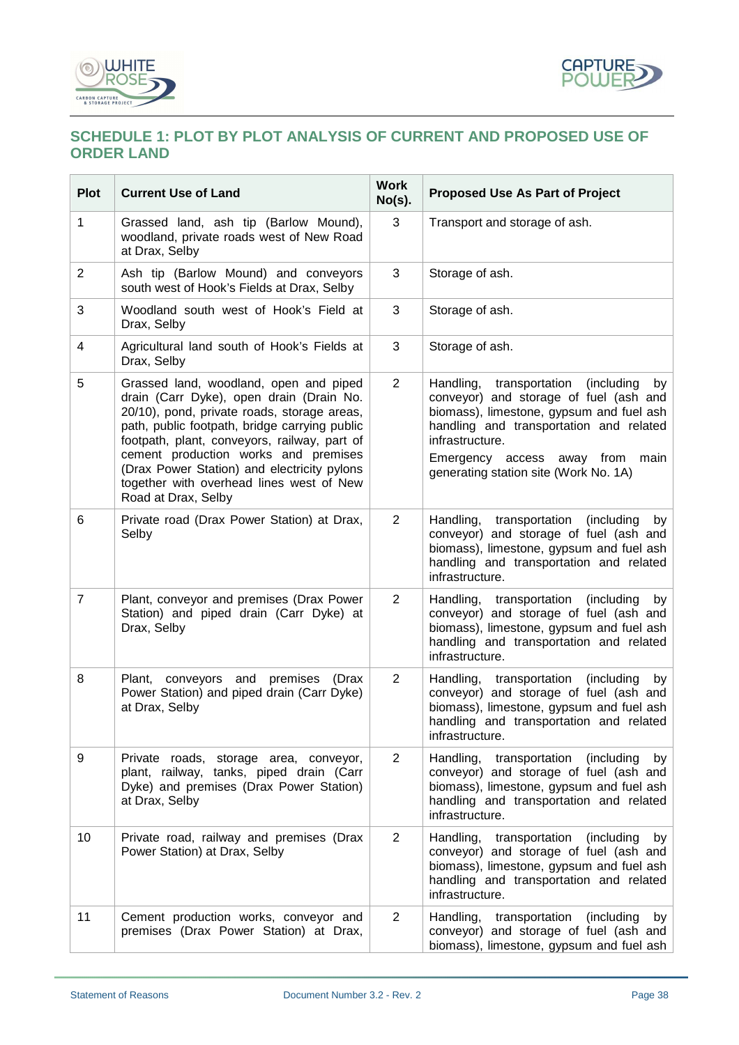## SCHEDULE 1: PLOT BY PLOT ANALYSIS OF CURRENT AND PROPOSED USE OF ORDER LAND

| Plot | Current Use of Land | Work No(s). | Proposed Use As Part of Project |
|---|---|---|---|
| 1 | Grassed land, ash tip (Barlow Mound), woodland, private roads west of New Road at Drax, Selby | 3 | Transport and storage of ash. |
| 2 | Ash tip (Barlow Mound) and conveyors south west of Hook's Fields at Drax, Selby | 3 | Storage of ash. |
| 3 | Woodland south west of Hook's Field at Drax, Selby | 3 | Storage of ash. |
| 4 | Agricultural land south of Hook's Fields at Drax, Selby | 3 | Storage of ash. |
| 5 | Grassed land, woodland, open and piped drain (Carr Dyke), open drain (Drain No. 20/10), pond, private roads, storage areas, path, public footpath, bridge carrying public footpath, plant, conveyors, railway, part of cement production works and premises (Drax Power Station) and electricity pylons together with overhead lines west of New Road at Drax, Selby | 2 | Handling, transportation (including by conveyor) and storage of fuel (ash and biomass), limestone, gypsum and fuel ash handling and transportation and related infrastructure.<br><br>Emergency access away from main generating station site (Work No. 1A) |
| 6 | Private road (Drax Power Station) at Drax, Selby | 2 | Handling, transportation (including by conveyor) and storage of fuel (ash and biomass), limestone, gypsum and fuel ash handling and transportation and related infrastructure. |
| 7 | Plant, conveyor and premises (Drax Power Station) and piped drain (Carr Dyke) at Drax, Selby | 2 | Handling, transportation (including by conveyor) and storage of fuel (ash and biomass), limestone, gypsum and fuel ash handling and transportation and related infrastructure. |
| 8 | Plant, conveyors and premises (Drax Power Station) and piped drain (Carr Dyke) at Drax, Selby | 2 | Handling, transportation (including by conveyor) and storage of fuel (ash and biomass), limestone, gypsum and fuel ash handling and transportation and related infrastructure. |
| 9 | Private roads, storage area, conveyor, plant, railway, tanks, piped drain (Carr Dyke) and premises (Drax Power Station) at Drax, Selby | 2 | Handling, transportation (including by conveyor) and storage of fuel (ash and biomass), limestone, gypsum and fuel ash handling and transportation and related infrastructure. |
| 10 | Private road, railway and premises (Drax Power Station) at Drax, Selby | 2 | Handling, transportation (including by conveyor) and storage of fuel (ash and biomass), limestone, gypsum and fuel ash handling and transportation and related infrastructure. |
| 11 | Cement production works, conveyor and premises (Drax Power Station) at Drax, | 2 | Handling, transportation (including by conveyor) and storage of fuel (ash and biomass), limestone, gypsum and fuel ash |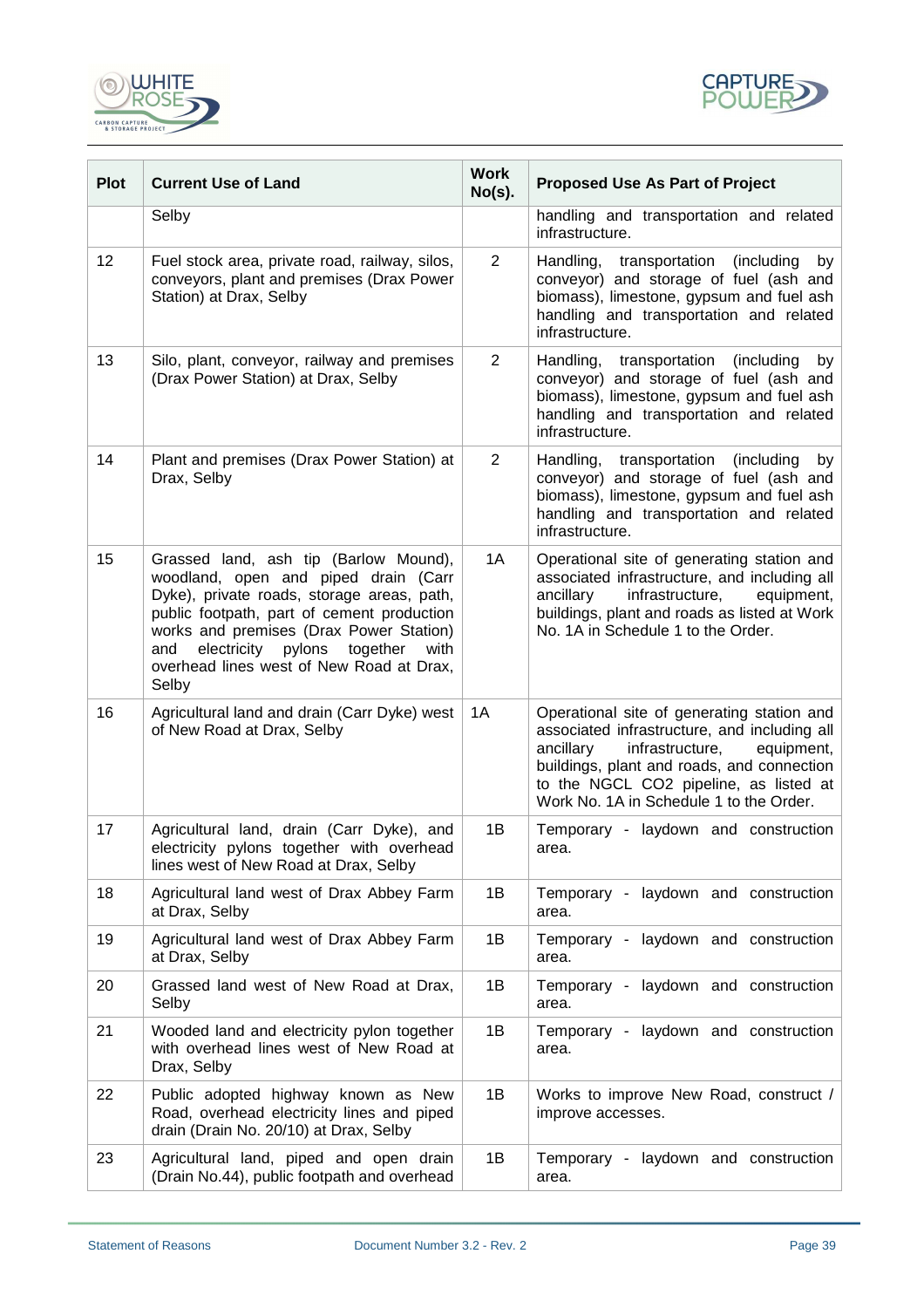| Plot | Current Use of Land | Work No(s). | Proposed Use As Part of Project |
|---|---|---|---|
| | Selby | | handling and transportation and related infrastructure. |
| 12 | Fuel stock area, private road, railway, silos, conveyors, plant and premises (Drax Power Station) at Drax, Selby | 2 | Handling, transportation (including by conveyor) and storage of fuel (ash and biomass), limestone, gypsum and fuel ash handling and transportation and related infrastructure. |
| 13 | Silo, plant, conveyor, railway and premises (Drax Power Station) at Drax, Selby | 2 | Handling, transportation (including by conveyor) and storage of fuel (ash and biomass), limestone, gypsum and fuel ash handling and transportation and related infrastructure. |
| 14 | Plant and premises (Drax Power Station) at Drax, Selby | 2 | Handling, transportation (including by conveyor) and storage of fuel (ash and biomass), limestone, gypsum and fuel ash handling and transportation and related infrastructure. |
| 15 | Grassed land, ash tip (Barlow Mound), woodland, open and piped drain (Carr Dyke), private roads, storage areas, path, public footpath, part of cement production works and premises (Drax Power Station) and electricity pylons together with overhead lines west of New Road at Drax, Selby | 1A | Operational site of generating station and associated infrastructure, and including all ancillary infrastructure, equipment, buildings, plant and roads as listed at Work No. 1A in Schedule 1 to the Order. |
| 16 | Agricultural land and drain (Carr Dyke) west of New Road at Drax, Selby | 1A | Operational site of generating station and associated infrastructure, and including all ancillary infrastructure, equipment, buildings, plant and roads, and connection to the NGCL CO2 pipeline, as listed at Work No. 1A in Schedule 1 to the Order. |
| 17 | Agricultural land, drain (Carr Dyke), and electricity pylons together with overhead lines west of New Road at Drax, Selby | 1B | Temporary - laydown and construction area. |
| 18 | Agricultural land west of Drax Abbey Farm at Drax, Selby | 1B | Temporary - laydown and construction area. |
| 19 | Agricultural land west of Drax Abbey Farm at Drax, Selby | 1B | Temporary - laydown and construction area. |
| 20 | Grassed land west of New Road at Drax, Selby | 1B | Temporary - laydown and construction area. |
| 21 | Wooded land and electricity pylon together with overhead lines west of New Road at Drax, Selby | 1B | Temporary - laydown and construction area. |
| 22 | Public adopted highway known as New Road, overhead electricity lines and piped drain (Drain No. 20/10) at Drax, Selby | 1B | Works to improve New Road, construct / improve accesses. |
| 23 | Agricultural land, piped and open drain (Drain No.44), public footpath and overhead | 1B | Temporary - laydown and construction area. |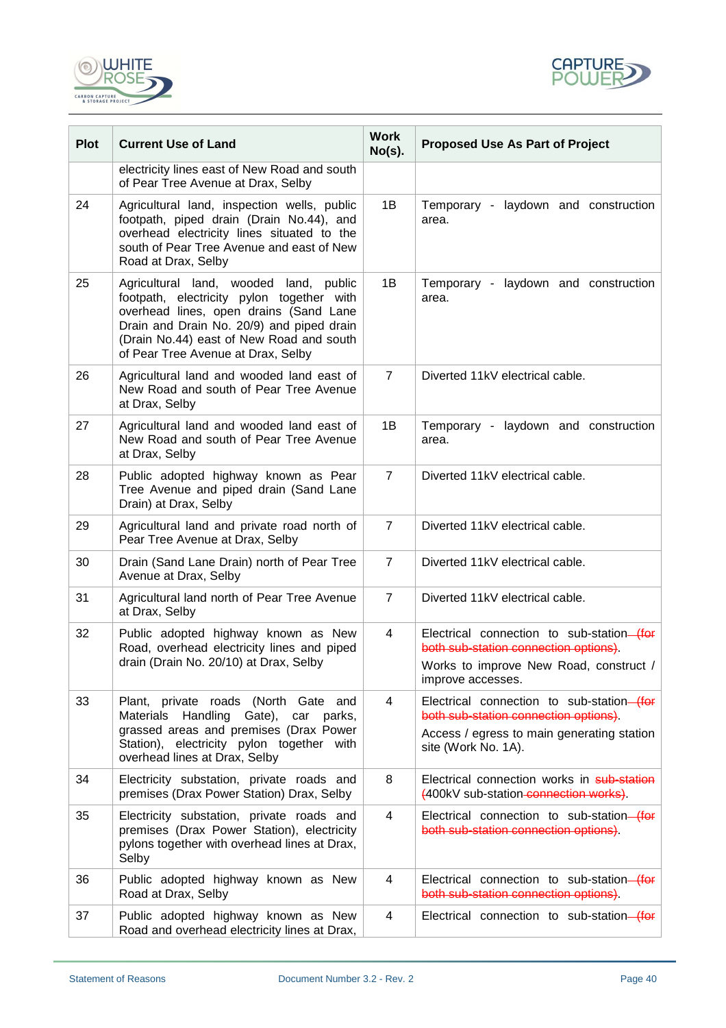| Plot | Current Use of Land | Work No(s). | Proposed Use As Part of Project |
|---|---|---|---|
| | electricity lines east of New Road and south of Pear Tree Avenue at Drax, Selby | | |
| 24 | Agricultural land, inspection wells, public footpath, piped drain (Drain No.44), and overhead electricity lines situated to the south of Pear Tree Avenue and east of New Road at Drax, Selby | 1B | Temporary - laydown and construction area. |
| 25 | Agricultural land, wooded land, public footpath, electricity pylon together with overhead lines, open drains (Sand Lane Drain and Drain No. 20/9) and piped drain (Drain No.44) east of New Road and south of Pear Tree Avenue at Drax, Selby | 1B | Temporary - laydown and construction area. |
| 26 | Agricultural land and wooded land east of New Road and south of Pear Tree Avenue at Drax, Selby | 7 | Diverted 11kV electrical cable. |
| 27 | Agricultural land and wooded land east of New Road and south of Pear Tree Avenue at Drax, Selby | 1B | Temporary - laydown and construction area. |
| 28 | Public adopted highway known as Pear Tree Avenue and piped drain (Sand Lane Drain) at Drax, Selby | 7 | Diverted 11kV electrical cable. |
| 29 | Agricultural land and private road north of Pear Tree Avenue at Drax, Selby | 7 | Diverted 11kV electrical cable. |
| 30 | Drain (Sand Lane Drain) north of Pear Tree Avenue at Drax, Selby | 7 | Diverted 11kV electrical cable. |
| 31 | Agricultural land north of Pear Tree Avenue at Drax, Selby | 7 | Diverted 11kV electrical cable. |
| 32 | Public adopted highway known as New Road, overhead electricity lines and piped drain (Drain No. 20/10) at Drax, Selby | 4 | Electrical connection to sub-station ~~(for both sub-station connection options)~~.<br><br>Works to improve New Road, construct / improve accesses. |
| 33 | Plant, private roads (North Gate and Materials Handling Gate), car parks, grassed areas and premises (Drax Power Station), electricity pylon together with overhead lines at Drax, Selby | 4 | Electrical connection to sub-station ~~(for both sub-station connection options)~~.<br><br>Access / egress to main generating station site (Work No. 1A). |
| 34 | Electricity substation, private roads and premises (Drax Power Station) Drax, Selby | 8 | Electrical connection works in ~~sub-station~~ ~~(~~400kV sub-station ~~connection works)~~. |
| 35 | Electricity substation, private roads and premises (Drax Power Station), electricity pylons together with overhead lines at Drax, Selby | 4 | Electrical connection to sub-station ~~(for both sub-station connection options)~~. |
| 36 | Public adopted highway known as New Road at Drax, Selby | 4 | Electrical connection to sub-station ~~(for both sub-station connection options)~~. |
| 37 | Public adopted highway known as New Road and overhead electricity lines at Drax, | 4 | Electrical connection to sub-station ~~(for~~ |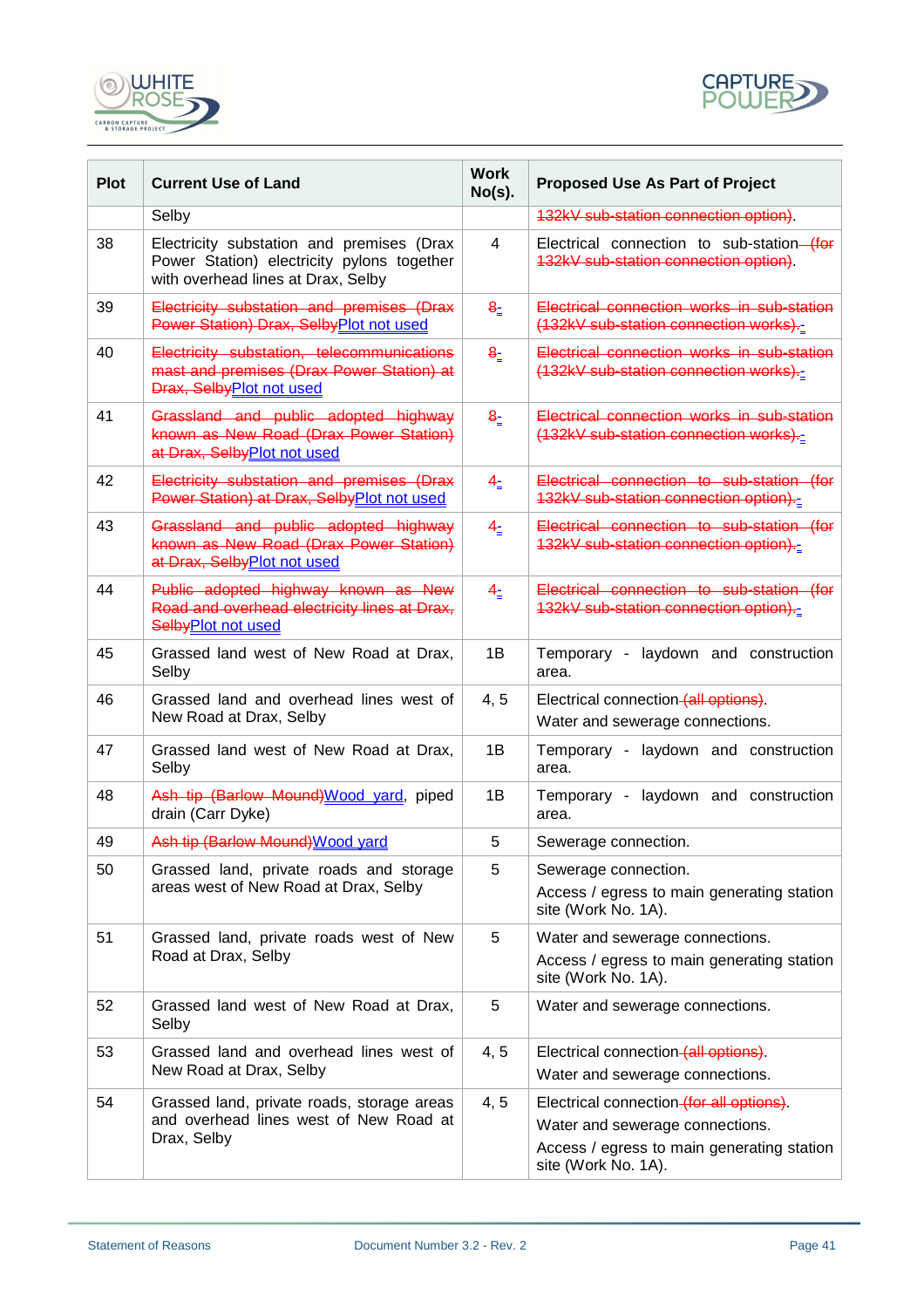| Plot | Current Use of Land | Work No(s). | Proposed Use As Part of Project |
|---|---|---|---|
| | Selby | | ~~132kV sub-station connection option)~~. |
| 38 | Electricity substation and premises (Drax Power Station) electricity pylons together with overhead lines at Drax, Selby | 4 | Electrical connection to sub-station ~~(for 132kV sub-station connection option)~~. |
| 39 | ~~Electricity substation and premises (Drax Power Station) Drax, Selby~~Plot not used | ~~8~~- | ~~Electrical connection works in sub-station (132kV sub-station connection works).~~- |
| 40 | ~~Electricity substation, telecommunications mast and premises (Drax Power Station) at Drax, Selby~~Plot not used | ~~8~~- | ~~Electrical connection works in sub-station (132kV sub-station connection works).~~- |
| 41 | ~~Grassland and public adopted highway known as New Road (Drax Power Station) at Drax, Selby~~Plot not used | ~~8~~- | ~~Electrical connection works in sub-station (132kV sub-station connection works).~~- |
| 42 | ~~Electricity substation and premises (Drax Power Station) at Drax, Selby~~Plot not used | ~~4~~- | ~~Electrical connection to sub-station (for 132kV sub-station connection option).~~- |
| 43 | ~~Grassland and public adopted highway known as New Road (Drax Power Station) at Drax, Selby~~Plot not used | ~~4~~- | ~~Electrical connection to sub-station (for 132kV sub-station connection option).~~- |
| 44 | ~~Public adopted highway known as New Road and overhead electricity lines at Drax, Selby~~Plot not used | ~~4~~- | ~~Electrical connection to sub-station (for 132kV sub-station connection option).~~- |
| 45 | Grassed land west of New Road at Drax, Selby | 1B | Temporary - laydown and construction area. |
| 46 | Grassed land and overhead lines west of New Road at Drax, Selby | 4, 5 | Electrical connection ~~(all options)~~.<br>Water and sewerage connections. |
| 47 | Grassed land west of New Road at Drax, Selby | 1B | Temporary - laydown and construction area. |
| 48 | ~~Ash tip (Barlow Mound)~~Wood yard, piped drain (Carr Dyke) | 1B | Temporary - laydown and construction area. |
| 49 | ~~Ash tip (Barlow Mound)~~Wood yard | 5 | Sewerage connection. |
| 50 | Grassed land, private roads and storage areas west of New Road at Drax, Selby | 5 | Sewerage connection.<br>Access / egress to main generating station site (Work No. 1A). |
| 51 | Grassed land, private roads west of New Road at Drax, Selby | 5 | Water and sewerage connections.<br>Access / egress to main generating station site (Work No. 1A). |
| 52 | Grassed land west of New Road at Drax, Selby | 5 | Water and sewerage connections. |
| 53 | Grassed land and overhead lines west of New Road at Drax, Selby | 4, 5 | Electrical connection ~~(all options)~~.<br>Water and sewerage connections. |
| 54 | Grassed land, private roads, storage areas and overhead lines west of New Road at Drax, Selby | 4, 5 | Electrical connection ~~(for all options)~~.<br>Water and sewerage connections.<br>Access / egress to main generating station site (Work No. 1A). |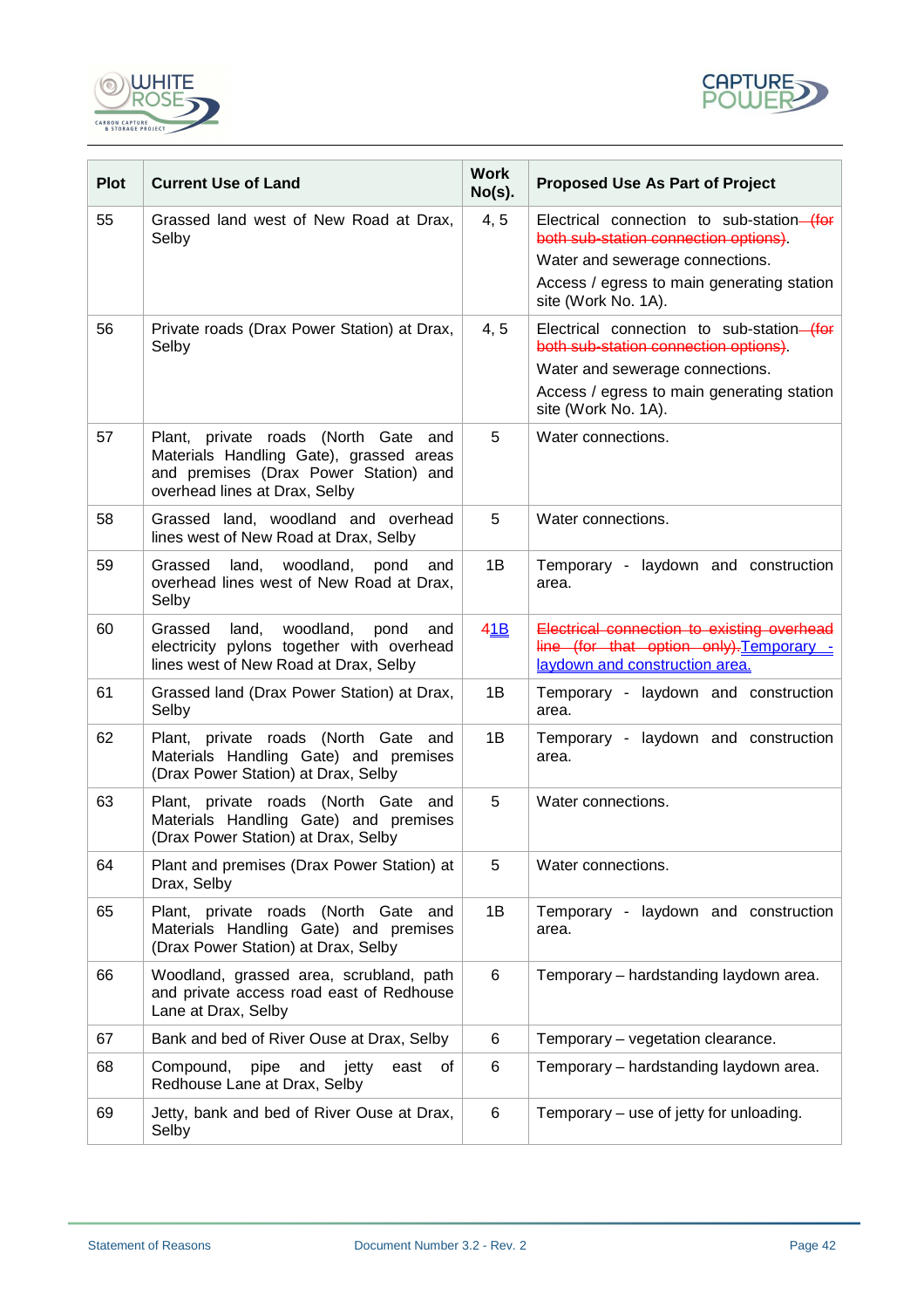| Plot | Current Use of Land | Work No(s). | Proposed Use As Part of Project |
|---|---|---|---|
| 55 | Grassed land west of New Road at Drax, Selby | 4, 5 | Electrical connection to sub-station ~~(for both sub-station connection options)~~.<br>Water and sewerage connections.<br>Access / egress to main generating station site (Work No. 1A). |
| 56 | Private roads (Drax Power Station) at Drax, Selby | 4, 5 | Electrical connection to sub-station ~~(for both sub-station connection options)~~.<br>Water and sewerage connections.<br>Access / egress to main generating station site (Work No. 1A). |
| 57 | Plant, private roads (North Gate and Materials Handling Gate), grassed areas and premises (Drax Power Station) and overhead lines at Drax, Selby | 5 | Water connections. |
| 58 | Grassed land, woodland and overhead lines west of New Road at Drax, Selby | 5 | Water connections. |
| 59 | Grassed land, woodland, pond and overhead lines west of New Road at Drax, Selby | 1B | Temporary - laydown and construction area. |
| 60 | Grassed land, woodland, pond and electricity pylons together with overhead lines west of New Road at Drax, Selby | ~~4~~1B | ~~Electrical connection to existing overhead line (for that option only).~~Temporary - laydown and construction area. |
| 61 | Grassed land (Drax Power Station) at Drax, Selby | 1B | Temporary - laydown and construction area. |
| 62 | Plant, private roads (North Gate and Materials Handling Gate) and premises (Drax Power Station) at Drax, Selby | 1B | Temporary - laydown and construction area. |
| 63 | Plant, private roads (North Gate and Materials Handling Gate) and premises (Drax Power Station) at Drax, Selby | 5 | Water connections. |
| 64 | Plant and premises (Drax Power Station) at Drax, Selby | 5 | Water connections. |
| 65 | Plant, private roads (North Gate and Materials Handling Gate) and premises (Drax Power Station) at Drax, Selby | 1B | Temporary - laydown and construction area. |
| 66 | Woodland, grassed area, scrubland, path and private access road east of Redhouse Lane at Drax, Selby | 6 | Temporary – hardstanding laydown area. |
| 67 | Bank and bed of River Ouse at Drax, Selby | 6 | Temporary – vegetation clearance. |
| 68 | Compound, pipe and jetty east of Redhouse Lane at Drax, Selby | 6 | Temporary – hardstanding laydown area. |
| 69 | Jetty, bank and bed of River Ouse at Drax, Selby | 6 | Temporary – use of jetty for unloading. |